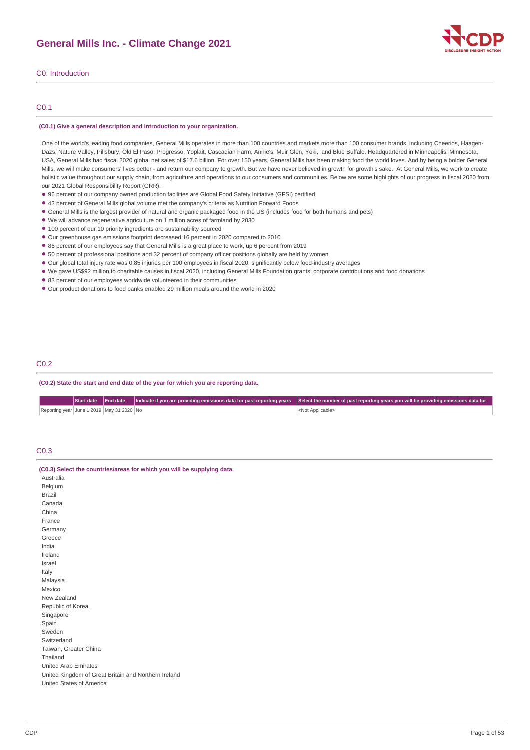# General Mills Inc. - Climate Change 2021

## C0. Introduction

### C0.1

**(C0.1) Give a general description and introduction to your organization.**

One of the world's leading food companies, General Mills operates in more than 100 countries and markets more than 100 consumer brands, including Cheerios, Haagen-Dazs, Nature Valley, Pillsbury, Old El Paso, Progresso, Yoplait, Cascadian Farm, Annie's, Muir Glen, Yoki, and Blue Buffalo. Headquartered in Minneapolis, Minnesota, USA, General Mills had fiscal 2020 global net sales of $17.6 billion. For over 150 years, General Mills has been making food the world loves. And by being a bolder General Mills, we will make consumers' lives better - and return our company to growth. But we have never believed in growth for growth's sake. At General Mills, we work to create holistic value throughout our supply chain, from agriculture and operations to our consumers and communities. Below are some highlights of our progress in fiscal 2020 from our 2021 Global Responsibility Report (GRR).

- 96 percent of our company owned production facilities are Global Food Safety Initiative (GFSI) certified
- 43 percent of General Mills global volume met the company's criteria as Nutrition Forward Foods
- General Mills is the largest provider of natural and organic packaged food in the US (includes food for both humans and pets)
- We will advance regenerative agriculture on 1 million acres of farmland by 2030
- 100 percent of our 10 priority ingredients are sustainability sourced
- Our greenhouse gas emissions footprint decreased 16 percent in 2020 compared to 2010
- 86 percent of our employees say that General Mills is a great place to work, up 6 percent from 2019
- 50 percent of professional positions and 32 percent of company officer positions globally are held by women
- Our global total injury rate was 0.85 injuries per 100 employees in fiscal 2020, significantly below food-industry averages
- We gave US$92 million to charitable causes in fiscal 2020, including General Mills Foundation grants, corporate contributions and food donations
- 83 percent of our employees worldwide volunteered in their communities
- Our product donations to food banks enabled 29 million meals around the world in 2020

### C0.2

**(C0.2) State the start and end date of the year for which you are reporting data.**

| | Start date | End date | Indicate if you are providing emissions data for past reporting years | Select the number of past reporting years you will be providing emissions data for |
|---|---|---|---|---|
| Reporting year | June 1 2019 | May 31 2020 | No | <Not Applicable> |

### C0.3

**(C0.3) Select the countries/areas for which you will be supplying data.**

Australia
Belgium
Brazil
Canada
China
France
Germany
Greece
India
Ireland
Israel
Italy
Malaysia
Mexico
New Zealand
Republic of Korea
Singapore
Spain
Sweden
Switzerland
Taiwan, Greater China
Thailand
United Arab Emirates
United Kingdom of Great Britain and Northern Ireland
United States of America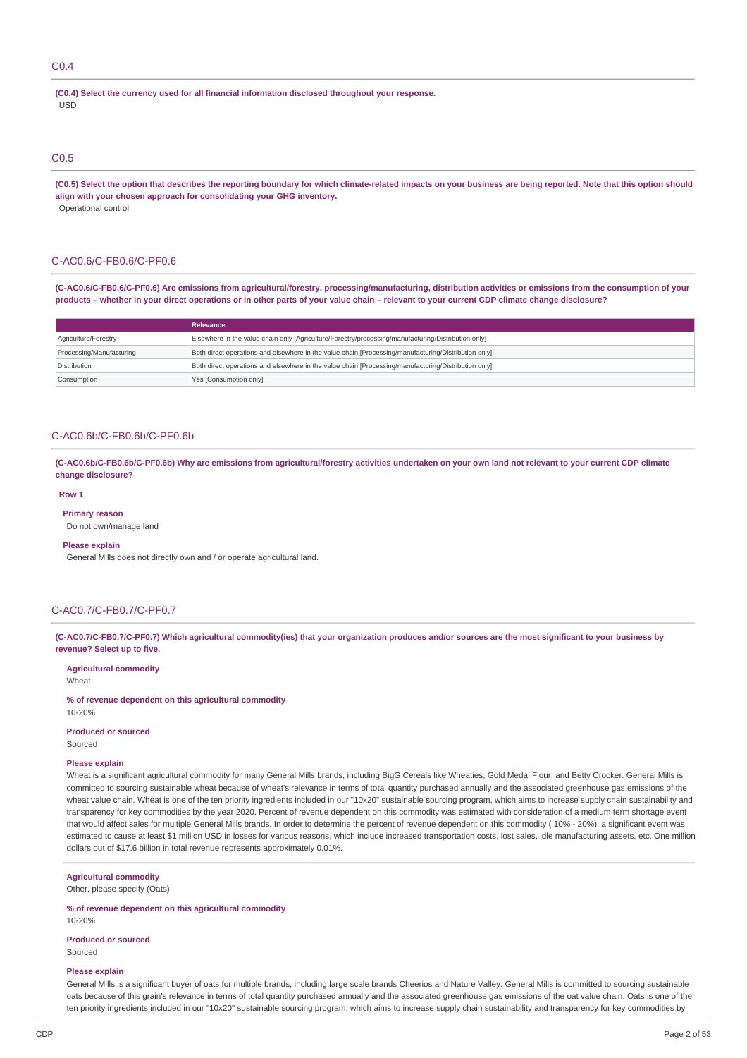## C0.4

**(C0.4) Select the currency used for all financial information disclosed throughout your response.**

USD

## C0.5

**(C0.5) Select the option that describes the reporting boundary for which climate-related impacts on your business are being reported. Note that this option should align with your chosen approach for consolidating your GHG inventory.**

Operational control

## C-AC0.6/C-FB0.6/C-PF0.6

**(C-AC0.6/C-FB0.6/C-PF0.6) Are emissions from agricultural/forestry, processing/manufacturing, distribution activities or emissions from the consumption of your products – whether in your direct operations or in other parts of your value chain – relevant to your current CDP climate change disclosure?**

| | Relevance |
|---|---|
| Agriculture/Forestry | Elsewhere in the value chain only [Agriculture/Forestry/processing/manufacturing/Distribution only] |
| Processing/Manufacturing | Both direct operations and elsewhere in the value chain [Processing/manufacturing/Distribution only] |
| Distribution | Both direct operations and elsewhere in the value chain [Processing/manufacturing/Distribution only] |
| Consumption | Yes [Consumption only] |

## C-AC0.6b/C-FB0.6b/C-PF0.6b

**(C-AC0.6b/C-FB0.6b/C-PF0.6b) Why are emissions from agricultural/forestry activities undertaken on your own land not relevant to your current CDP climate change disclosure?**

**Row 1**

**Primary reason**

Do not own/manage land

**Please explain**

General Mills does not directly own and / or operate agricultural land.

## C-AC0.7/C-FB0.7/C-PF0.7

**(C-AC0.7/C-FB0.7/C-PF0.7) Which agricultural commodity(ies) that your organization produces and/or sources are the most significant to your business by revenue? Select up to five.**

**Agricultural commodity**

Wheat

**% of revenue dependent on this agricultural commodity**

10-20%

**Produced or sourced**

Sourced

**Please explain**

Wheat is a significant agricultural commodity for many General Mills brands, including BigG Cereals like Wheaties, Gold Medal Flour, and Betty Crocker. General Mills is committed to sourcing sustainable wheat because of wheat's relevance in terms of total quantity purchased annually and the associated greenhouse gas emissions of the wheat value chain. Wheat is one of the ten priority ingredients included in our "10x20" sustainable sourcing program, which aims to increase supply chain sustainability and transparency for key commodities by the year 2020. Percent of revenue dependent on this commodity was estimated with consideration of a medium term shortage event that would affect sales for multiple General Mills brands. In order to determine the percent of revenue dependent on this commodity ( 10% - 20%), a significant event was estimated to cause at least $1 million USD in losses for various reasons, which include increased transportation costs, lost sales, idle manufacturing assets, etc. One million dollars out of $17.6 billion in total revenue represents approximately 0.01%.

**Agricultural commodity**

Other, please specify (Oats)

**% of revenue dependent on this agricultural commodity**

10-20%

**Produced or sourced**

Sourced

**Please explain**

General Mills is a significant buyer of oats for multiple brands, including large scale brands Cheerios and Nature Valley. General Mills is committed to sourcing sustainable oats because of this grain's relevance in terms of total quantity purchased annually and the associated greenhouse gas emissions of the oat value chain. Oats is one of the ten priority ingredients included in our "10x20" sustainable sourcing program, which aims to increase supply chain sustainability and transparency for key commodities by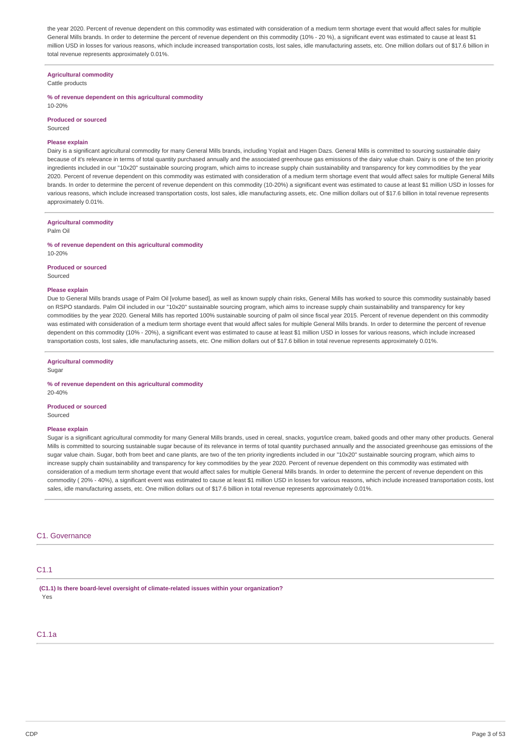the year 2020. Percent of revenue dependent on this commodity was estimated with consideration of a medium term shortage event that would affect sales for multiple General Mills brands. In order to determine the percent of revenue dependent on this commodity (10% - 20 %), a significant event was estimated to cause at least $1 million USD in losses for various reasons, which include increased transportation costs, lost sales, idle manufacturing assets, etc. One million dollars out of $17.6 billion in total revenue represents approximately 0.01%.

**Agricultural commodity**
Cattle products

**% of revenue dependent on this agricultural commodity**
10-20%

**Produced or sourced**
Sourced

**Please explain**
Dairy is a significant agricultural commodity for many General Mills brands, including Yoplait and Hagen Dazs. General Mills is committed to sourcing sustainable dairy because of it's relevance in terms of total quantity purchased annually and the associated greenhouse gas emissions of the dairy value chain. Dairy is one of the ten priority ingredients included in our "10x20" sustainable sourcing program, which aims to increase supply chain sustainability and transparency for key commodities by the year 2020. Percent of revenue dependent on this commodity was estimated with consideration of a medium term shortage event that would affect sales for multiple General Mills brands. In order to determine the percent of revenue dependent on this commodity (10-20%) a significant event was estimated to cause at least $1 million USD in losses for various reasons, which include increased transportation costs, lost sales, idle manufacturing assets, etc. One million dollars out of $17.6 billion in total revenue represents approximately 0.01%.

**Agricultural commodity**
Palm Oil

**% of revenue dependent on this agricultural commodity**
10-20%

**Produced or sourced**
Sourced

**Please explain**
Due to General Mills brands usage of Palm Oil [volume based], as well as known supply chain risks, General Mills has worked to source this commodity sustainably based on RSPO standards. Palm Oil included in our "10x20" sustainable sourcing program, which aims to increase supply chain sustainability and transparency for key commodities by the year 2020. General Mills has reported 100% sustainable sourcing of palm oil since fiscal year 2015. Percent of revenue dependent on this commodity was estimated with consideration of a medium term shortage event that would affect sales for multiple General Mills brands. In order to determine the percent of revenue dependent on this commodity (10% - 20%), a significant event was estimated to cause at least $1 million USD in losses for various reasons, which include increased transportation costs, lost sales, idle manufacturing assets, etc. One million dollars out of $17.6 billion in total revenue represents approximately 0.01%.

**Agricultural commodity**
Sugar

**% of revenue dependent on this agricultural commodity**
20-40%

**Produced or sourced**
Sourced

**Please explain**
Sugar is a significant agricultural commodity for many General Mills brands, used in cereal, snacks, yogurt/ice cream, baked goods and other many other products. General Mills is committed to sourcing sustainable sugar because of its relevance in terms of total quantity purchased annually and the associated greenhouse gas emissions of the sugar value chain. Sugar, both from beet and cane plants, are two of the ten priority ingredients included in our "10x20" sustainable sourcing program, which aims to increase supply chain sustainability and transparency for key commodities by the year 2020. Percent of revenue dependent on this commodity was estimated with consideration of a medium term shortage event that would affect sales for multiple General Mills brands. In order to determine the percent of revenue dependent on this commodity ( 20% - 40%), a significant event was estimated to cause at least $1 million USD in losses for various reasons, which include increased transportation costs, lost sales, idle manufacturing assets, etc. One million dollars out of $17.6 billion in total revenue represents approximately 0.01%.

## C1. Governance

### C1.1

**(C1.1) Is there board-level oversight of climate-related issues within your organization?**
Yes

### C1.1a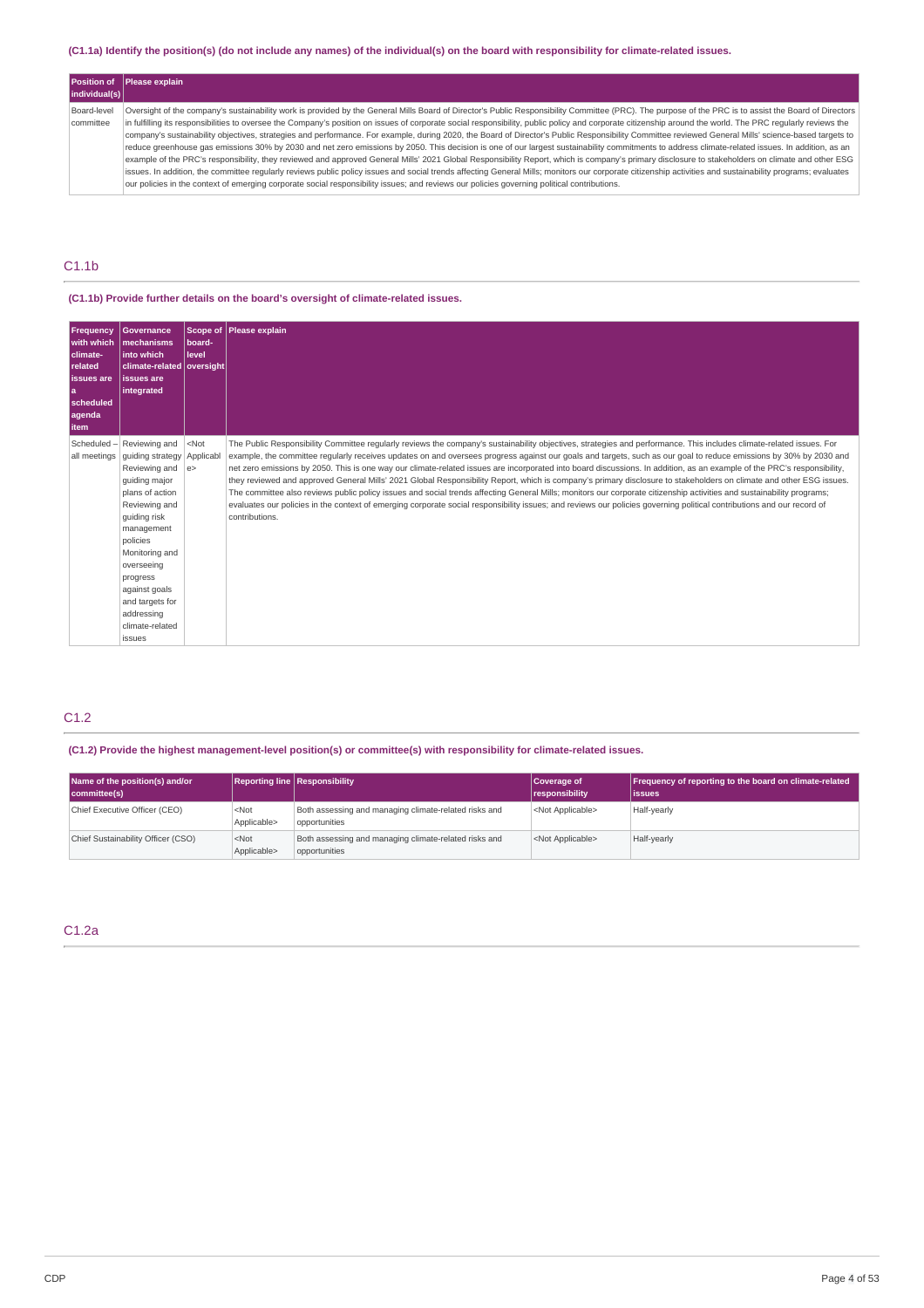(C1.1a) Identify the position(s) (do not include any names) of the individual(s) on the board with responsibility for climate-related issues.

| Position of individual(s) | Please explain |
|---|---|
| Board-level committee | Oversight of the company's sustainability work is provided by the General Mills Board of Director's Public Responsibility Committee (PRC). The purpose of the PRC is to assist the Board of Directors in fulfilling its responsibilities to oversee the Company's position on issues of corporate social responsibility, public policy and corporate citizenship around the world. The PRC regularly reviews the company's sustainability objectives, strategies and performance. For example, during 2020, the Board of Director's Public Responsibility Committee reviewed General Mills' science-based targets to reduce greenhouse gas emissions 30% by 2030 and net zero emissions by 2050. This decision is one of our largest sustainability commitments to address climate-related issues. In addition, as an example of the PRC's responsibility, they reviewed and approved General Mills' 2021 Global Responsibility Report, which is company's primary disclosure to stakeholders on climate and other ESG issues. In addition, the committee regularly reviews public policy issues and social trends affecting General Mills; monitors our corporate citizenship activities and sustainability programs; evaluates our policies in the context of emerging corporate social responsibility issues; and reviews our policies governing political contributions. |

## C1.1b

(C1.1b) Provide further details on the board's oversight of climate-related issues.

| Frequency with which climate-related issues are a scheduled agenda item | Governance mechanisms into which climate-related issues are integrated | Scope of board-level oversight | Please explain |
|---|---|---|---|
| Scheduled – all meetings | Reviewing and guiding strategy<br>Reviewing and guiding major plans of action<br>Reviewing and guiding risk management policies<br>Monitoring and overseeing progress against goals and targets for addressing climate-related issues | <Not Applicable> | The Public Responsibility Committee regularly reviews the company's sustainability objectives, strategies and performance. This includes climate-related issues. For example, the committee regularly receives updates on and oversees progress against our goals and targets, such as our goal to reduce emissions by 30% by 2030 and net zero emissions by 2050. This is one way our climate-related issues are incorporated into board discussions. In addition, as an example of the PRC's responsibility, they reviewed and approved General Mills' 2021 Global Responsibility Report, which is company's primary disclosure to stakeholders on climate and other ESG issues. The committee also reviews public policy issues and social trends affecting General Mills; monitors our corporate citizenship activities and sustainability programs; evaluates our policies in the context of emerging corporate social responsibility issues; and reviews our policies governing political contributions and our record of contributions. |

## C1.2

(C1.2) Provide the highest management-level position(s) or committee(s) with responsibility for climate-related issues.

| Name of the position(s) and/or committee(s) | Reporting line | Responsibility | Coverage of responsibility | Frequency of reporting to the board on climate-related issues |
|---|---|---|---|---|
| Chief Executive Officer (CEO) | <Not Applicable> | Both assessing and managing climate-related risks and opportunities | <Not Applicable> | Half-yearly |
| Chief Sustainability Officer (CSO) | <Not Applicable> | Both assessing and managing climate-related risks and opportunities | <Not Applicable> | Half-yearly |

## C1.2a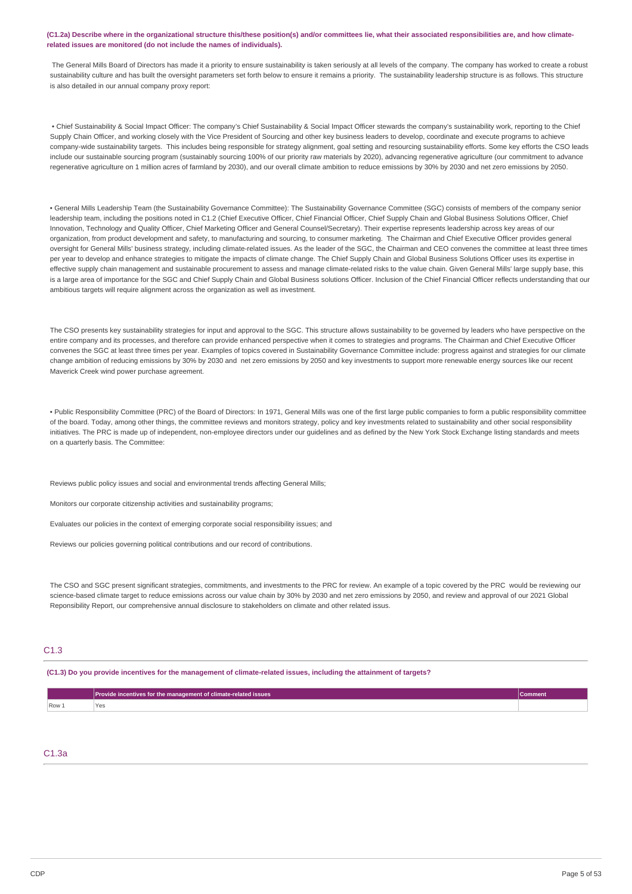**(C1.2a) Describe where in the organizational structure this/these position(s) and/or committees lie, what their associated responsibilities are, and how climate-related issues are monitored (do not include the names of individuals).**

The General Mills Board of Directors has made it a priority to ensure sustainability is taken seriously at all levels of the company. The company has worked to create a robust sustainability culture and has built the oversight parameters set forth below to ensure it remains a priority. The sustainability leadership structure is as follows. This structure is also detailed in our annual company proxy report:

• Chief Sustainability & Social Impact Officer: The company's Chief Sustainability & Social Impact Officer stewards the company's sustainability work, reporting to the Chief Supply Chain Officer, and working closely with the Vice President of Sourcing and other key business leaders to develop, coordinate and execute programs to achieve company-wide sustainability targets. This includes being responsible for strategy alignment, goal setting and resourcing sustainability efforts. Some key efforts the CSO leads include our sustainable sourcing program (sustainably sourcing 100% of our priority raw materials by 2020), advancing regenerative agriculture (our commitment to advance regenerative agriculture on 1 million acres of farmland by 2030), and our overall climate ambition to reduce emissions by 30% by 2030 and net zero emissions by 2050.

• General Mills Leadership Team (the Sustainability Governance Committee): The Sustainability Governance Committee (SGC) consists of members of the company senior leadership team, including the positions noted in C1.2 (Chief Executive Officer, Chief Financial Officer, Chief Supply Chain and Global Business Solutions Officer, Chief Innovation, Technology and Quality Officer, Chief Marketing Officer and General Counsel/Secretary). Their expertise represents leadership across key areas of our organization, from product development and safety, to manufacturing and sourcing, to consumer marketing. The Chairman and Chief Executive Officer provides general oversight for General Mills' business strategy, including climate-related issues. As the leader of the SGC, the Chairman and CEO convenes the committee at least three times per year to develop and enhance strategies to mitigate the impacts of climate change. The Chief Supply Chain and Global Business Solutions Officer uses its expertise in effective supply chain management and sustainable procurement to assess and manage climate-related risks to the value chain. Given General Mills' large supply base, this is a large area of importance for the SGC and Chief Supply Chain and Global Business solutions Officer. Inclusion of the Chief Financial Officer reflects understanding that our ambitious targets will require alignment across the organization as well as investment.

The CSO presents key sustainability strategies for input and approval to the SGC. This structure allows sustainability to be governed by leaders who have perspective on the entire company and its processes, and therefore can provide enhanced perspective when it comes to strategies and programs. The Chairman and Chief Executive Officer convenes the SGC at least three times per year. Examples of topics covered in Sustainability Governance Committee include: progress against and strategies for our climate change ambition of reducing emissions by 30% by 2030 and net zero emissions by 2050 and key investments to support more renewable energy sources like our recent Maverick Creek wind power purchase agreement.

• Public Responsibility Committee (PRC) of the Board of Directors: In 1971, General Mills was one of the first large public companies to form a public responsibility committee of the board. Today, among other things, the committee reviews and monitors strategy, policy and key investments related to sustainability and other social responsibility initiatives. The PRC is made up of independent, non-employee directors under our guidelines and as defined by the New York Stock Exchange listing standards and meets on a quarterly basis. The Committee:

Reviews public policy issues and social and environmental trends affecting General Mills;

Monitors our corporate citizenship activities and sustainability programs;

Evaluates our policies in the context of emerging corporate social responsibility issues; and

Reviews our policies governing political contributions and our record of contributions.

The CSO and SGC present significant strategies, commitments, and investments to the PRC for review. An example of a topic covered by the PRC would be reviewing our science-based climate target to reduce emissions across our value chain by 30% by 2030 and net zero emissions by 2050, and review and approval of our 2021 Global Reponsibility Report, our comprehensive annual disclosure to stakeholders on climate and other related issus.

## C1.3

**(C1.3) Do you provide incentives for the management of climate-related issues, including the attainment of targets?**

| | Provide incentives for the management of climate-related issues | Comment |
|---|---|---|
| Row 1 | Yes | |

## C1.3a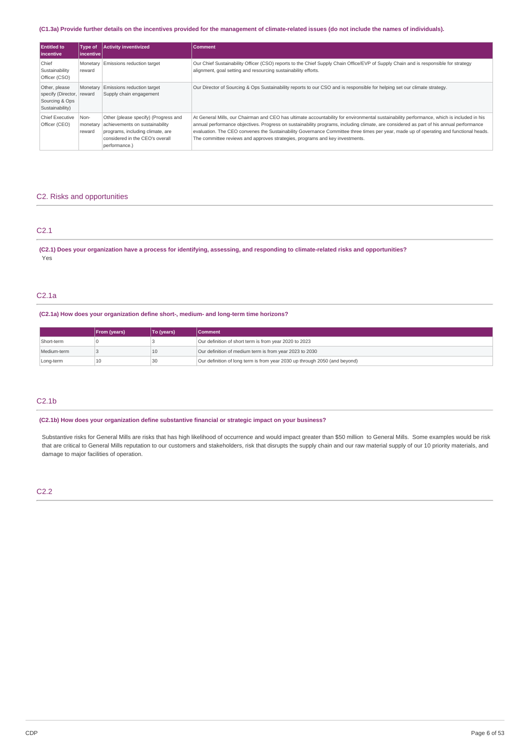(C1.3a) Provide further details on the incentives provided for the management of climate-related issues (do not include the names of individuals).

| Entitled to incentive | Type of incentive | Activity inventivized | Comment |
|---|---|---|---|
| Chief Sustainability Officer (CSO) | Monetary reward | Emissions reduction target | Our Chief Sustainability Officer (CSO) reports to the Chief Supply Chain Office/EVP of Supply Chain and is responsible for strategy alignment, goal setting and resourcing sustainability efforts. |
| Other, please specify (Director, Sourcing & Ops Sustainability) | Monetary reward | Emissions reduction target<br>Supply chain engagement | Our Director of Sourcing & Ops Sustainability reports to our CSO and is responsible for helping set our climate strategy. |
| Chief Executive Officer (CEO) | Non-monetary reward | Other (please specify) (Progress and achievements on sustainability programs, including climate, are considered in the CEO's overall performance.) | At General Mills, our Chairman and CEO has ultimate accountability for environmental sustainability performance, which is included in his annual performance objectives. Progress on sustainability programs, including climate, are considered as part of his annual performance evaluation. The CEO convenes the Sustainability Governance Committee three times per year, made up of operating and functional heads. The committee reviews and approves strategies, programs and key investments. |

## C2. Risks and opportunities

### C2.1

**(C2.1) Does your organization have a process for identifying, assessing, and responding to climate-related risks and opportunities?**

Yes

### C2.1a

**(C2.1a) How does your organization define short-, medium- and long-term time horizons?**

| | From (years) | To (years) | Comment |
|---|---|---|---|
| Short-term | 0 | 3 | Our definition of short term is from year 2020 to 2023 |
| Medium-term | 3 | 10 | Our definition of medium term is from year 2023 to 2030 |
| Long-term | 10 | 30 | Our definition of long term is from year 2030 up through 2050 (and beyond) |

### C2.1b

**(C2.1b) How does your organization define substantive financial or strategic impact on your business?**

Substantive risks for General Mills are risks that has high likelihood of occurrence and would impact greater than $50 million to General Mills. Some examples would be risk that are critical to General Mills reputation to our customers and stakeholders, risk that disrupts the supply chain and our raw material supply of our 10 priority materials, and damage to major facilities of operation.

### C2.2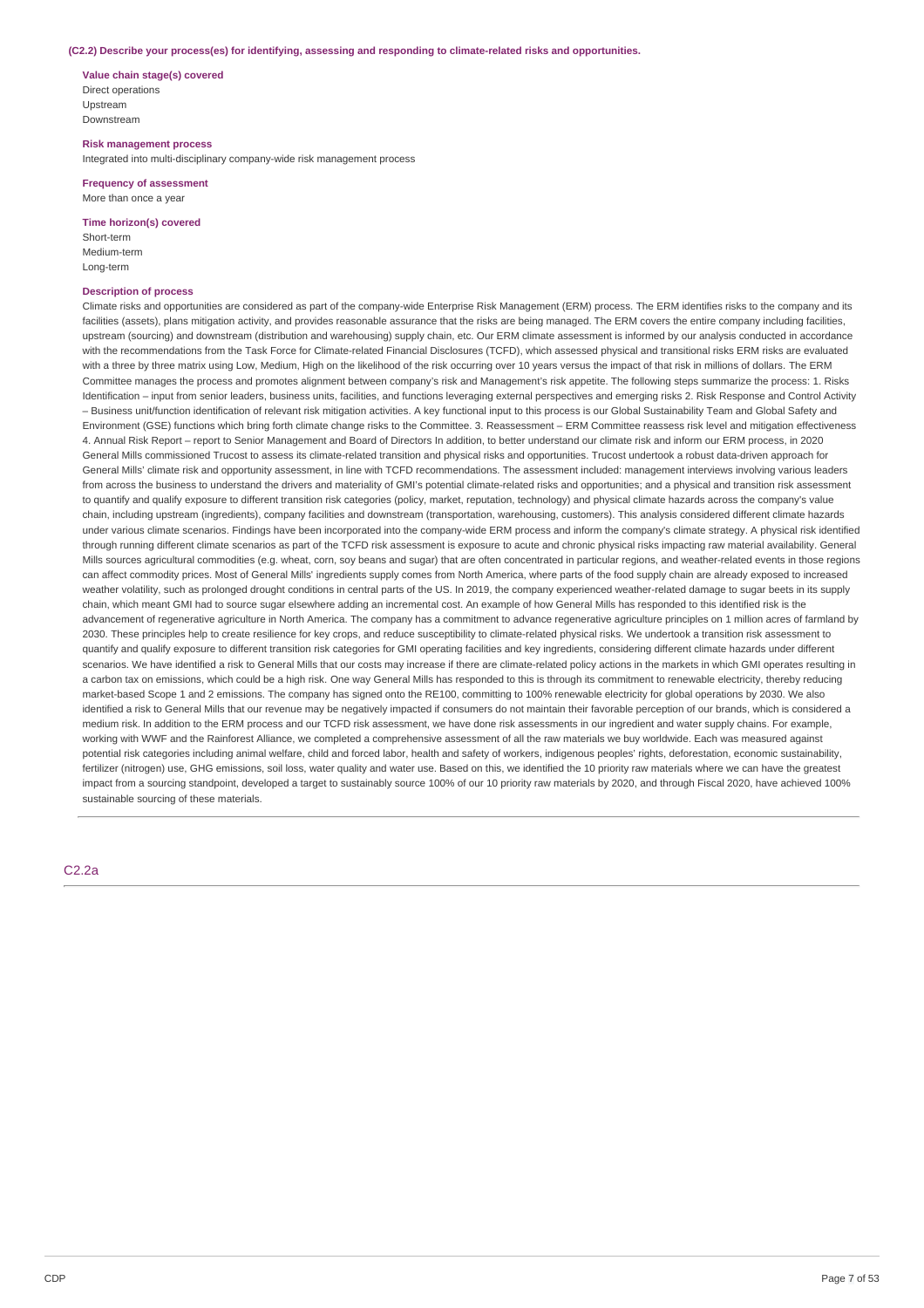**(C2.2) Describe your process(es) for identifying, assessing and responding to climate-related risks and opportunities.**

**Value chain stage(s) covered**
Direct operations
Upstream
Downstream

**Risk management process**
Integrated into multi-disciplinary company-wide risk management process

**Frequency of assessment**
More than once a year

**Time horizon(s) covered**
Short-term
Medium-term
Long-term

**Description of process**
Climate risks and opportunities are considered as part of the company-wide Enterprise Risk Management (ERM) process. The ERM identifies risks to the company and its facilities (assets), plans mitigation activity, and provides reasonable assurance that the risks are being managed. The ERM covers the entire company including facilities, upstream (sourcing) and downstream (distribution and warehousing) supply chain, etc. Our ERM climate assessment is informed by our analysis conducted in accordance with the recommendations from the Task Force for Climate-related Financial Disclosures (TCFD), which assessed physical and transitional risks ERM risks are evaluated with a three by three matrix using Low, Medium, High on the likelihood of the risk occurring over 10 years versus the impact of that risk in millions of dollars. The ERM Committee manages the process and promotes alignment between company's risk and Management's risk appetite. The following steps summarize the process: 1. Risks Identification – input from senior leaders, business units, facilities, and functions leveraging external perspectives and emerging risks 2. Risk Response and Control Activity – Business unit/function identification of relevant risk mitigation activities. A key functional input to this process is our Global Sustainability Team and Global Safety and Environment (GSE) functions which bring forth climate change risks to the Committee. 3. Reassessment – ERM Committee reassess risk level and mitigation effectiveness 4. Annual Risk Report – report to Senior Management and Board of Directors In addition, to better understand our climate risk and inform our ERM process, in 2020 General Mills commissioned Trucost to assess its climate-related transition and physical risks and opportunities. Trucost undertook a robust data-driven approach for General Mills' climate risk and opportunity assessment, in line with TCFD recommendations. The assessment included: management interviews involving various leaders from across the business to understand the drivers and materiality of GMI's potential climate-related risks and opportunities; and a physical and transition risk assessment to quantify and qualify exposure to different transition risk categories (policy, market, reputation, technology) and physical climate hazards across the company's value chain, including upstream (ingredients), company facilities and downstream (transportation, warehousing, customers). This analysis considered different climate hazards under various climate scenarios. Findings have been incorporated into the company-wide ERM process and inform the company's climate strategy. A physical risk identified through running different climate scenarios as part of the TCFD risk assessment is exposure to acute and chronic physical risks impacting raw material availability. General Mills sources agricultural commodities (e.g. wheat, corn, soy beans and sugar) that are often concentrated in particular regions, and weather-related events in those regions can affect commodity prices. Most of General Mills' ingredients supply comes from North America, where parts of the food supply chain are already exposed to increased weather volatility, such as prolonged drought conditions in central parts of the US. In 2019, the company experienced weather-related damage to sugar beets in its supply chain, which meant GMI had to source sugar elsewhere adding an incremental cost. An example of how General Mills has responded to this identified risk is the advancement of regenerative agriculture in North America. The company has a commitment to advance regenerative agriculture principles on 1 million acres of farmland by 2030. These principles help to create resilience for key crops, and reduce susceptibility to climate-related physical risks. We undertook a transition risk assessment to quantify and qualify exposure to different transition risk categories for GMI operating facilities and key ingredients, considering different climate hazards under different scenarios. We have identified a risk to General Mills that our costs may increase if there are climate-related policy actions in the markets in which GMI operates resulting in a carbon tax on emissions, which could be a high risk. One way General Mills has responded to this is through its commitment to renewable electricity, thereby reducing market-based Scope 1 and 2 emissions. The company has signed onto the RE100, committing to 100% renewable electricity for global operations by 2030. We also identified a risk to General Mills that our revenue may be negatively impacted if consumers do not maintain their favorable perception of our brands, which is considered a medium risk. In addition to the ERM process and our TCFD risk assessment, we have done risk assessments in our ingredient and water supply chains. For example, working with WWF and the Rainforest Alliance, we completed a comprehensive assessment of all the raw materials we buy worldwide. Each was measured against potential risk categories including animal welfare, child and forced labor, health and safety of workers, indigenous peoples' rights, deforestation, economic sustainability, fertilizer (nitrogen) use, GHG emissions, soil loss, water quality and water use. Based on this, we identified the 10 priority raw materials where we can have the greatest impact from a sourcing standpoint, developed a target to sustainably source 100% of our 10 priority raw materials by 2020, and through Fiscal 2020, have achieved 100% sustainable sourcing of these materials.

## C2.2a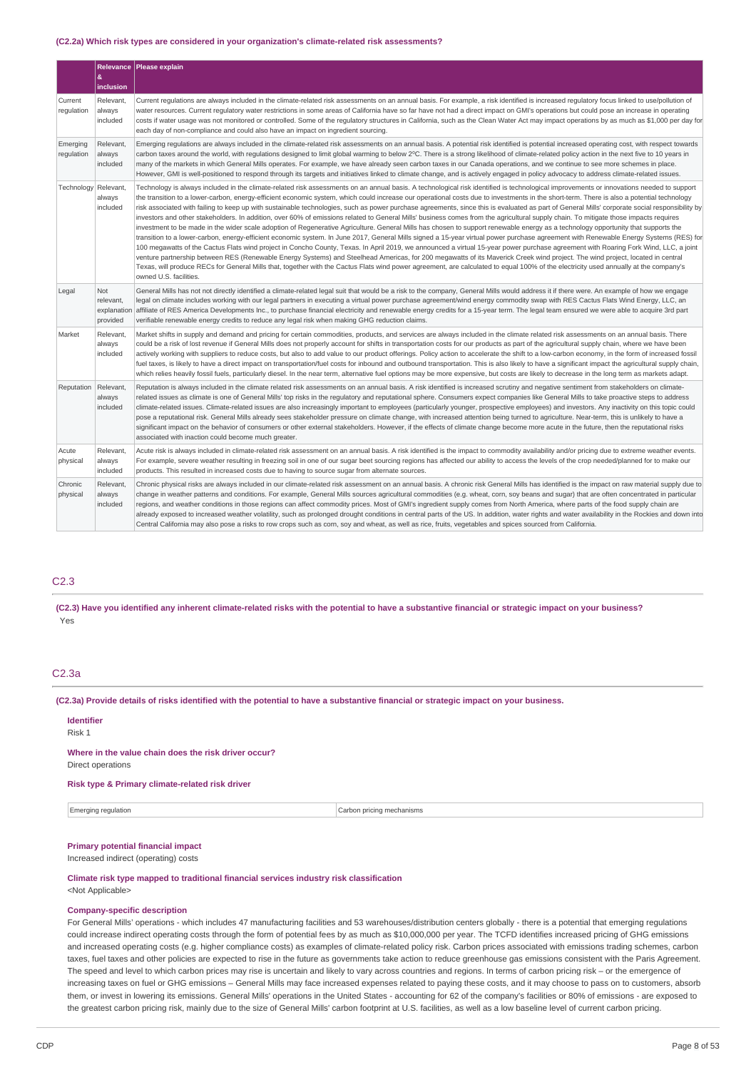### (C2.2a) Which risk types are considered in your organization's climate-related risk assessments?

| | Relevance & inclusion | Please explain |
|---|---|---|
| Current regulation | Relevant, always included | Current regulations are always included in the climate-related risk assessments on an annual basis. For example, a risk identified is increased regulatory focus linked to use/pollution of water resources. Current regulatory water restrictions in some areas of California have so far have not had a direct impact on GMI's operations but could pose an increase in operating costs if water usage was not monitored or controlled. Some of the regulatory structures in California, such as the Clean Water Act may impact operations by as much as $1,000 per day for each day of non-compliance and could also have an impact on ingredient sourcing. |
| Emerging regulation | Relevant, always included | Emerging regulations are always included in the climate-related risk assessments on an annual basis. A potential risk identified is potential increased operating cost, with respect towards carbon taxes around the world, with regulations designed to limit global warming to below 2ºC. There is a strong likelihood of climate-related policy action in the next five to 10 years in many of the markets in which General Mills operates. For example, we have already seen carbon taxes in our Canada operations, and we continue to see more schemes in place. However, GMI is well-positioned to respond through its targets and initiatives linked to climate change, and is actively engaged in policy advocacy to address climate-related issues. |
| Technology | Relevant, always included | Technology is always included in the climate-related risk assessments on an annual basis. A technological risk identified is technological improvements or innovations needed to support the transition to a lower-carbon, energy-efficient economic system, which could increase our operational costs due to investments in the short-term. There is also a potential technology risk associated with failing to keep up with sustainable technologies, such as power purchase agreements, since this is evaluated as part of General Mills' corporate social responsibility by investors and other stakeholders. In addition, over 60% of emissions related to General Mills' business comes from the agricultural supply chain. To mitigate those impacts requires investment to be made in the wider scale adoption of Regenerative Agriculture. General Mills has chosen to support renewable energy as a technology opportunity that supports the transition to a lower-carbon, energy-efficient economic system. In June 2017, General Mills signed a 15-year virtual power purchase agreement with Renewable Energy Systems (RES) for 100 megawatts of the Cactus Flats wind project in Concho County, Texas. In April 2019, we announced a virtual 15-year power purchase agreement with Roaring Fork Wind, LLC, a joint venture partnership between RES (Renewable Energy Systems) and Steelhead Americas, for 200 megawatts of its Maverick Creek wind project. The wind project, located in central Texas, will produce RECs for General Mills that, together with the Cactus Flats wind power agreement, are calculated to equal 100% of the electricity used annually at the company's owned U.S. facilities. |
| Legal | Not relevant, explanation provided | General Mills has not not directly identified a climate-related legal suit that would be a risk to the company, General Mills would address it if there were. An example of how we engage legal on climate includes working with our legal partners in executing a virtual power purchase agreement/wind energy commodity swap with RES Cactus Flats Wind Energy, LLC, an affiliate of RES America Developments Inc., to purchase financial electricity and renewable energy credits for a 15-year term. The legal team ensured we were able to acquire 3rd part verifiable renewable energy credits to reduce any legal risk when making GHG reduction claims. |
| Market | Relevant, always included | Market shifts in supply and demand and pricing for certain commodities, products, and services are always included in the climate related risk assessments on an annual basis. There could be a risk of lost revenue if General Mills does not properly account for shifts in transportation costs for our products as part of the agricultural supply chain, where we have been actively working with suppliers to reduce costs, but also to add value to our product offerings. Policy action to accelerate the shift to a low-carbon economy, in the form of increased fossil fuel taxes, is likely to have a direct impact on transportation/fuel costs for inbound and outbound transportation. This is also likely to have a significant impact the agricultural supply chain, which relies heavily fossil fuels, particularly diesel. In the near term, alternative fuel options may be more expensive, but costs are likely to decrease in the long term as markets adapt. |
| Reputation | Relevant, always included | Reputation is always included in the climate related risk assessments on an annual basis. A risk identified is increased scrutiny and negative sentiment from stakeholders on climate-related issues as climate is one of General Mills' top risks in the regulatory and reputational sphere. Consumers expect companies like General Mills to take proactive steps to address climate-related issues. Climate-related issues are also increasingly important to employees (particularly younger, prospective employees) and investors. Any inactivity on this topic could pose a reputational risk. General Mills already sees stakeholder pressure on climate change, with increased attention being turned to agriculture. Near-term, this is unlikely to have a significant impact on the behavior of consumers or other external stakeholders. However, if the effects of climate change become more acute in the future, then the reputational risks associated with inaction could become much greater. |
| Acute physical | Relevant, always included | Acute risk is always included in climate-related risk assessment on an annual basis. A risk identified is the impact to commodity availability and/or pricing due to extreme weather events. For example, severe weather resulting in freezing soil in one of our sugar beet sourcing regions has affected our ability to access the levels of the crop needed/planned for to make our products. This resulted in increased costs due to having to source sugar from alternate sources. |
| Chronic physical | Relevant, always included | Chronic physical risks are always included in our climate-related risk assessment on an annual basis. A chronic risk General Mills has identified is the impact on raw material supply due to change in weather patterns and conditions. For example, General Mills sources agricultural commodities (e.g. wheat, corn, soy beans and sugar) that are often concentrated in particular regions, and weather conditions in those regions can affect commodity prices. Most of GMI's ingredient supply comes from North America, where parts of the food supply chain are already exposed to increased weather volatility, such as prolonged drought conditions in central parts of the US. In addition, water rights and water availability in the Rockies and down into Central California may also pose a risks to row crops such as corn, soy and wheat, as well as rice, fruits, vegetables and spices sourced from California. |

## C2.3

**(C2.3) Have you identified any inherent climate-related risks with the potential to have a substantive financial or strategic impact on your business?**

Yes

## C2.3a

**(C2.3a) Provide details of risks identified with the potential to have a substantive financial or strategic impact on your business.**

**Identifier**

Risk 1

**Where in the value chain does the risk driver occur?**

Direct operations

**Risk type & Primary climate-related risk driver**

| | |
|---|---|
| Emerging regulation | Carbon pricing mechanisms |

**Primary potential financial impact**

Increased indirect (operating) costs

**Climate risk type mapped to traditional financial services industry risk classification**

<Not Applicable>

**Company-specific description**

For General Mills' operations - which includes 47 manufacturing facilities and 53 warehouses/distribution centers globally - there is a potential that emerging regulations could increase indirect operating costs through the form of potential fees by as much as $10,000,000 per year. The TCFD identifies increased pricing of GHG emissions and increased operating costs (e.g. higher compliance costs) as examples of climate-related policy risk. Carbon prices associated with emissions trading schemes, carbon taxes, fuel taxes and other policies are expected to rise in the future as governments take action to reduce greenhouse gas emissions consistent with the Paris Agreement. The speed and level to which carbon prices may rise is uncertain and likely to vary across countries and regions. In terms of carbon pricing risk – or the emergence of increasing taxes on fuel or GHG emissions – General Mills may face increased expenses related to paying these costs, and it may choose to pass on to customers, absorb them, or invest in lowering its emissions. General Mills' operations in the United States - accounting for 62 of the company's facilities or 80% of emissions - are exposed to the greatest carbon pricing risk, mainly due to the size of General Mills' carbon footprint at U.S. facilities, as well as a low baseline level of current carbon pricing.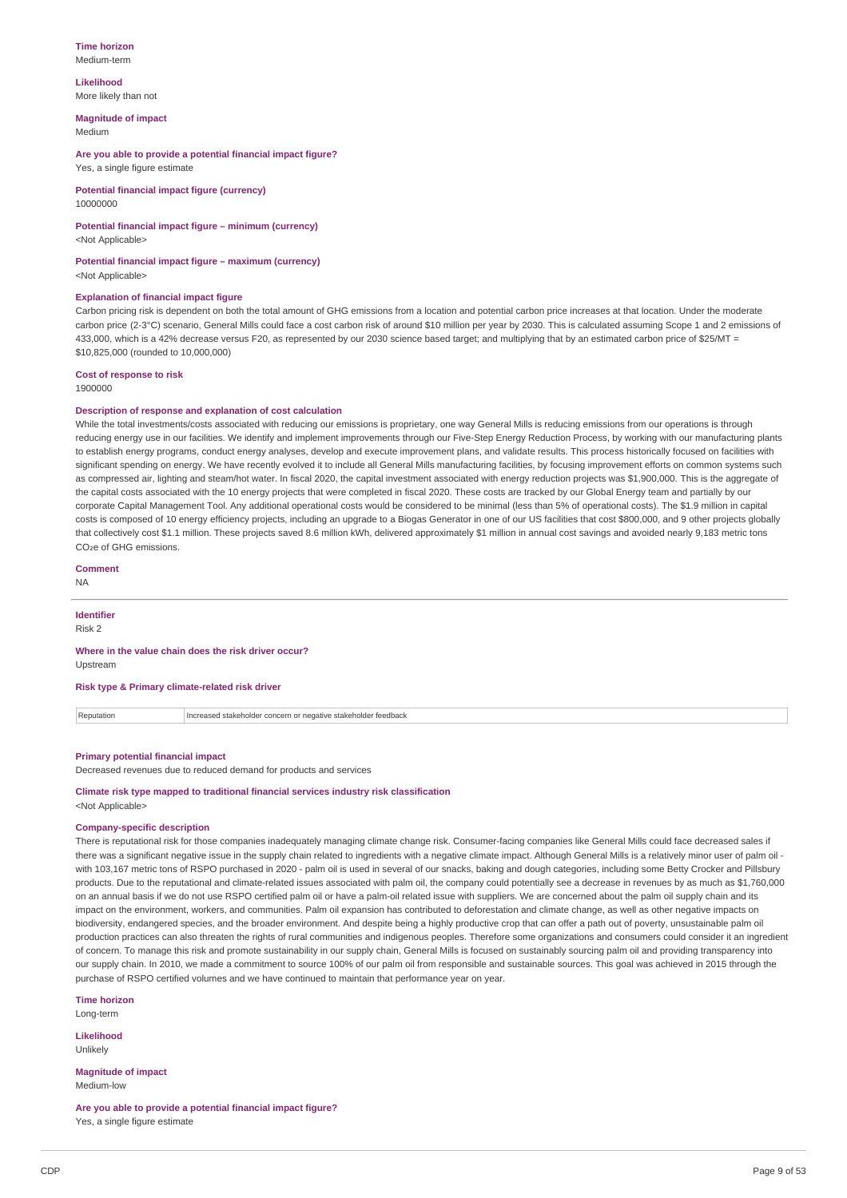**Time horizon**
Medium-term

**Likelihood**
More likely than not

**Magnitude of impact**
Medium

**Are you able to provide a potential financial impact figure?**
Yes, a single figure estimate

**Potential financial impact figure (currency)**
10000000

**Potential financial impact figure – minimum (currency)**
<Not Applicable>

**Potential financial impact figure – maximum (currency)**
<Not Applicable>

**Explanation of financial impact figure**
Carbon pricing risk is dependent on both the total amount of GHG emissions from a location and potential carbon price increases at that location. Under the moderate carbon price (2-3°C) scenario, General Mills could face a cost carbon risk of around $10 million per year by 2030. This is calculated assuming Scope 1 and 2 emissions of 433,000, which is a 42% decrease versus F20, as represented by our 2030 science based target; and multiplying that by an estimated carbon price of $25/MT = $10,825,000 (rounded to 10,000,000)

**Cost of response to risk**
1900000

**Description of response and explanation of cost calculation**
While the total investments/costs associated with reducing our emissions is proprietary, one way General Mills is reducing emissions from our operations is through reducing energy use in our facilities. We identify and implement improvements through our Five-Step Energy Reduction Process, by working with our manufacturing plants to establish energy programs, conduct energy analyses, develop and execute improvement plans, and validate results. This process historically focused on facilities with significant spending on energy. We have recently evolved it to include all General Mills manufacturing facilities, by focusing improvement efforts on common systems such as compressed air, lighting and steam/hot water. In fiscal 2020, the capital investment associated with energy reduction projects was $1,900,000. This is the aggregate of the capital costs associated with the 10 energy projects that were completed in fiscal 2020. These costs are tracked by our Global Energy team and partially by our corporate Capital Management Tool. Any additional operational costs would be considered to be minimal (less than 5% of operational costs). The $1.9 million in capital costs is composed of 10 energy efficiency projects, including an upgrade to a Biogas Generator in one of our US facilities that cost $800,000, and 9 other projects globally that collectively cost $1.1 million. These projects saved 8.6 million kWh, delivered approximately $1 million in annual cost savings and avoided nearly 9,183 metric tons $CO_2e$ of GHG emissions.

**Comment**
NA

---

**Identifier**
Risk 2

**Where in the value chain does the risk driver occur?**
Upstream

**Risk type & Primary climate-related risk driver**

| Reputation | Increased stakeholder concern or negative stakeholder feedback |
|---|---|

**Primary potential financial impact**
Decreased revenues due to reduced demand for products and services

**Climate risk type mapped to traditional financial services industry risk classification**
<Not Applicable>

**Company-specific description**
There is reputational risk for those companies inadequately managing climate change risk. Consumer-facing companies like General Mills could face decreased sales if there was a significant negative issue in the supply chain related to ingredients with a negative climate impact. Although General Mills is a relatively minor user of palm oil - with 103,167 metric tons of RSPO purchased in 2020 - palm oil is used in several of our snacks, baking and dough categories, including some Betty Crocker and Pillsbury products. Due to the reputational and climate-related issues associated with palm oil, the company could potentially see a decrease in revenues by as much as $1,760,000 on an annual basis if we do not use RSPO certified palm oil or have a palm-oil related issue with suppliers. We are concerned about the palm oil supply chain and its impact on the environment, workers, and communities. Palm oil expansion has contributed to deforestation and climate change, as well as other negative impacts on biodiversity, endangered species, and the broader environment. And despite being a highly productive crop that can offer a path out of poverty, unsustainable palm oil production practices can also threaten the rights of rural communities and indigenous peoples. Therefore some organizations and consumers could consider it an ingredient of concern. To manage this risk and promote sustainability in our supply chain, General Mills is focused on sustainably sourcing palm oil and providing transparency into our supply chain. In 2010, we made a commitment to source 100% of our palm oil from responsible and sustainable sources. This goal was achieved in 2015 through the purchase of RSPO certified volumes and we have continued to maintain that performance year on year.

**Time horizon**
Long-term

**Likelihood**
Unlikely

**Magnitude of impact**
Medium-low

**Are you able to provide a potential financial impact figure?**
Yes, a single figure estimate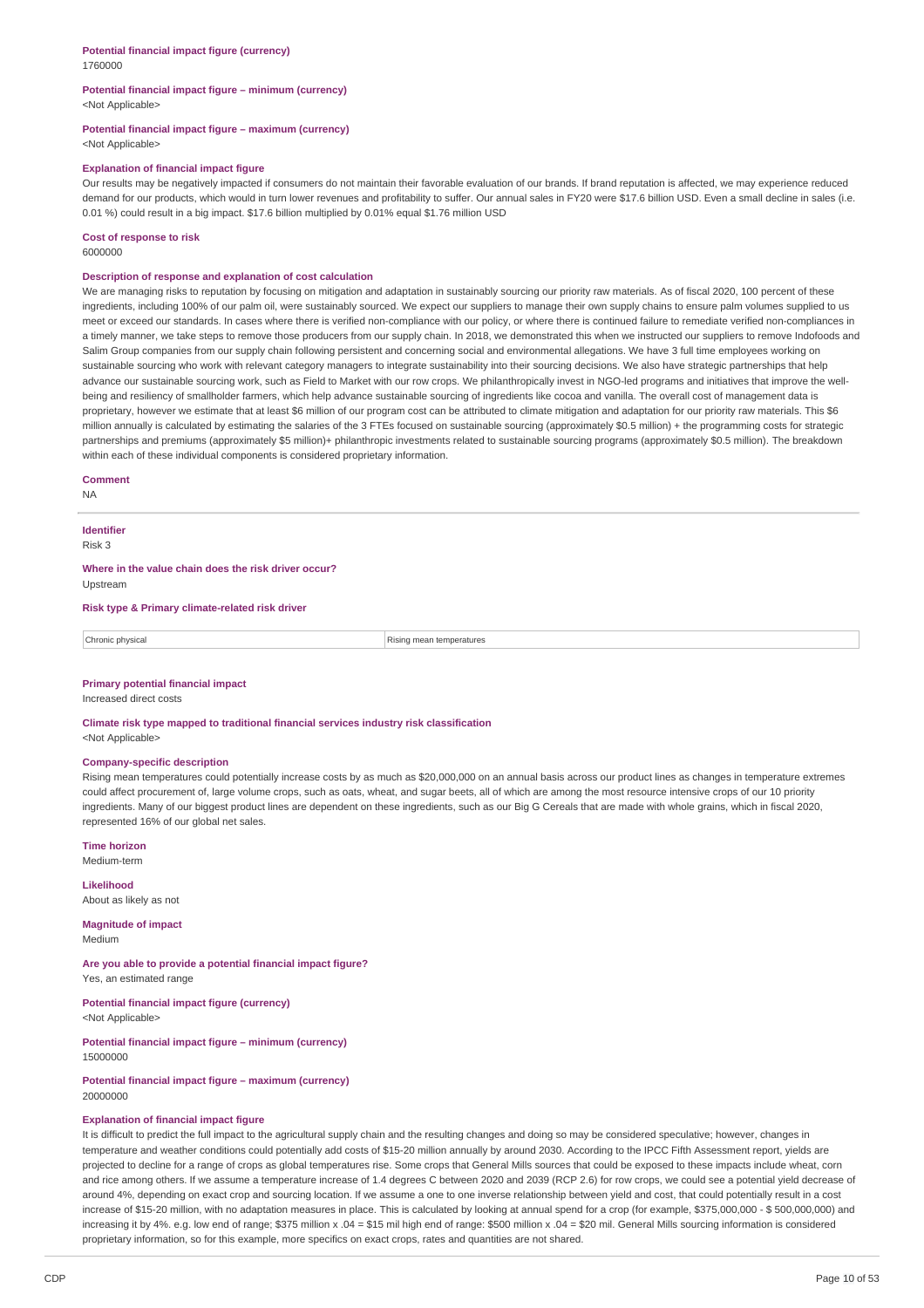**Potential financial impact figure (currency)**
1760000

**Potential financial impact figure – minimum (currency)**
<Not Applicable>

**Potential financial impact figure – maximum (currency)**
<Not Applicable>

**Explanation of financial impact figure**
Our results may be negatively impacted if consumers do not maintain their favorable evaluation of our brands. If brand reputation is affected, we may experience reduced demand for our products, which would in turn lower revenues and profitability to suffer. Our annual sales in FY20 were $17.6 billion USD. Even a small decline in sales (i.e. 0.01 %) could result in a big impact. $17.6 billion multiplied by 0.01% equal $1.76 million USD

**Cost of response to risk**
6000000

**Description of response and explanation of cost calculation**
We are managing risks to reputation by focusing on mitigation and adaptation in sustainably sourcing our priority raw materials. As of fiscal 2020, 100 percent of these ingredients, including 100% of our palm oil, were sustainably sourced. We expect our suppliers to manage their own supply chains to ensure palm volumes supplied to us meet or exceed our standards. In cases where there is verified non-compliance with our policy, or where there is continued failure to remediate verified non-compliances in a timely manner, we take steps to remove those producers from our supply chain. In 2018, we demonstrated this when we instructed our suppliers to remove Indofoods and Salim Group companies from our supply chain following persistent and concerning social and environmental allegations. We have 3 full time employees working on sustainable sourcing who work with relevant category managers to integrate sustainability into their sourcing decisions. We also have strategic partnerships that help advance our sustainable sourcing work, such as Field to Market with our row crops. We philanthropically invest in NGO-led programs and initiatives that improve the well-being and resiliency of smallholder farmers, which help advance sustainable sourcing of ingredients like cocoa and vanilla. The overall cost of management data is proprietary, however we estimate that at least $6 million of our program cost can be attributed to climate mitigation and adaptation for our priority raw materials. This $6 million annually is calculated by estimating the salaries of the 3 FTEs focused on sustainable sourcing (approximately $0.5 million) + the programming costs for strategic partnerships and premiums (approximately $5 million)+ philanthropic investments related to sustainable sourcing programs (approximately $0.5 million). The breakdown within each of these individual components is considered proprietary information.

**Comment**
NA

---

**Identifier**
Risk 3

**Where in the value chain does the risk driver occur?**
Upstream

**Risk type & Primary climate-related risk driver**

| Chronic physical | Rising mean temperatures |
|---|---|

**Primary potential financial impact**
Increased direct costs

**Climate risk type mapped to traditional financial services industry risk classification**
<Not Applicable>

**Company-specific description**
Rising mean temperatures could potentially increase costs by as much as $20,000,000 on an annual basis across our product lines as changes in temperature extremes could affect procurement of, large volume crops, such as oats, wheat, and sugar beets, all of which are among the most resource intensive crops of our 10 priority ingredients. Many of our biggest product lines are dependent on these ingredients, such as our Big G Cereals that are made with whole grains, which in fiscal 2020, represented 16% of our global net sales.

**Time horizon**
Medium-term

**Likelihood**
About as likely as not

**Magnitude of impact**
Medium

**Are you able to provide a potential financial impact figure?**
Yes, an estimated range

**Potential financial impact figure (currency)**
<Not Applicable>

**Potential financial impact figure – minimum (currency)**
15000000

**Potential financial impact figure – maximum (currency)**
20000000

**Explanation of financial impact figure**
It is difficult to predict the full impact to the agricultural supply chain and the resulting changes and doing so may be considered speculative; however, changes in temperature and weather conditions could potentially add costs of $15-20 million annually by around 2030. According to the IPCC Fifth Assessment report, yields are projected to decline for a range of crops as global temperatures rise. Some crops that General Mills sources that could be exposed to these impacts include wheat, corn and rice among others. If we assume a temperature increase of 1.4 degrees C between 2020 and 2039 (RCP 2.6) for row crops, we could see a potential yield decrease of around 4%, depending on exact crop and sourcing location. If we assume a one to one inverse relationship between yield and cost, that could potentially result in a cost increase of $15-20 million, with no adaptation measures in place. This is calculated by looking at annual spend for a crop (for example, $375,000,000 - $ 500,000,000) and increasing it by 4%. e.g. low end of range; $375 million x .04 = $15 mil high end of range: $500 million x .04 = $20 mil. General Mills sourcing information is considered proprietary information, so for this example, more specifics on exact crops, rates and quantities are not shared.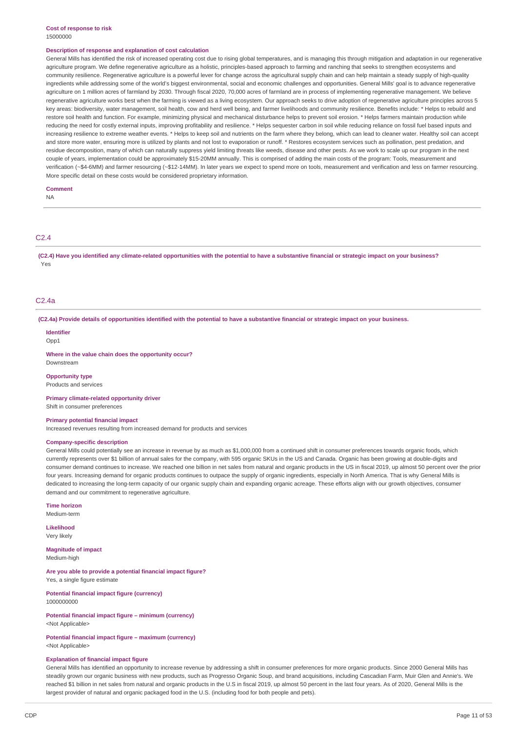**Cost of response to risk**
15000000

**Description of response and explanation of cost calculation**
General Mills has identified the risk of increased operating cost due to rising global temperatures, and is managing this through mitigation and adaptation in our regenerative agriculture program. We define regenerative agriculture as a holistic, principles-based approach to farming and ranching that seeks to strengthen ecosystems and community resilience. Regenerative agriculture is a powerful lever for change across the agricultural supply chain and can help maintain a steady supply of high-quality ingredients while addressing some of the world's biggest environmental, social and economic challenges and opportunities. General Mills' goal is to advance regenerative agriculture on 1 million acres of farmland by 2030. Through fiscal 2020, 70,000 acres of farmland are in process of implementing regenerative management. We believe regenerative agriculture works best when the farming is viewed as a living ecosystem. Our approach seeks to drive adoption of regenerative agriculture principles across 5 key areas: biodiversity, water management, soil health, cow and herd well being, and farmer livelihoods and community resilience. Benefits include: * Helps to rebuild and restore soil health and function. For example, minimizing physical and mechanical disturbance helps to prevent soil erosion. * Helps farmers maintain production while reducing the need for costly external inputs, improving profitability and resilience. * Helps sequester carbon in soil while reducing reliance on fossil fuel based inputs and increasing resilience to extreme weather events. * Helps to keep soil and nutrients on the farm where they belong, which can lead to cleaner water. Healthy soil can accept and store more water, ensuring more is utilized by plants and not lost to evaporation or runoff. * Restores ecosystem services such as pollination, pest predation, and residue decomposition, many of which can naturally suppress yield limiting threats like weeds, disease and other pests. As we work to scale up our program in the next couple of years, implementation could be approximately $15-20MM annually. This is comprised of adding the main costs of the program: Tools, measurement and verification (~$4-6MM) and farmer resourcing (~$12-14MM). In later years we expect to spend more on tools, measurement and verification and less on farmer resourcing. More specific detail on these costs would be considered proprietary information.

**Comment**
NA

## C2.4

**(C2.4) Have you identified any climate-related opportunities with the potential to have a substantive financial or strategic impact on your business?**
Yes

## C2.4a

**(C2.4a) Provide details of opportunities identified with the potential to have a substantive financial or strategic impact on your business.**

**Identifier**
Opp1

**Where in the value chain does the opportunity occur?**
Downstream

**Opportunity type**
Products and services

**Primary climate-related opportunity driver**
Shift in consumer preferences

**Primary potential financial impact**
Increased revenues resulting from increased demand for products and services

**Company-specific description**
General Mills could potentially see an increase in revenue by as much as $1,000,000 from a continued shift in consumer preferences towards organic foods, which currently represents over $1 billion of annual sales for the company, with 595 organic SKUs in the US and Canada. Organic has been growing at double-digits and consumer demand continues to increase. We reached one billion in net sales from natural and organic products in the US in fiscal 2019, up almost 50 percent over the prior four years. Increasing demand for organic products continues to outpace the supply of organic ingredients, especially in North America. That is why General Mills is dedicated to increasing the long-term capacity of our organic supply chain and expanding organic acreage. These efforts align with our growth objectives, consumer demand and our commitment to regenerative agriculture.

**Time horizon**
Medium-term

**Likelihood**
Very likely

**Magnitude of impact**
Medium-high

**Are you able to provide a potential financial impact figure?**
Yes, a single figure estimate

**Potential financial impact figure (currency)**
1000000000

**Potential financial impact figure – minimum (currency)**
<Not Applicable>

**Potential financial impact figure – maximum (currency)**
<Not Applicable>

**Explanation of financial impact figure**
General Mills has identified an opportunity to increase revenue by addressing a shift in consumer preferences for more organic products. Since 2000 General Mills has steadily grown our organic business with new products, such as Progresso Organic Soup, and brand acquisitions, including Cascadian Farm, Muir Glen and Annie's. We reached $1 billion in net sales from natural and organic products in the U.S in fiscal 2019, up almost 50 percent in the last four years. As of 2020, General Mills is the largest provider of natural and organic packaged food in the U.S. (including food for both people and pets).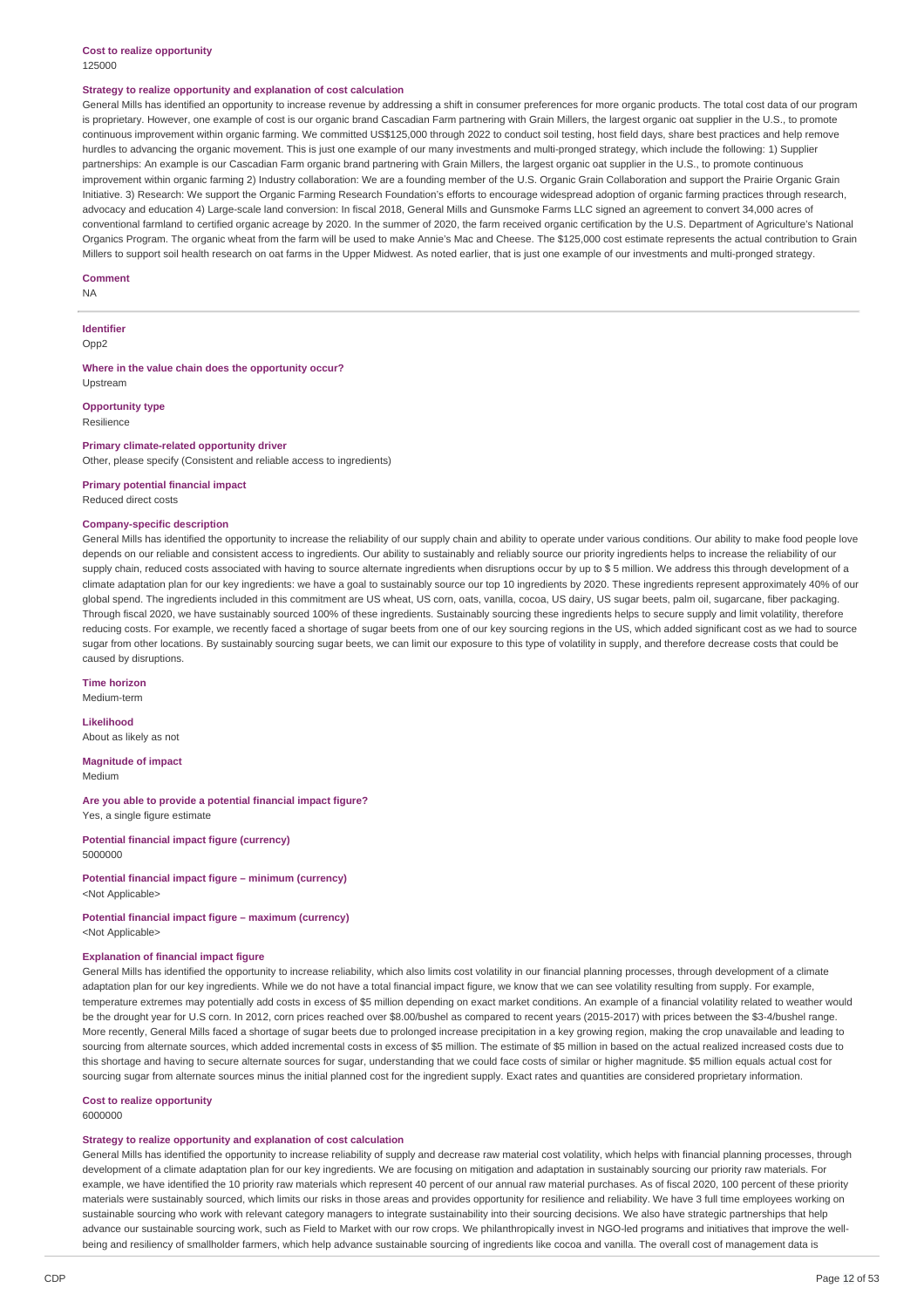**Cost to realize opportunity**

125000

**Strategy to realize opportunity and explanation of cost calculation**

General Mills has identified an opportunity to increase revenue by addressing a shift in consumer preferences for more organic products. The total cost data of our program is proprietary. However, one example of cost is our organic brand Cascadian Farm partnering with Grain Millers, the largest organic oat supplier in the U.S., to promote continuous improvement within organic farming. We committed US$125,000 through 2022 to conduct soil testing, host field days, share best practices and help remove hurdles to advancing the organic movement. This is just one example of our many investments and multi-pronged strategy, which include the following: 1) Supplier partnerships: An example is our Cascadian Farm organic brand partnering with Grain Millers, the largest organic oat supplier in the U.S., to promote continuous improvement within organic farming 2) Industry collaboration: We are a founding member of the U.S. Organic Grain Collaboration and support the Prairie Organic Grain Initiative. 3) Research: We support the Organic Farming Research Foundation's efforts to encourage widespread adoption of organic farming practices through research, advocacy and education 4) Large-scale land conversion: In fiscal 2018, General Mills and Gunsmoke Farms LLC signed an agreement to convert 34,000 acres of conventional farmland to certified organic acreage by 2020. In the summer of 2020, the farm received organic certification by the U.S. Department of Agriculture's National Organics Program. The organic wheat from the farm will be used to make Annie's Mac and Cheese. The $125,000 cost estimate represents the actual contribution to Grain Millers to support soil health research on oat farms in the Upper Midwest. As noted earlier, that is just one example of our investments and multi-pronged strategy.

**Comment**

NA

---

**Identifier**

Opp2

**Where in the value chain does the opportunity occur?**

Upstream

**Opportunity type**

Resilience

**Primary climate-related opportunity driver**

Other, please specify (Consistent and reliable access to ingredients)

**Primary potential financial impact**

Reduced direct costs

**Company-specific description**

General Mills has identified the opportunity to increase the reliability of our supply chain and ability to operate under various conditions. Our ability to make food people love depends on our reliable and consistent access to ingredients. Our ability to sustainably and reliably source our priority ingredients helps to increase the reliability of our supply chain, reduced costs associated with having to source alternate ingredients when disruptions occur by up to $ 5 million. We address this through development of a climate adaptation plan for our key ingredients: we have a goal to sustainably source our top 10 ingredients by 2020. These ingredients represent approximately 40% of our global spend. The ingredients included in this commitment are US wheat, US corn, oats, vanilla, cocoa, US dairy, US sugar beets, palm oil, sugarcane, fiber packaging. Through fiscal 2020, we have sustainably sourced 100% of these ingredients. Sustainably sourcing these ingredients helps to secure supply and limit volatility, therefore reducing costs. For example, we recently faced a shortage of sugar beets from one of our key sourcing regions in the US, which added significant cost as we had to source sugar from other locations. By sustainably sourcing sugar beets, we can limit our exposure to this type of volatility in supply, and therefore decrease costs that could be caused by disruptions.

**Time horizon**

Medium-term

**Likelihood**

About as likely as not

**Magnitude of impact**

Medium

**Are you able to provide a potential financial impact figure?**

Yes, a single figure estimate

**Potential financial impact figure (currency)**

5000000

**Potential financial impact figure – minimum (currency)**

<Not Applicable>

**Potential financial impact figure – maximum (currency)**

<Not Applicable>

**Explanation of financial impact figure**

General Mills has identified the opportunity to increase reliability, which also limits cost volatility in our financial planning processes, through development of a climate adaptation plan for our key ingredients. While we do not have a total financial impact figure, we know that we can see volatility resulting from supply. For example, temperature extremes may potentially add costs in excess of $5 million depending on exact market conditions. An example of a financial volatility related to weather would be the drought year for U.S corn. In 2012, corn prices reached over $8.00/bushel as compared to recent years (2015-2017) with prices between the $3-4/bushel range. More recently, General Mills faced a shortage of sugar beets due to prolonged increase precipitation in a key growing region, making the crop unavailable and leading to sourcing from alternate sources, which added incremental costs in excess of $5 million. The estimate of $5 million in based on the actual realized increased costs due to this shortage and having to secure alternate sources for sugar, understanding that we could face costs of similar or higher magnitude. $5 million equals actual cost for sourcing sugar from alternate sources minus the initial planned cost for the ingredient supply. Exact rates and quantities are considered proprietary information.

**Cost to realize opportunity**

6000000

**Strategy to realize opportunity and explanation of cost calculation**

General Mills has identified the opportunity to increase reliability of supply and decrease raw material cost volatility, which helps with financial planning processes, through development of a climate adaptation plan for our key ingredients. We are focusing on mitigation and adaptation in sustainably sourcing our priority raw materials. For example, we have identified the 10 priority raw materials which represent 40 percent of our annual raw material purchases. As of fiscal 2020, 100 percent of these priority materials were sustainably sourced, which limits our risks in those areas and provides opportunity for resilience and reliability. We have 3 full time employees working on sustainable sourcing who work with relevant category managers to integrate sustainability into their sourcing decisions. We also have strategic partnerships that help advance our sustainable sourcing work, such as Field to Market with our row crops. We philanthropically invest in NGO-led programs and initiatives that improve the well-being and resiliency of smallholder farmers, which help advance sustainable sourcing of ingredients like cocoa and vanilla. The overall cost of management data is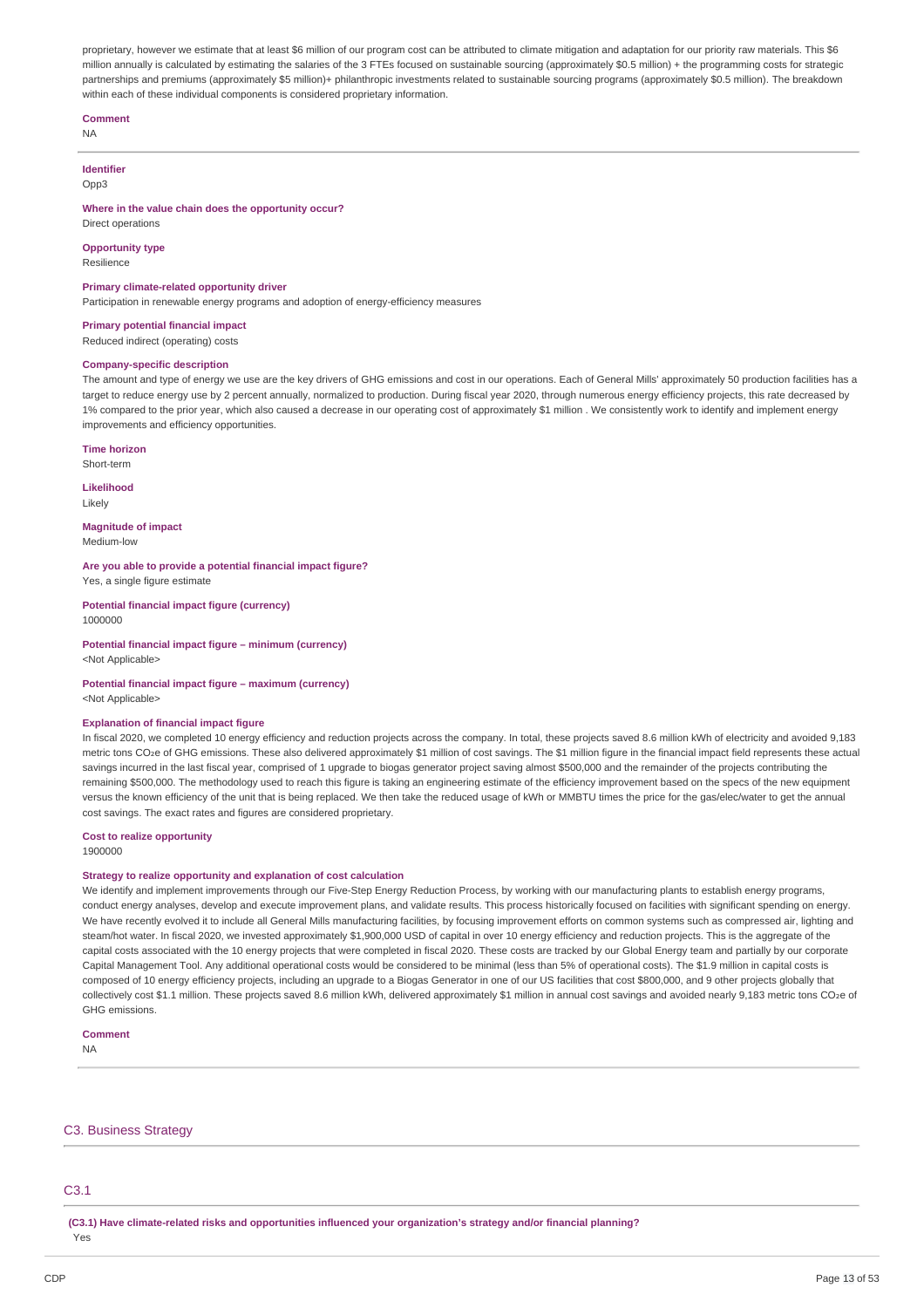proprietary, however we estimate that at least $6 million of our program cost can be attributed to climate mitigation and adaptation for our priority raw materials. This $6 million annually is calculated by estimating the salaries of the 3 FTEs focused on sustainable sourcing (approximately $0.5 million) + the programming costs for strategic partnerships and premiums (approximately $5 million)+ philanthropic investments related to sustainable sourcing programs (approximately $0.5 million). The breakdown within each of these individual components is considered proprietary information.

**Comment**

NA

**Identifier**

Opp3

**Where in the value chain does the opportunity occur?**

Direct operations

**Opportunity type**

Resilience

**Primary climate-related opportunity driver**

Participation in renewable energy programs and adoption of energy-efficiency measures

**Primary potential financial impact**

Reduced indirect (operating) costs

**Company-specific description**

The amount and type of energy we use are the key drivers of GHG emissions and cost in our operations. Each of General Mills' approximately 50 production facilities has a target to reduce energy use by 2 percent annually, normalized to production. During fiscal year 2020, through numerous energy efficiency projects, this rate decreased by 1% compared to the prior year, which also caused a decrease in our operating cost of approximately $1 million . We consistently work to identify and implement energy improvements and efficiency opportunities.

**Time horizon**

Short-term

**Likelihood**

Likely

**Magnitude of impact**

Medium-low

**Are you able to provide a potential financial impact figure?**

Yes, a single figure estimate

**Potential financial impact figure (currency)**

1000000

**Potential financial impact figure – minimum (currency)**

<Not Applicable>

**Potential financial impact figure – maximum (currency)**

<Not Applicable>

**Explanation of financial impact figure**

In fiscal 2020, we completed 10 energy efficiency and reduction projects across the company. In total, these projects saved 8.6 million kWh of electricity and avoided 9,183 metric tons $CO_2e$ of GHG emissions. These also delivered approximately $1 million of cost savings. The $1 million figure in the financial impact field represents these actual savings incurred in the last fiscal year, comprised of 1 upgrade to biogas generator project saving almost $500,000 and the remainder of the projects contributing the remaining $500,000. The methodology used to reach this figure is taking an engineering estimate of the efficiency improvement based on the specs of the new equipment versus the known efficiency of the unit that is being replaced. We then take the reduced usage of kWh or MMBTU times the price for the gas/elec/water to get the annual cost savings. The exact rates and figures are considered proprietary.

**Cost to realize opportunity**

1900000

**Strategy to realize opportunity and explanation of cost calculation**

We identify and implement improvements through our Five-Step Energy Reduction Process, by working with our manufacturing plants to establish energy programs, conduct energy analyses, develop and execute improvement plans, and validate results. This process historically focused on facilities with significant spending on energy. We have recently evolved it to include all General Mills manufacturing facilities, by focusing improvement efforts on common systems such as compressed air, lighting and steam/hot water. In fiscal 2020, we invested approximately $1,900,000 USD of capital in over 10 energy efficiency and reduction projects. This is the aggregate of the capital costs associated with the 10 energy projects that were completed in fiscal 2020. These costs are tracked by our Global Energy team and partially by our corporate Capital Management Tool. Any additional operational costs would be considered to be minimal (less than 5% of operational costs). The $1.9 million in capital costs is composed of 10 energy efficiency projects, including an upgrade to a Biogas Generator in one of our US facilities that cost $800,000, and 9 other projects globally that collectively cost $1.1 million. These projects saved 8.6 million kWh, delivered approximately $1 million in annual cost savings and avoided nearly 9,183 metric tons $CO_2e$ of GHG emissions.

**Comment**

NA

## C3. Business Strategy

### C3.1

**(C3.1) Have climate-related risks and opportunities influenced your organization's strategy and/or financial planning?**

Yes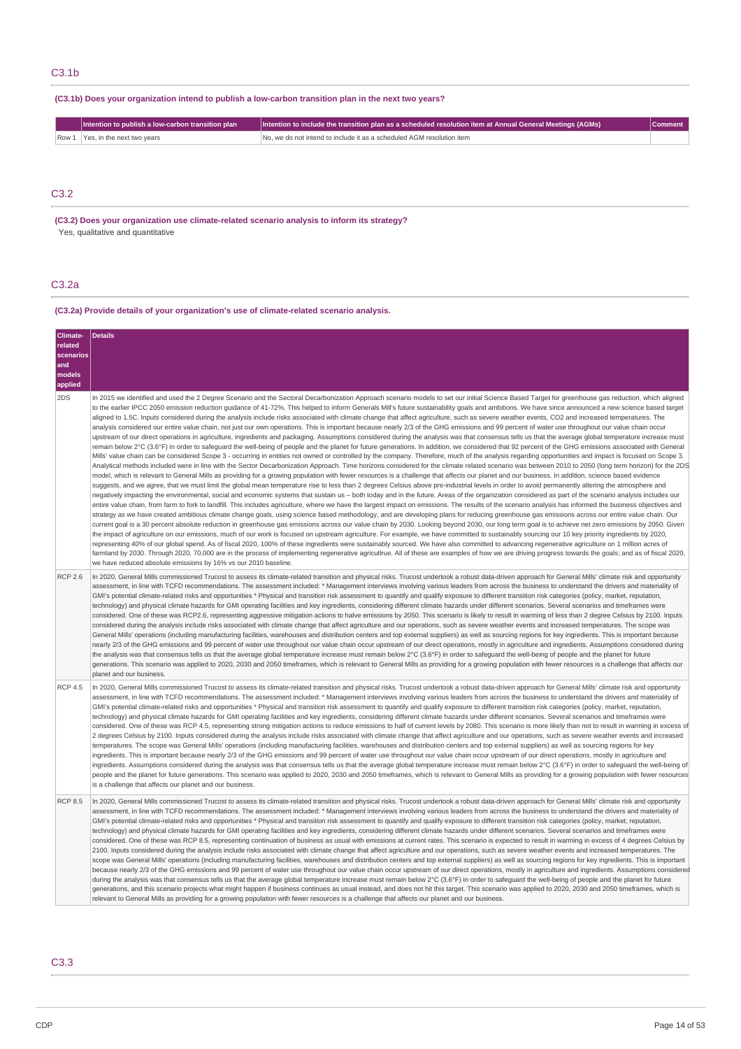## C3.1b

**(C3.1b) Does your organization intend to publish a low-carbon transition plan in the next two years?**

| | Intention to publish a low-carbon transition plan | Intention to include the transition plan as a scheduled resolution item at Annual General Meetings (AGMs) | Comment |
|---|---|---|---|
| Row 1 | Yes, in the next two years | No, we do not intend to include it as a scheduled AGM resolution item | |

## C3.2

**(C3.2) Does your organization use climate-related scenario analysis to inform its strategy?**

Yes, qualitative and quantitative

## C3.2a

**(C3.2a) Provide details of your organization's use of climate-related scenario analysis.**

| Climate-related scenarios and models applied | Details |
|---|---|
| 2DS | In 2015 we identified and used the 2 Degree Scenario and the Sectoral Decarbonization Approach scenario models to set our initial Science Based Target for greenhouse gas reduction, which aligned to the earlier IPCC 2050 emission reduction guidance of 41-72%. This helped to inform Generals Mill's future sustainability goals and ambitions. We have since announced a new science based target aligned to 1.5C. Inputs considered during the analysis include risks associated with climate change that affect agriculture, such as severe weather events, CO2 and increased temperatures. The analysis considered our entire value chain, not just our own operations. This is important because nearly 2/3 of the GHG emissions and 99 percent of water use throughout our value chain occur upstream of our direct operations in agriculture, ingredients and packaging. Assumptions considered during the analysis was that consensus tells us that the average global temperature increase must remain below 2°C (3.6°F) in order to safeguard the well-being of people and the planet for future generations. In addition, we considered that 92 percent of the GHG emissions associated with General Mills' value chain can be considered Scope 3 - occurring in entities not owned or controlled by the company. Therefore, much of the analysis regarding opportunities and impact is focused on Scope 3. Analytical methods included were in line with the Sector Decarbonization Approach. Time horizons considered for the climate related scenario was between 2010 to 2050 (long term horizon) for the 2DS model, which is relevant to General Mills as providing for a growing population with fewer resources is a challenge that affects our planet and our business. In addition, science based evidence suggests, and we agree, that we must limit the global mean temperature rise to less than 2 degrees Celsius above pre-industrial levels in order to avoid permanently altering the atmosphere and negatively impacting the environmental, social and economic systems that sustain us – both today and in the future. Areas of the organization considered as part of the scenario analysis includes our entire value chain, from farm to fork to landfill. This includes agriculture, where we have the largest impact on emissions. The results of the scenario analysis has informed the business objectives and strategy as we have created ambitious climate change goals, using science based methodology, and are developing plans for reducing greenhouse gas emissions across our entire value chain. Our current goal is a 30 percent absolute reduction in greenhouse gas emissions across our value chain by 2030. Looking beyond 2030, our long term goal is to achieve net zero emissions by 2050. Given the impact of agriculture on our emissions, much of our work is focused on upstream agriculture. For example, we have committed to sustainably sourcing our 10 key priority ingredients by 2020, representing 40% of our global spend. As of fiscal 2020, 100% of these ingredients were sustainably sourced. We have also committed to advancing regenerative agriculture on 1 million acres of farmland by 2030. Through 2020, 70,000 are in the process of implementing regenerative agricutlrue. All of these are examples of how we are driving progress towards the goals; and as of fiscal 2020, we have reduced absolute emissions by 16% vs our 2010 baseline. |
| RCP 2.6 | In 2020, General Mills commissioned Trucost to assess its climate-related transition and physical risks. Trucost undertook a robust data-driven approach for General Mills' climate risk and opportunity assessment, in line with TCFD recommendations. The assessment included: * Management interviews involving various leaders from across the business to understand the drivers and materiality of GMI's potential climate-related risks and opportunities * Physical and transition risk assessment to quantify and qualify exposure to different transition risk categories (policy, market, reputation, technology) and physical climate hazards for GMI operating facilities and key ingredients, considering different climate hazards under different scenarios. Several scenarios and timeframes were considered. One of these was RCP2.6, representing aggressive mitigation actions to halve emissions by 2050. This scenario is likely to result in warming of less than 2 degree Celsius by 2100. Inputs considered during the analysis include risks associated with climate change that affect agriculture and our operations, such as severe weather events and increased temperatures. The scope was General Mills' operations (including manufacturing facilities, warehouses and distribution centers and top external suppliers) as well as sourcing regions for key ingredients. This is important because nearly 2/3 of the GHG emissions and 99 percent of water use throughout our value chain occur upstream of our direct operations, mostly in agriculture and ingredients. Assumptions considered during the analysis was that consensus tells us that the average global temperature increase must remain below 2°C (3.6°F) in order to safeguard the well-being of people and the planet for future generations. This scenario was applied to 2020, 2030 and 2050 timeframes, which is relevant to General Mills as providing for a growing population with fewer resources is a challenge that affects our planet and our business. |
| RCP 4.5 | In 2020, General Mills commissioned Trucost to assess its climate-related transition and physical risks. Trucost undertook a robust data-driven approach for General Mills' climate risk and opportunity assessment, in line with TCFD recommendations. The assessment included: * Management interviews involving various leaders from across the business to understand the drivers and materiality of GMI's potential climate-related risks and opportunities * Physical and transition risk assessment to quantify and qualify exposure to different transition risk categories (policy, market, reputation, technology) and physical climate hazards for GMI operating facilities and key ingredients, considering different climate hazards under different scenarios. Several scenarios and timeframes were considered. One of these was RCP 4.5, representing strong mitigation actions to reduce emissions to half of current levels by 2080. This scenario is more likely than not to result in warming in excess of 2 degrees Celsius by 2100. Inputs considered during the analysis include risks associated with climate change that affect agriculture and our operations, such as severe weather events and increased temperatures. The scope was General Mills' operations (including manufacturing facilities, warehouses and distribution centers and top external suppliers) as well as sourcing regions for key ingredients. This is important because nearly 2/3 of the GHG emissions and 99 percent of water use throughout our value chain occur upstream of our direct operations, mostly in agriculture and ingredients. Assumptions considered during the analysis was that consensus tells us that the average global temperature increase must remain below 2°C (3.6°F) in order to safeguard the well-being of people and the planet for future generations. This scenario was applied to 2020, 2030 and 2050 timeframes, which is relevant to General Mills as providing for a growing population with fewer resources is a challenge that affects our planet and our business. |
| RCP 8.5 | In 2020, General Mills commissioned Trucost to assess its climate-related transition and physical risks. Trucost undertook a robust data-driven approach for General Mills' climate risk and opportunity assessment, in line with TCFD recommendations. The assessment included: * Management interviews involving various leaders from across the business to understand the drivers and materiality of GMI's potential climate-related risks and opportunities * Physical and transition risk assessment to quantify and qualify exposure to different transition risk categories (policy, market, reputation, technology) and physical climate hazards for GMI operating facilities and key ingredients, considering different climate hazards under different scenarios. Several scenarios and timeframes were considered. One of these was RCP 8.5, representing continuation of business as usual with emissions at current rates. This scenario is expected to result in warming in excess of 4 degrees Celsius by 2100. Inputs considered during the analysis include risks associated with climate change that affect agriculture and our operations, such as severe weather events and increased temperatures. The scope was General Mills' operations (including manufacturing facilities, warehouses and distribution centers and top external suppliers) as well as sourcing regions for key ingredients. This is important because nearly 2/3 of the GHG emissions and 99 percent of water use throughout our value chain occur upstream of our direct operations, mostly in agriculture and ingredients. Assumptions considered during the analysis was that consensus tells us that the average global temperature increase must remain below 2°C (3.6°F) in order to safeguard the well-being of people and the planet for future generations, and this scenario projects what might happen if business continues as usual instead, and does not hit this target. This scenario was applied to 2020, 2030 and 2050 timeframes, which is relevant to General Mills as providing for a growing population with fewer resources is a challenge that affects our planet and our business. |

## C3.3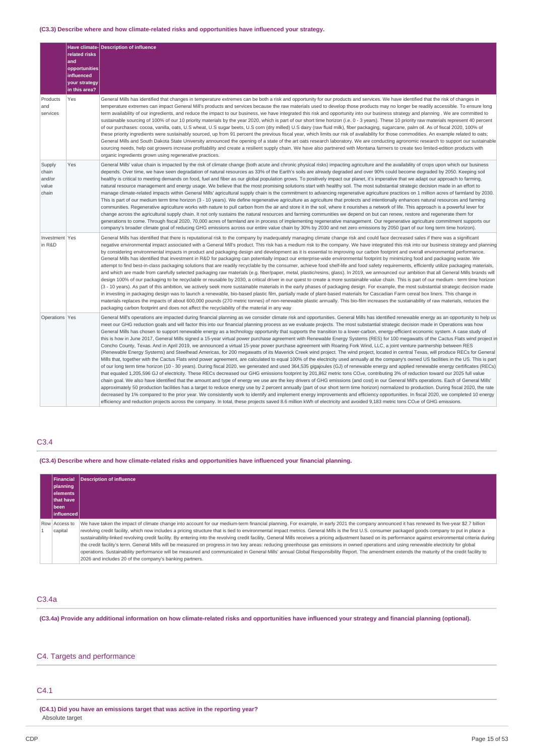**(C3.3) Describe where and how climate-related risks and opportunities have influenced your strategy.**

| | Have climate-related risks and opportunities influenced your strategy in this area? | Description of influence |
|---|---|---|
| Products and services | Yes | General Mills has identified that changes in temperature extremes can be both a risk and opportunity for our products and services. We have identified that the risk of changes in temperature extremes can impact General Mill's products and services because the raw materials used to develop those products may no longer be readily accessible. To ensure long term availability of our ingredients, and reduce the impact to our business, we have integrated this risk and opportunity into our business strategy and planning . We are committed to sustainable sourcing of 100% of our 10 priority materials by the year 2020, which is part of our short time horizon (i.e. 0 - 3 years). These 10 priority raw materials represent 40 percent of our purchases: cocoa, vanilla, oats, U.S wheat, U.S sugar beets, U.S corn (dry milled) U.S dairy (raw fluid milk), fiber packaging, sugarcane, palm oil. As of fiscal 2020, 100% of these priority ingredients were sustainably sourced, up from 91 percent the previous fiscal year, which limits our risk of availability for those commodities. An example related to oats; General Mills and South Dakota State University announced the opening of a state of the art oats research laboratory. We are conducting agronomic research to support our sustainable sourcing needs, help oat growers increase profitability and create a resilient supply chain. We have also partnered with Montana farmers to create two limited-edition products with organic ingredients grown using regenerative practices. |
| Supply chain and/or value chain | Yes | General Mills' value chain is impacted by the risk of climate change (both acute and chronic physical risks) impacting agriculture and the availability of crops upon which our business depends. Over time, we have seen degradation of natural resources as 33% of the Earth's soils are already degraded and over 90% could become degraded by 2050. Keeping soil healthy is critical to meeting demands on food, fuel and fiber as our global population grows. To positively impact our planet, it's imperative that we adapt our approach to farming, natural resource management and energy usage. We believe that the most promising solutions start with healthy soil. The most substantial strategic decision made in an effort to manage climate-related impacts within General Mills' agricultural supply chain is the commitment to advancing regenerative agriculture practices on 1 million acres of farmland by 2030. This is part of our medium term time horizon (3 - 10 years). We define regenerative agriculture as agriculture that protects and intentionally enhances natural resources and farming communities. Regenerative agriculture works with nature to pull carbon from the air and store it in the soil, where it nourishes a network of life. This approach is a powerful lever for change across the agricultural supply chain. It not only sustains the natural resources and farming communities we depend on but can renew, restore and regenerate them for generations to come. Through fiscal 2020, 70,000 acres of farmland are in process of implementing regenerative management. Our regenerative agriculture commitment supports our company's broader climate goal of reducing GHG emissions across our entire value chain by 30% by 2030 and net zero emissions by 2050 (part of our long term time horizon). |
| Investment in R&D | Yes | General Mills has identified that there is reputational risk to the company by inadequately managing climate change risk and could face decreased sales if there was a significant negative environmental impact associated with a General Mill's product. This risk has a medium risk to the company. We have integrated this risk into our business strategy and planning by considering environmental impacts in product and packaging design and development as it is essential to improving our carbon footprint and overall environmental performance. General Mills has identified that investment in R&D for packaging can potentially impact our enterprise-wide environmental footprint by minimizing food and packaging waste. We attempt to find best-in-class packaging solutions that are readily recyclable by the consumer, achieve food shelf-life and food safety requirements, efficiently utilize packaging materials, and which are made from carefully selected packaging raw materials (e.g. fiber/paper, metal, plastic/resins, glass). In 2019, we announced our ambition that all General Mills brands will design 100% of our packaging to be recyclable or reusable by 2030, a critical driver in our quest to create a more sustainable value chain. This is part of our medium - term time horizon (3 - 10 years). As part of this ambition, we actively seek more sustainable materials in the early phases of packaging design. For example, the most substantial strategic decision made in investing in packaging design was to launch a renewable, bio-based plastic film, partially made of plant-based materials for Cascadian Farm cereal box liners. This change in materials replaces the impacts of about 600,000 pounds (270 metric tonnes) of non-renewable plastic annually. This bio-film increases the sustainability of raw materials, reduces the packaging carbon footprint and does not affect the recyclability of the material in any way |
| Operations | Yes | General Mill's operations are impacted during financial planning as we consider climate risk and opportunities. General Mills has identified renewable energy as an opportunity to help us meet our GHG reduction goals and will factor this into our financial planning process as we evaluate projects. The most substantial strategic decision made in Operations was how General Mills has chosen to support renewable energy as a technology opportunity that supports the transition to a lower-carbon, energy-efficient economic system. A case study of this is how in June 2017, General Mills signed a 15-year virtual power purchase agreement with Renewable Energy Systems (RES) for 100 megawatts of the Cactus Flats wind project in Concho County, Texas. And in April 2019, we announced a virtual 15-year power purchase agreement with Roaring Fork Wind, LLC, a joint venture partnership between RES (Renewable Energy Systems) and Steelhead Americas, for 200 megawatts of its Maverick Creek wind project. The wind project, located in central Texas, will produce RECs for General Mills that, together with the Cactus Flats wind power agreement, are calculated to equal 100% of the electricity used annually at the company's owned US facilities in the US. This is part of our long term time horizon (10 - 30 years). During fiscal 2020, we generated and used 364,535 gigajoules (GJ) of renewable energy and applied renewable energy certificates (RECs) that equaled 1,205,596 GJ of electricity. These RECs decreased our GHG emissions footprint by 201,862 metric tons $CO_2e$, contributing 3% of reduction toward our 2025 full value chain goal. We also have identified that the amount and type of energy we use are the key drivers of GHG emissions (and cost) in our General Mill's operations. Each of General Mills' approximately 50 production facilities has a target to reduce energy use by 2 percent annually (part of our short term time horizon) normalized to production. During fiscal 2020, the rate decreased by 1% compared to the prior year. We consistently work to identify and implement energy improvements and efficiency opportunities. In fiscal 2020, we completed 10 energy efficiency and reduction projects across the company. In total, these projects saved 8.6 million kWh of electricity and avoided 9,183 metric tons $CO_2e$ of GHG emissions. |

## C3.4

**(C3.4) Describe where and how climate-related risks and opportunities have influenced your financial planning.**

| | Financial planning elements that have been influenced | Description of influence |
|---|---|---|
| Row 1 | Access to capital | We have taken the impact of climate change into account for our medium-term financial planning. For example, in early 2021 the company announced it has renewed its five-year $2.7 billion revolving credit facility, which now includes a pricing structure that is tied to environmental impact metrics. General Mills is the first U.S. consumer packaged goods company to put in place a sustainability-linked revolving credit facility. By entering into the revolving credit facility, General Mills receives a pricing adjustment based on its performance against environmental criteria during the credit facility's term. General Mills will be measured on progress in two key areas: reducing greenhouse gas emissions in owned operations and using renewable electricity for global operations. Sustainability performance will be measured and communicated in General Mills' annual Global Responsibility Report. The amendment extends the maturity of the credit facility to 2026 and includes 20 of the company's banking partners. |

## C3.4a

**(C3.4a) Provide any additional information on how climate-related risks and opportunities have influenced your strategy and financial planning (optional).**

# C4. Targets and performance

## C4.1

**(C4.1) Did you have an emissions target that was active in the reporting year?**

Absolute target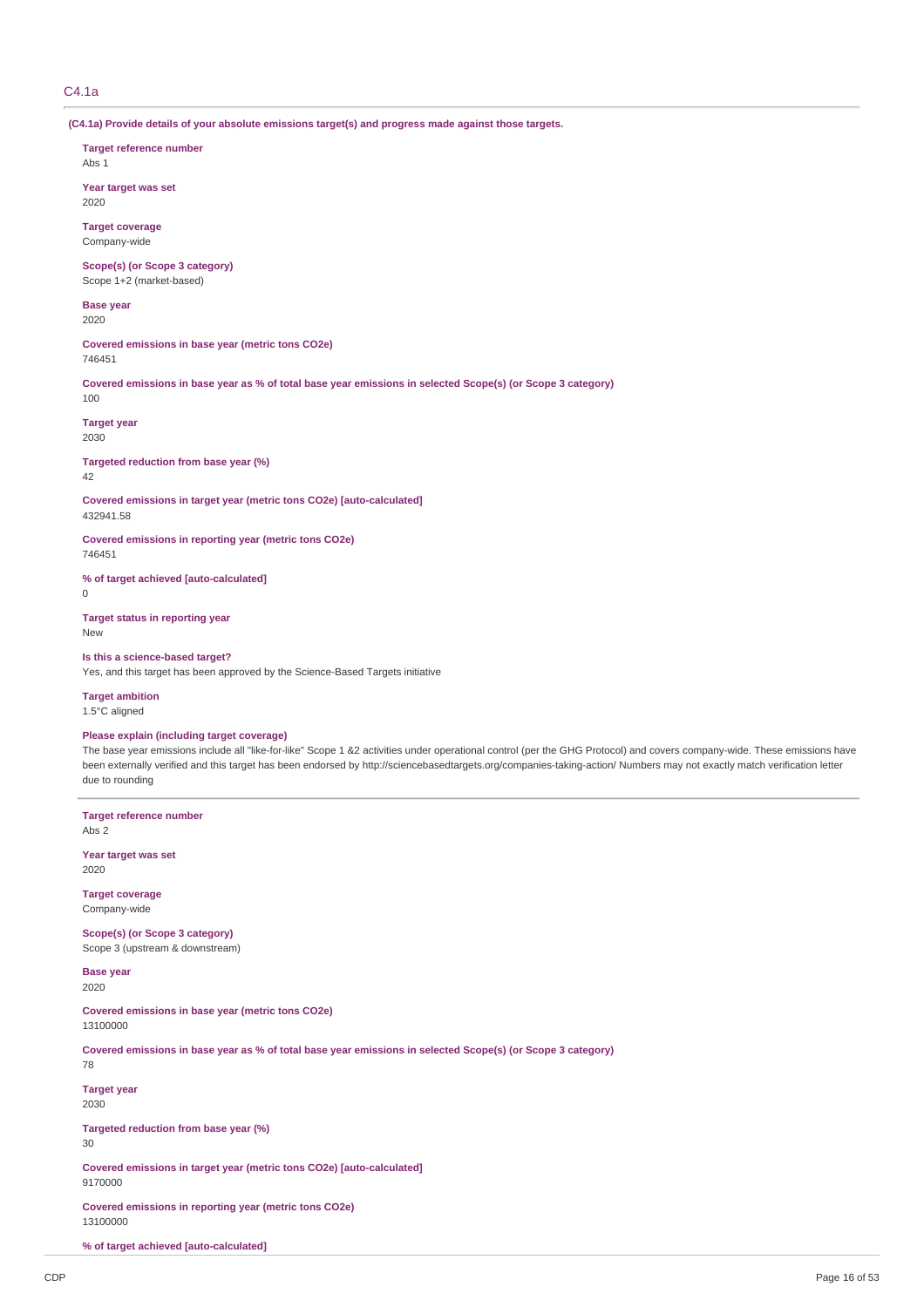## C4.1a

**(C4.1a) Provide details of your absolute emissions target(s) and progress made against those targets.**

**Target reference number**
Abs 1

**Year target was set**
2020

**Target coverage**
Company-wide

**Scope(s) (or Scope 3 category)**
Scope 1+2 (market-based)

**Base year**
2020

**Covered emissions in base year (metric tons CO2e)**
746451

**Covered emissions in base year as % of total base year emissions in selected Scope(s) (or Scope 3 category)**
100

**Target year**
2030

**Targeted reduction from base year (%)**
42

**Covered emissions in target year (metric tons CO2e) [auto-calculated]**
432941.58

**Covered emissions in reporting year (metric tons CO2e)**
746451

**% of target achieved [auto-calculated]**
0

**Target status in reporting year**
New

**Is this a science-based target?**
Yes, and this target has been approved by the Science-Based Targets initiative

**Target ambition**
1.5°C aligned

**Please explain (including target coverage)**
The base year emissions include all "like-for-like" Scope 1 &2 activities under operational control (per the GHG Protocol) and covers company-wide. These emissions have been externally verified and this target has been endorsed by http://sciencebasedtargets.org/companies-taking-action/ Numbers may not exactly match verification letter due to rounding

---

**Target reference number**
Abs 2

**Year target was set**
2020

**Target coverage**
Company-wide

**Scope(s) (or Scope 3 category)**
Scope 3 (upstream & downstream)

**Base year**
2020

**Covered emissions in base year (metric tons CO2e)**
13100000

**Covered emissions in base year as % of total base year emissions in selected Scope(s) (or Scope 3 category)**
78

**Target year**
2030

**Targeted reduction from base year (%)**
30

**Covered emissions in target year (metric tons CO2e) [auto-calculated]**
9170000

**Covered emissions in reporting year (metric tons CO2e)**
13100000

**% of target achieved [auto-calculated]**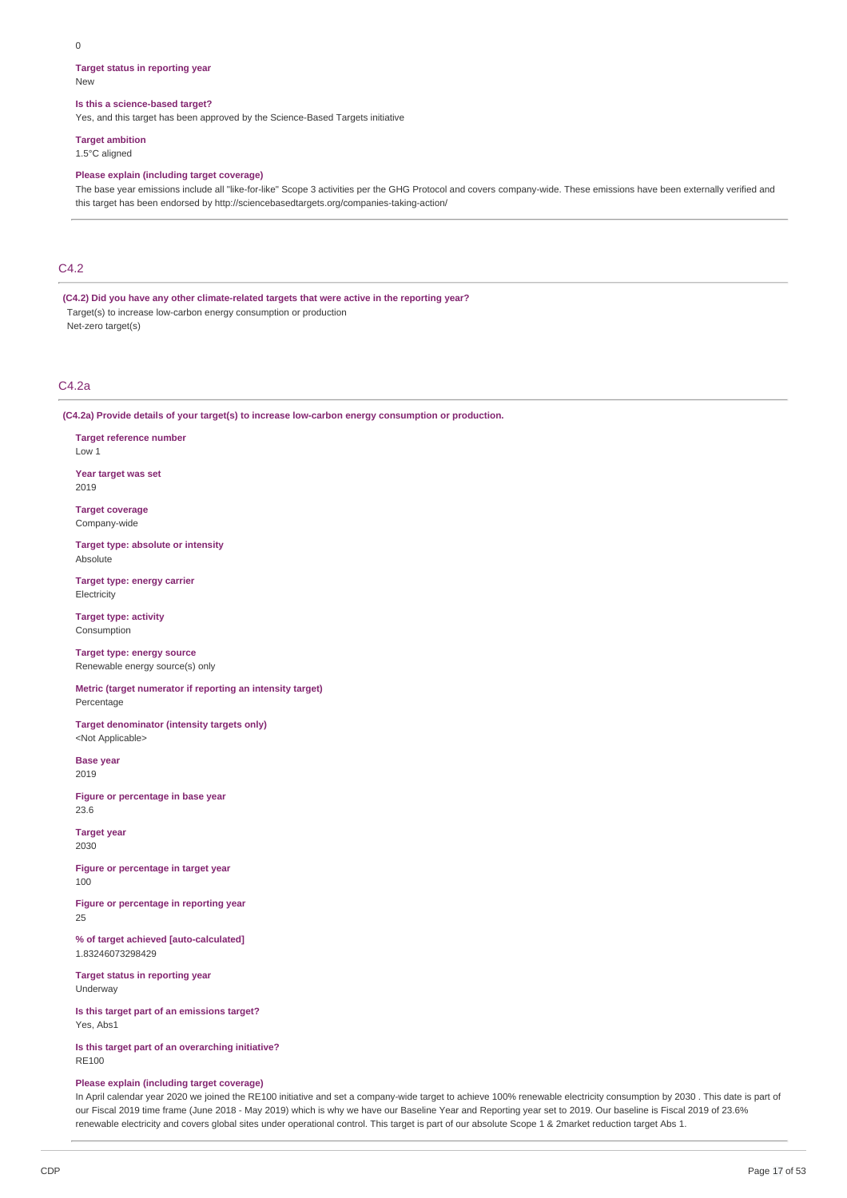0

**Target status in reporting year**
New

**Is this a science-based target?**
Yes, and this target has been approved by the Science-Based Targets initiative

**Target ambition**
1.5°C aligned

**Please explain (including target coverage)**
The base year emissions include all "like-for-like" Scope 3 activities per the GHG Protocol and covers company-wide. These emissions have been externally verified and this target has been endorsed by http://sciencebasedtargets.org/companies-taking-action/

## C4.2

**(C4.2) Did you have any other climate-related targets that were active in the reporting year?**

Target(s) to increase low-carbon energy consumption or production
Net-zero target(s)

## C4.2a

**(C4.2a) Provide details of your target(s) to increase low-carbon energy consumption or production.**

**Target reference number**
Low 1

**Year target was set**
2019

**Target coverage**
Company-wide

**Target type: absolute or intensity**
Absolute

**Target type: energy carrier**
Electricity

**Target type: activity**
Consumption

**Target type: energy source**
Renewable energy source(s) only

**Metric (target numerator if reporting an intensity target)**
Percentage

**Target denominator (intensity targets only)**
<Not Applicable>

**Base year**
2019

**Figure or percentage in base year**
23.6

**Target year**
2030

**Figure or percentage in target year**
100

**Figure or percentage in reporting year**
25

**% of target achieved [auto-calculated]**
1.83246073298429

**Target status in reporting year**
Underway

**Is this target part of an emissions target?**
Yes, Abs1

**Is this target part of an overarching initiative?**
RE100

**Please explain (including target coverage)**
In April calendar year 2020 we joined the RE100 initiative and set a company-wide target to achieve 100% renewable electricity consumption by 2030 . This date is part of our Fiscal 2019 time frame (June 2018 - May 2019) which is why we have our Baseline Year and Reporting year set to 2019. Our baseline is Fiscal 2019 of 23.6% renewable electricity and covers global sites under operational control. This target is part of our absolute Scope 1 & 2market reduction target Abs 1.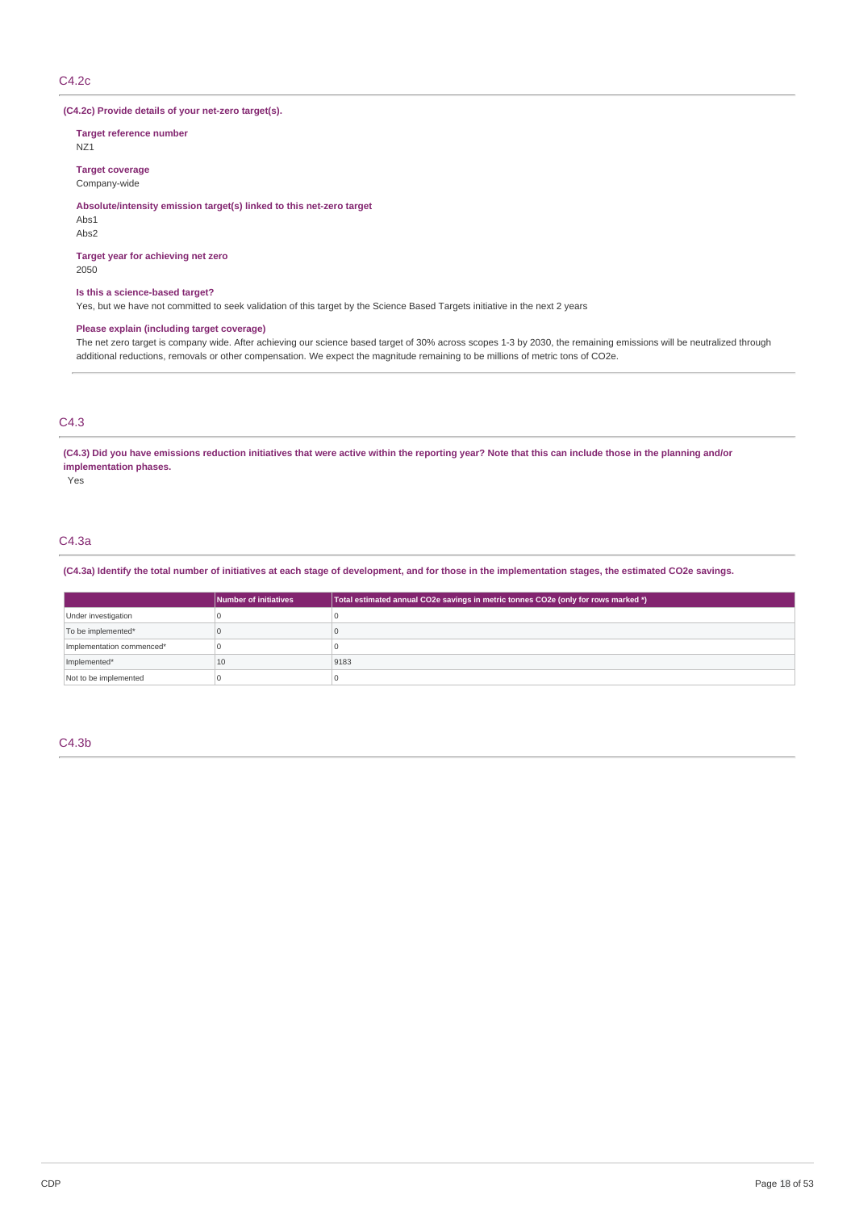## C4.2c

**(C4.2c) Provide details of your net-zero target(s).**

**Target reference number**
NZ1

**Target coverage**
Company-wide

**Absolute/intensity emission target(s) linked to this net-zero target**
Abs1
Abs2

**Target year for achieving net zero**
2050

**Is this a science-based target?**
Yes, but we have not committed to seek validation of this target by the Science Based Targets initiative in the next 2 years

**Please explain (including target coverage)**
The net zero target is company wide. After achieving our science based target of 30% across scopes 1-3 by 2030, the remaining emissions will be neutralized through additional reductions, removals or other compensation. We expect the magnitude remaining to be millions of metric tons of CO2e.

## C4.3

**(C4.3) Did you have emissions reduction initiatives that were active within the reporting year? Note that this can include those in the planning and/or implementation phases.**

Yes

## C4.3a

**(C4.3a) Identify the total number of initiatives at each stage of development, and for those in the implementation stages, the estimated CO2e savings.**

| | Number of initiatives | Total estimated annual CO2e savings in metric tonnes CO2e (only for rows marked *) |
|---|---|---|
| Under investigation | 0 | 0 |
| To be implemented* | 0 | 0 |
| Implementation commenced* | 0 | 0 |
| Implemented* | 10 | 9183 |
| Not to be implemented | 0 | 0 |

## C4.3b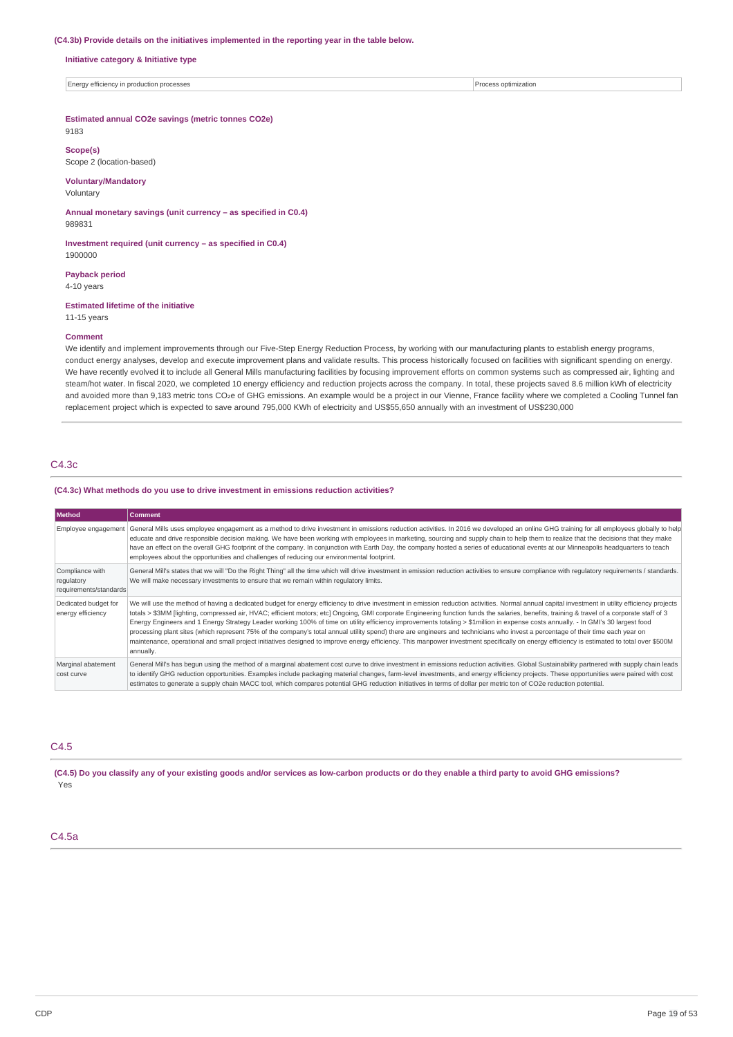(C4.3b) Provide details on the initiatives implemented in the reporting year in the table below.

**Initiative category & Initiative type**

| Energy efficiency in production processes | Process optimization |
|---|---|

**Estimated annual CO2e savings (metric tonnes CO2e)**
9183

**Scope(s)**
Scope 2 (location-based)

**Voluntary/Mandatory**
Voluntary

**Annual monetary savings (unit currency – as specified in C0.4)**
989831

**Investment required (unit currency – as specified in C0.4)**
1900000

**Payback period**
4-10 years

**Estimated lifetime of the initiative**
11-15 years

**Comment**
We identify and implement improvements through our Five-Step Energy Reduction Process, by working with our manufacturing plants to establish energy programs, conduct energy analyses, develop and execute improvement plans and validate results. This process historically focused on facilities with significant spending on energy. We have recently evolved it to include all General Mills manufacturing facilities by focusing improvement efforts on common systems such as compressed air, lighting and steam/hot water. In fiscal 2020, we completed 10 energy efficiency and reduction projects across the company. In total, these projects saved 8.6 million kWh of electricity and avoided more than 9,183 metric tons $CO_2e$ of GHG emissions. An example would be a project in our Vienne, France facility where we completed a Cooling Tunnel fan replacement project which is expected to save around 795,000 KWh of electricity and US$55,650 annually with an investment of US$230,000

## C4.3c

(C4.3c) What methods do you use to drive investment in emissions reduction activities?

| Method | Comment |
|---|---|
| Employee engagement | General Mills uses employee engagement as a method to drive investment in emissions reduction activities. In 2016 we developed an online GHG training for all employees globally to help educate and drive responsible decision making. We have been working with employees in marketing, sourcing and supply chain to help them to realize that the decisions that they make have an effect on the overall GHG footprint of the company. In conjunction with Earth Day, the company hosted a series of educational events at our Minneapolis headquarters to teach employees about the opportunities and challenges of reducing our environmental footprint. |
| Compliance with regulatory requirements/standards | General Mill's states that we will "Do the Right Thing" all the time which will drive investment in emission reduction activities to ensure compliance with regulatory requirements / standards. We will make necessary investments to ensure that we remain within regulatory limits. |
| Dedicated budget for energy efficiency | We will use the method of having a dedicated budget for energy efficiency to drive investment in emission reduction activities. Normal annual capital investment in utility efficiency projects totals > $3MM [lighting, compressed air, HVAC; efficient motors; etc] Ongoing, GMI corporate Engineering function funds the salaries, benefits, training & travel of a corporate staff of 3 Energy Engineers and 1 Energy Strategy Leader working 100% of time on utility efficiency improvements totaling > $1million in expense costs annually. - In GMI's 30 largest food processing plant sites (which represent 75% of the company's total annual utility spend) there are engineers and technicians who invest a percentage of their time each year on maintenance, operational and small project initiatives designed to improve energy efficiency. This manpower investment specifically on energy efficiency is estimated to total over $500M annually. |
| Marginal abatement cost curve | General Mill's has begun using the method of a marginal abatement cost curve to drive investment in emissions reduction activities. Global Sustainability partnered with supply chain leads to identify GHG reduction opportunities. Examples include packaging material changes, farm-level investments, and energy efficiency projects. These opportunities were paired with cost estimates to generate a supply chain MACC tool, which compares potential GHG reduction initiatives in terms of dollar per metric ton of CO2e reduction potential. |

## C4.5

(C4.5) Do you classify any of your existing goods and/or services as low-carbon products or do they enable a third party to avoid GHG emissions?
Yes

## C4.5a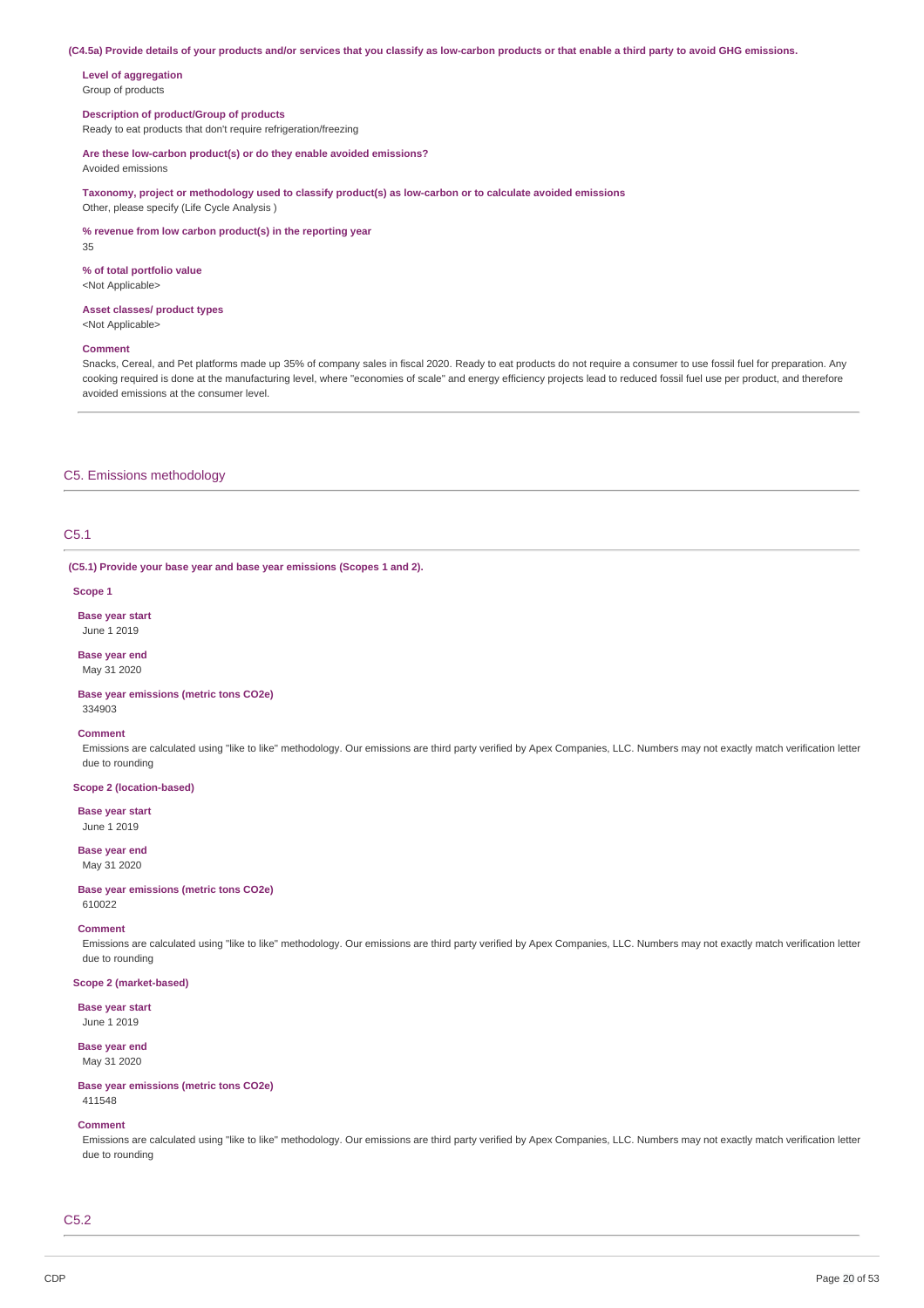**(C4.5a) Provide details of your products and/or services that you classify as low-carbon products or that enable a third party to avoid GHG emissions.**

**Level of aggregation**
Group of products

**Description of product/Group of products**
Ready to eat products that don't require refrigeration/freezing

**Are these low-carbon product(s) or do they enable avoided emissions?**
Avoided emissions

**Taxonomy, project or methodology used to classify product(s) as low-carbon or to calculate avoided emissions**
Other, please specify (Life Cycle Analysis )

**% revenue from low carbon product(s) in the reporting year**
35

**% of total portfolio value**
<Not Applicable>

**Asset classes/ product types**
<Not Applicable>

**Comment**
Snacks, Cereal, and Pet platforms made up 35% of company sales in fiscal 2020. Ready to eat products do not require a consumer to use fossil fuel for preparation. Any cooking required is done at the manufacturing level, where "economies of scale" and energy efficiency projects lead to reduced fossil fuel use per product, and therefore avoided emissions at the consumer level.

## C5. Emissions methodology

### C5.1

**(C5.1) Provide your base year and base year emissions (Scopes 1 and 2).**

**Scope 1**

**Base year start**
June 1 2019

**Base year end**
May 31 2020

**Base year emissions (metric tons CO2e)**
334903

**Comment**
Emissions are calculated using "like to like" methodology. Our emissions are third party verified by Apex Companies, LLC. Numbers may not exactly match verification letter due to rounding

**Scope 2 (location-based)**

**Base year start**
June 1 2019

**Base year end**
May 31 2020

**Base year emissions (metric tons CO2e)**
610022

**Comment**
Emissions are calculated using "like to like" methodology. Our emissions are third party verified by Apex Companies, LLC. Numbers may not exactly match verification letter due to rounding

**Scope 2 (market-based)**

**Base year start**
June 1 2019

**Base year end**
May 31 2020

**Base year emissions (metric tons CO2e)**
411548

**Comment**
Emissions are calculated using "like to like" methodology. Our emissions are third party verified by Apex Companies, LLC. Numbers may not exactly match verification letter due to rounding

### C5.2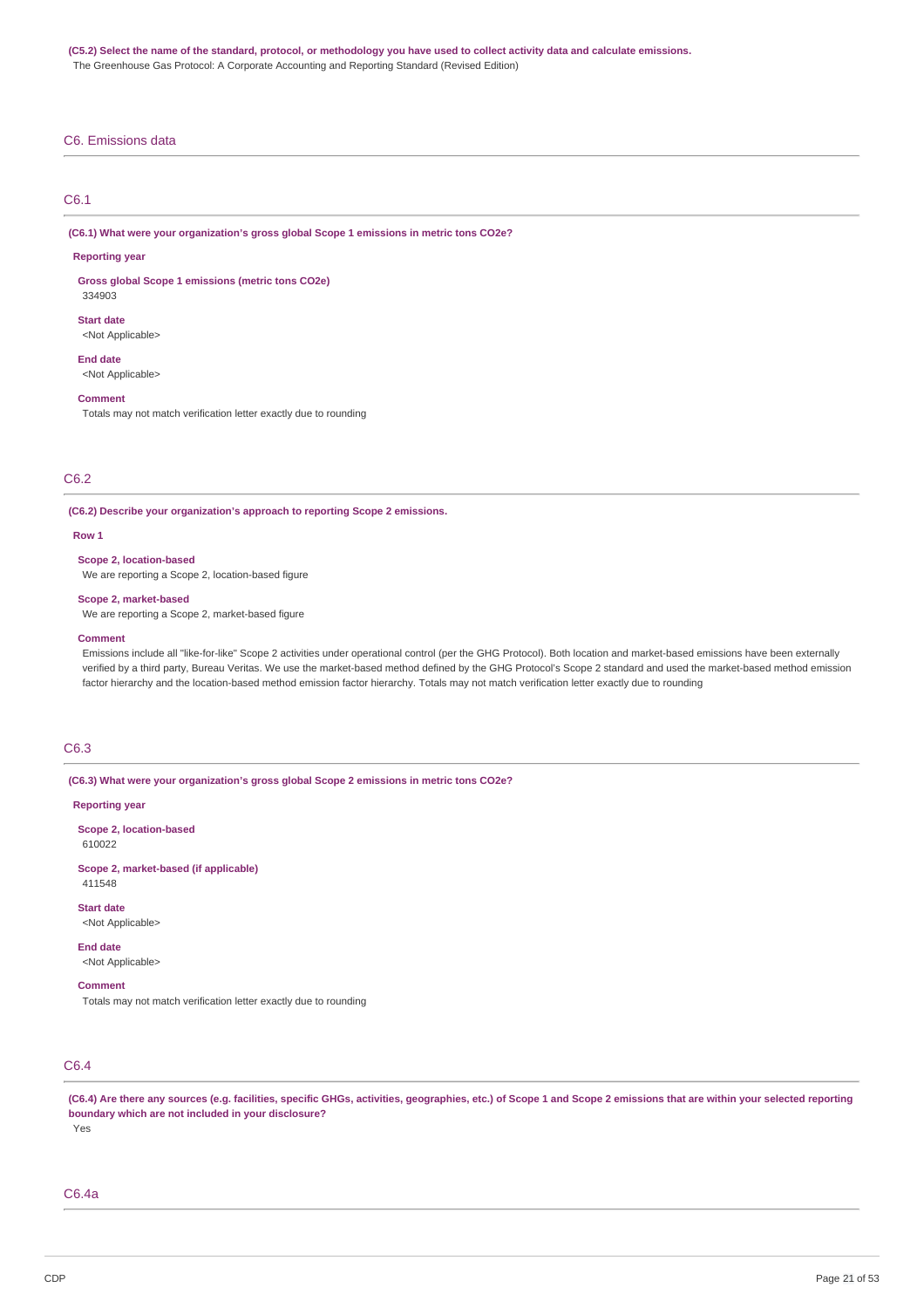**(C5.2) Select the name of the standard, protocol, or methodology you have used to collect activity data and calculate emissions.**

The Greenhouse Gas Protocol: A Corporate Accounting and Reporting Standard (Revised Edition)

## C6. Emissions data

### C6.1

**(C6.1) What were your organization's gross global Scope 1 emissions in metric tons CO2e?**

**Reporting year**

**Gross global Scope 1 emissions (metric tons CO2e)**
334903

**Start date**
<Not Applicable>

**End date**
<Not Applicable>

**Comment**
Totals may not match verification letter exactly due to rounding

### C6.2

**(C6.2) Describe your organization's approach to reporting Scope 2 emissions.**

**Row 1**

**Scope 2, location-based**
We are reporting a Scope 2, location-based figure

**Scope 2, market-based**
We are reporting a Scope 2, market-based figure

**Comment**
Emissions include all "like-for-like" Scope 2 activities under operational control (per the GHG Protocol). Both location and market-based emissions have been externally verified by a third party, Bureau Veritas. We use the market-based method defined by the GHG Protocol's Scope 2 standard and used the market-based method emission factor hierarchy and the location-based method emission factor hierarchy. Totals may not match verification letter exactly due to rounding

### C6.3

**(C6.3) What were your organization's gross global Scope 2 emissions in metric tons CO2e?**

**Reporting year**

**Scope 2, location-based**
610022

**Scope 2, market-based (if applicable)**
411548

**Start date**
<Not Applicable>

**End date**
<Not Applicable>

**Comment**
Totals may not match verification letter exactly due to rounding

### C6.4

**(C6.4) Are there any sources (e.g. facilities, specific GHGs, activities, geographies, etc.) of Scope 1 and Scope 2 emissions that are within your selected reporting boundary which are not included in your disclosure?**

Yes

### C6.4a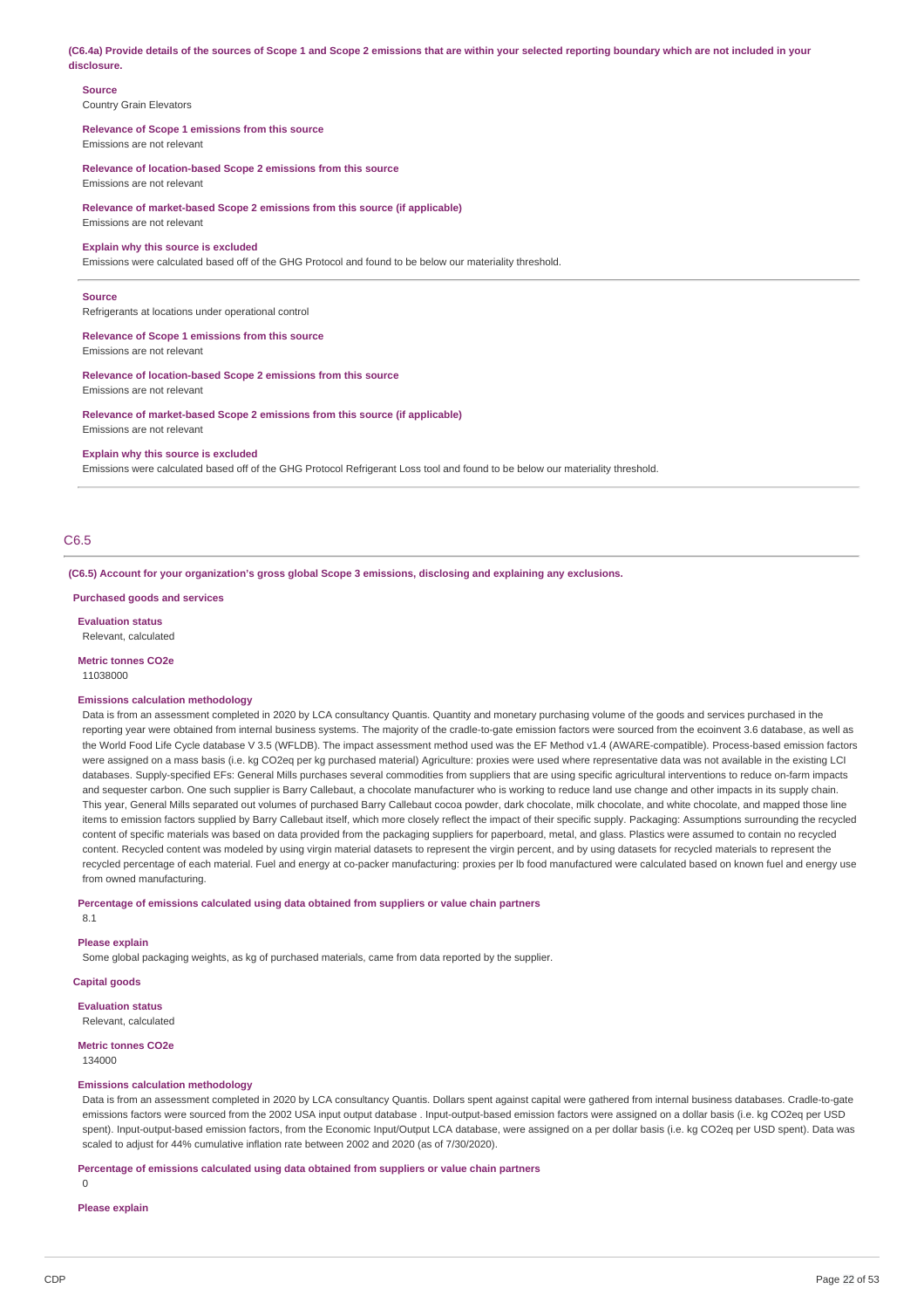**(C6.4a) Provide details of the sources of Scope 1 and Scope 2 emissions that are within your selected reporting boundary which are not included in your disclosure.**

**Source**
Country Grain Elevators

**Relevance of Scope 1 emissions from this source**
Emissions are not relevant

**Relevance of location-based Scope 2 emissions from this source**
Emissions are not relevant

**Relevance of market-based Scope 2 emissions from this source (if applicable)**
Emissions are not relevant

**Explain why this source is excluded**
Emissions were calculated based off of the GHG Protocol and found to be below our materiality threshold.

---

**Source**
Refrigerants at locations under operational control

**Relevance of Scope 1 emissions from this source**
Emissions are not relevant

**Relevance of location-based Scope 2 emissions from this source**
Emissions are not relevant

**Relevance of market-based Scope 2 emissions from this source (if applicable)**
Emissions are not relevant

**Explain why this source is excluded**
Emissions were calculated based off of the GHG Protocol Refrigerant Loss tool and found to be below our materiality threshold.

## C6.5

**(C6.5) Account for your organization's gross global Scope 3 emissions, disclosing and explaining any exclusions.**

**Purchased goods and services**

**Evaluation status**
Relevant, calculated

**Metric tonnes CO2e**
11038000

**Emissions calculation methodology**
Data is from an assessment completed in 2020 by LCA consultancy Quantis. Quantity and monetary purchasing volume of the goods and services purchased in the reporting year were obtained from internal business systems. The majority of the cradle-to-gate emission factors were sourced from the ecoinvent 3.6 database, as well as the World Food Life Cycle database V 3.5 (WFLDB). The impact assessment method used was the EF Method v1.4 (AWARE-compatible). Process-based emission factors were assigned on a mass basis (i.e. kg CO2eq per kg purchased material) Agriculture: proxies were used where representative data was not available in the existing LCI databases. Supply-specified EFs: General Mills purchases several commodities from suppliers that are using specific agricultural interventions to reduce on-farm impacts and sequester carbon. One such supplier is Barry Callebaut, a chocolate manufacturer who is working to reduce land use change and other impacts in its supply chain. This year, General Mills separated out volumes of purchased Barry Callebaut cocoa powder, dark chocolate, milk chocolate, and white chocolate, and mapped those line items to emission factors supplied by Barry Callebaut itself, which more closely reflect the impact of their specific supply. Packaging: Assumptions surrounding the recycled content of specific materials was based on data provided from the packaging suppliers for paperboard, metal, and glass. Plastics were assumed to contain no recycled content. Recycled content was modeled by using virgin material datasets to represent the virgin percent, and by using datasets for recycled materials to represent the recycled percentage of each material. Fuel and energy at co-packer manufacturing: proxies per lb food manufactured were calculated based on known fuel and energy use from owned manufacturing.

**Percentage of emissions calculated using data obtained from suppliers or value chain partners**
8.1

**Please explain**
Some global packaging weights, as kg of purchased materials, came from data reported by the supplier.

**Capital goods**

**Evaluation status**
Relevant, calculated

**Metric tonnes CO2e**
134000

**Emissions calculation methodology**
Data is from an assessment completed in 2020 by LCA consultancy Quantis. Dollars spent against capital were gathered from internal business databases. Cradle-to-gate emissions factors were sourced from the 2002 USA input output database . Input-output-based emission factors were assigned on a dollar basis (i.e. kg CO2eq per USD spent). Input-output-based emission factors, from the Economic Input/Output LCA database, were assigned on a per dollar basis (i.e. kg CO2eq per USD spent). Data was scaled to adjust for 44% cumulative inflation rate between 2002 and 2020 (as of 7/30/2020).

**Percentage of emissions calculated using data obtained from suppliers or value chain partners**
0

**Please explain**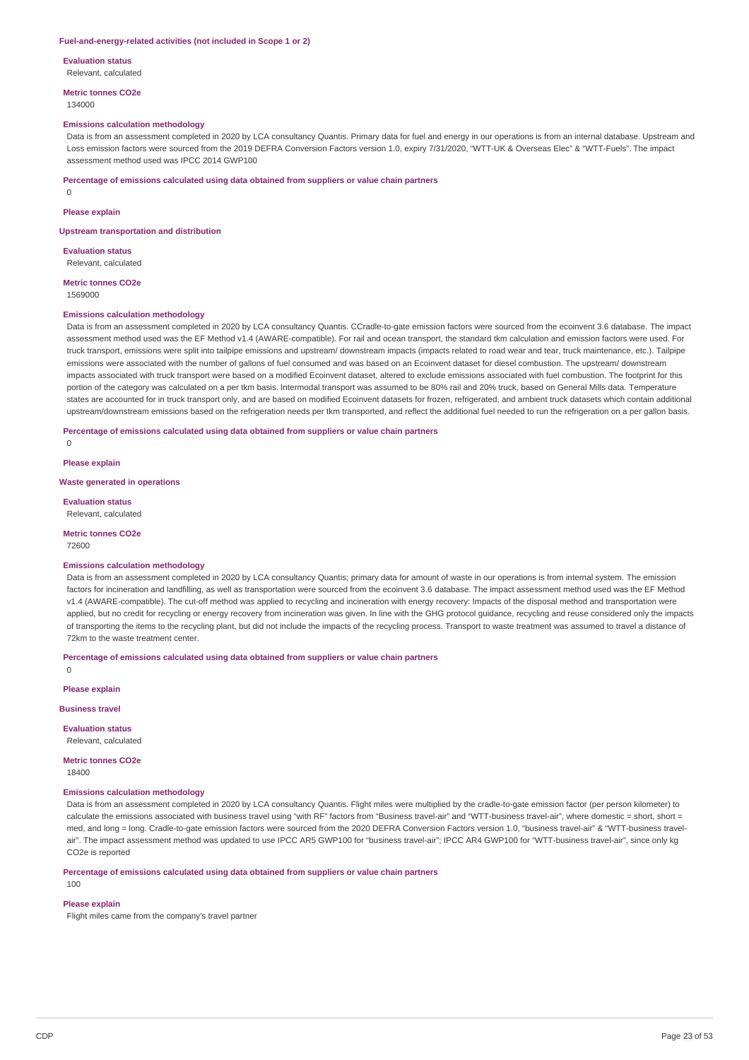#### Fuel-and-energy-related activities (not included in Scope 1 or 2)

**Evaluation status**

Relevant, calculated

**Metric tonnes CO2e**

134000

**Emissions calculation methodology**

Data is from an assessment completed in 2020 by LCA consultancy Quantis. Primary data for fuel and energy in our operations is from an internal database. Upstream and Loss emission factors were sourced from the 2019 DEFRA Conversion Factors version 1.0, expiry 7/31/2020, "WTT-UK & Overseas Elec" & "WTT-Fuels". The impact assessment method used was IPCC 2014 GWP100

**Percentage of emissions calculated using data obtained from suppliers or value chain partners**

0

**Please explain**

#### Upstream transportation and distribution

**Evaluation status**

Relevant, calculated

**Metric tonnes CO2e**

1569000

**Emissions calculation methodology**

Data is from an assessment completed in 2020 by LCA consultancy Quantis. CCradle-to-gate emission factors were sourced from the ecoinvent 3.6 database. The impact assessment method used was the EF Method v1.4 (AWARE-compatible). For rail and ocean transport, the standard tkm calculation and emission factors were used. For truck transport, emissions were split into tailpipe emissions and upstream/ downstream impacts (impacts related to road wear and tear, truck maintenance, etc.). Tailpipe emissions were associated with the number of gallons of fuel consumed and was based on an Ecoinvent dataset for diesel combustion. The upstream/ downstream impacts associated with truck transport were based on a modified Ecoinvent dataset, altered to exclude emissions associated with fuel combustion. The footprint for this portion of the category was calculated on a per tkm basis. Intermodal transport was assumed to be 80% rail and 20% truck, based on General Mills data. Temperature states are accounted for in truck transport only, and are based on modified Ecoinvent datasets for frozen, refrigerated, and ambient truck datasets which contain additional upstream/downstream emissions based on the refrigeration needs per tkm transported, and reflect the additional fuel needed to run the refrigeration on a per gallon basis.

**Percentage of emissions calculated using data obtained from suppliers or value chain partners**

0

**Please explain**

#### Waste generated in operations

**Evaluation status**

Relevant, calculated

**Metric tonnes CO2e**

72600

**Emissions calculation methodology**

Data is from an assessment completed in 2020 by LCA consultancy Quantis; primary data for amount of waste in our operations is from internal system. The emission factors for incineration and landfilling, as well as transportation were sourced from the ecoinvent 3.6 database. The impact assessment method used was the EF Method v1.4 (AWARE-compatible). The cut-off method was applied to recycling and incineration with energy recovery: Impacts of the disposal method and transportation were applied, but no credit for recycling or energy recovery from incineration was given. In line with the GHG protocol guidance, recycling and reuse considered only the impacts of transporting the items to the recycling plant, but did not include the impacts of the recycling process. Transport to waste treatment was assumed to travel a distance of 72km to the waste treatment center.

**Percentage of emissions calculated using data obtained from suppliers or value chain partners**

0

**Please explain**

#### Business travel

**Evaluation status**

Relevant, calculated

**Metric tonnes CO2e**

18400

**Emissions calculation methodology**

Data is from an assessment completed in 2020 by LCA consultancy Quantis. Flight miles were multiplied by the cradle-to-gate emission factor (per person kilometer) to calculate the emissions associated with business travel using "with RF" factors from "Business travel-air" and "WTT-business travel-air", where domestic = short, short = med, and long = long. Cradle-to-gate emission factors were sourced from the 2020 DEFRA Conversion Factors version 1.0, "business travel-air" & "WTT-business travel-air". The impact assessment method was updated to use IPCC AR5 GWP100 for "business travel-air"; IPCC AR4 GWP100 for "WTT-business travel-air", since only kg CO2e is reported

**Percentage of emissions calculated using data obtained from suppliers or value chain partners**

100

**Please explain**

Flight miles came from the company's travel partner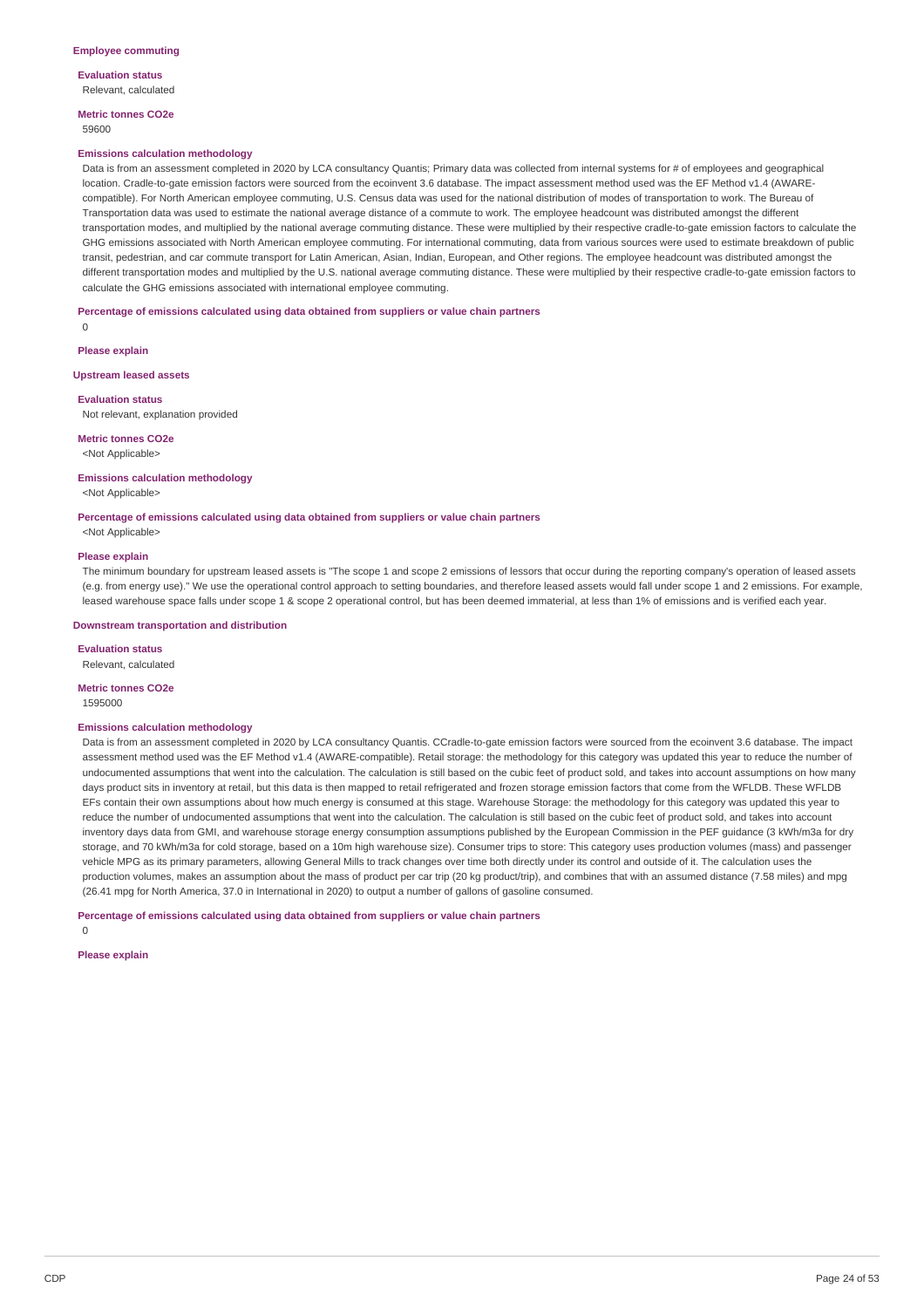**Employee commuting**

**Evaluation status**
Relevant, calculated

**Metric tonnes CO2e**
59600

**Emissions calculation methodology**
Data is from an assessment completed in 2020 by LCA consultancy Quantis; Primary data was collected from internal systems for # of employees and geographical location. Cradle-to-gate emission factors were sourced from the ecoinvent 3.6 database. The impact assessment method used was the EF Method v1.4 (AWARE-compatible). For North American employee commuting, U.S. Census data was used for the national distribution of modes of transportation to work. The Bureau of Transportation data was used to estimate the national average distance of a commute to work. The employee headcount was distributed amongst the different transportation modes, and multiplied by the national average commuting distance. These were multiplied by their respective cradle-to-gate emission factors to calculate the GHG emissions associated with North American employee commuting. For international commuting, data from various sources were used to estimate breakdown of public transit, pedestrian, and car commute transport for Latin American, Asian, Indian, European, and Other regions. The employee headcount was distributed amongst the different transportation modes and multiplied by the U.S. national average commuting distance. These were multiplied by their respective cradle-to-gate emission factors to calculate the GHG emissions associated with international employee commuting.

**Percentage of emissions calculated using data obtained from suppliers or value chain partners**
0

**Please explain**

**Upstream leased assets**

**Evaluation status**
Not relevant, explanation provided

**Metric tonnes CO2e**
<Not Applicable>

**Emissions calculation methodology**
<Not Applicable>

**Percentage of emissions calculated using data obtained from suppliers or value chain partners**
<Not Applicable>

**Please explain**
The minimum boundary for upstream leased assets is "The scope 1 and scope 2 emissions of lessors that occur during the reporting company's operation of leased assets (e.g. from energy use)." We use the operational control approach to setting boundaries, and therefore leased assets would fall under scope 1 and 2 emissions. For example, leased warehouse space falls under scope 1 & scope 2 operational control, but has been deemed immaterial, at less than 1% of emissions and is verified each year.

**Downstream transportation and distribution**

**Evaluation status**
Relevant, calculated

**Metric tonnes CO2e**
1595000

**Emissions calculation methodology**
Data is from an assessment completed in 2020 by LCA consultancy Quantis. CCradle-to-gate emission factors were sourced from the ecoinvent 3.6 database. The impact assessment method used was the EF Method v1.4 (AWARE-compatible). Retail storage: the methodology for this category was updated this year to reduce the number of undocumented assumptions that went into the calculation. The calculation is still based on the cubic feet of product sold, and takes into account assumptions on how many days product sits in inventory at retail, but this data is then mapped to retail refrigerated and frozen storage emission factors that come from the WFLDB. These WFLDB EFs contain their own assumptions about how much energy is consumed at this stage. Warehouse Storage: the methodology for this category was updated this year to reduce the number of undocumented assumptions that went into the calculation. The calculation is still based on the cubic feet of product sold, and takes into account inventory days data from GMI, and warehouse storage energy consumption assumptions published by the European Commission in the PEF guidance (3 kWh/m3a for dry storage, and 70 kWh/m3a for cold storage, based on a 10m high warehouse size). Consumer trips to store: This category uses production volumes (mass) and passenger vehicle MPG as its primary parameters, allowing General Mills to track changes over time both directly under its control and outside of it. The calculation uses the production volumes, makes an assumption about the mass of product per car trip (20 kg product/trip), and combines that with an assumed distance (7.58 miles) and mpg (26.41 mpg for North America, 37.0 in International in 2020) to output a number of gallons of gasoline consumed.

**Percentage of emissions calculated using data obtained from suppliers or value chain partners**
0

**Please explain**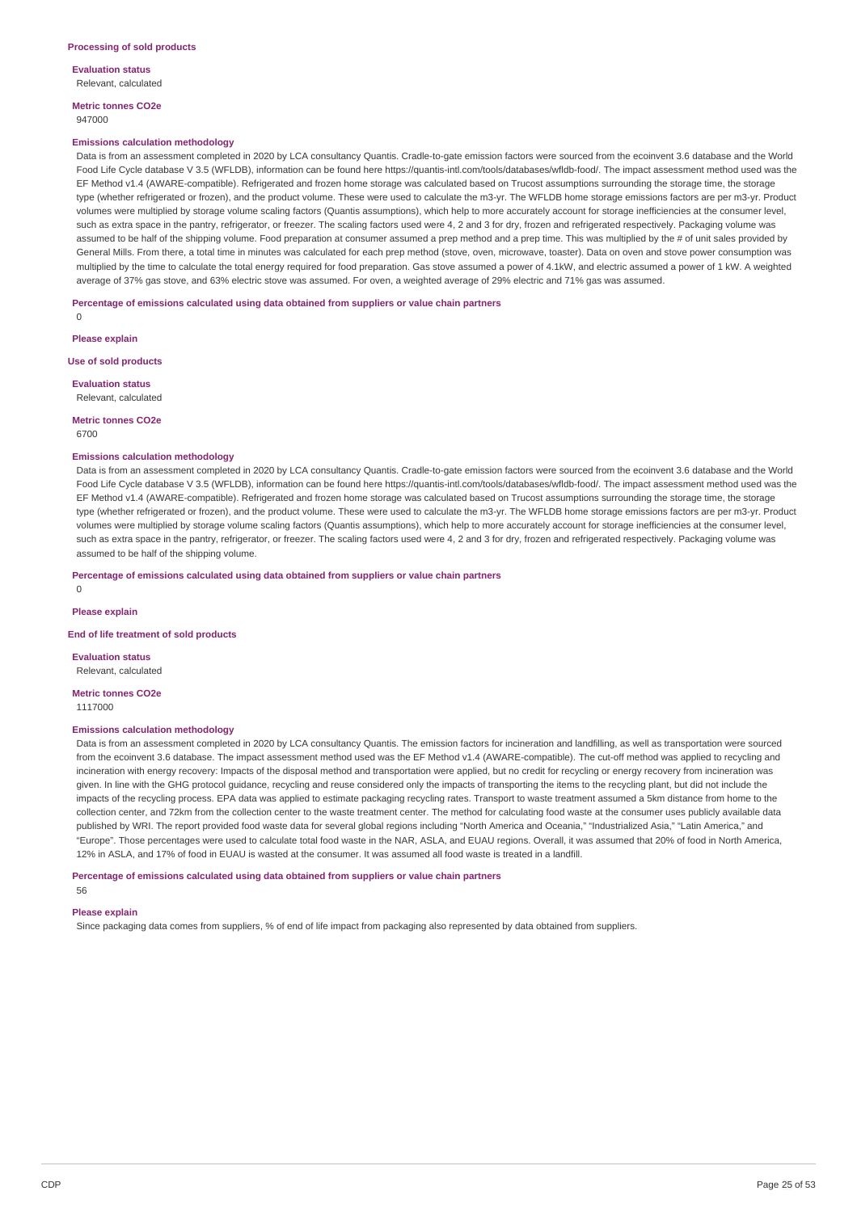### Processing of sold products

**Evaluation status**

Relevant, calculated

**Metric tonnes CO2e**

947000

**Emissions calculation methodology**

Data is from an assessment completed in 2020 by LCA consultancy Quantis. Cradle-to-gate emission factors were sourced from the ecoinvent 3.6 database and the World Food Life Cycle database V 3.5 (WFLDB), information can be found here https://quantis-intl.com/tools/databases/wfldb-food/. The impact assessment method used was the EF Method v1.4 (AWARE-compatible). Refrigerated and frozen home storage was calculated based on Trucost assumptions surrounding the storage time, the storage type (whether refrigerated or frozen), and the product volume. These were used to calculate the m3-yr. The WFLDB home storage emissions factors are per m3-yr. Product volumes were multiplied by storage volume scaling factors (Quantis assumptions), which help to more accurately account for storage inefficiencies at the consumer level, such as extra space in the pantry, refrigerator, or freezer. The scaling factors used were 4, 2 and 3 for dry, frozen and refrigerated respectively. Packaging volume was assumed to be half of the shipping volume. Food preparation at consumer assumed a prep method and a prep time. This was multiplied by the # of unit sales provided by General Mills. From there, a total time in minutes was calculated for each prep method (stove, oven, microwave, toaster). Data on oven and stove power consumption was multiplied by the time to calculate the total energy required for food preparation. Gas stove assumed a power of 4.1kW, and electric assumed a power of 1 kW. A weighted average of 37% gas stove, and 63% electric stove was assumed. For oven, a weighted average of 29% electric and 71% gas was assumed.

**Percentage of emissions calculated using data obtained from suppliers or value chain partners**

0

**Please explain**

### Use of sold products

**Evaluation status**

Relevant, calculated

**Metric tonnes CO2e**

6700

**Emissions calculation methodology**

Data is from an assessment completed in 2020 by LCA consultancy Quantis. Cradle-to-gate emission factors were sourced from the ecoinvent 3.6 database and the World Food Life Cycle database V 3.5 (WFLDB), information can be found here https://quantis-intl.com/tools/databases/wfldb-food/. The impact assessment method used was the EF Method v1.4 (AWARE-compatible). Refrigerated and frozen home storage was calculated based on Trucost assumptions surrounding the storage time, the storage type (whether refrigerated or frozen), and the product volume. These were used to calculate the m3-yr. The WFLDB home storage emissions factors are per m3-yr. Product volumes were multiplied by storage volume scaling factors (Quantis assumptions), which help to more accurately account for storage inefficiencies at the consumer level, such as extra space in the pantry, refrigerator, or freezer. The scaling factors used were 4, 2 and 3 for dry, frozen and refrigerated respectively. Packaging volume was assumed to be half of the shipping volume.

**Percentage of emissions calculated using data obtained from suppliers or value chain partners**

0

**Please explain**

### End of life treatment of sold products

**Evaluation status**

Relevant, calculated

**Metric tonnes CO2e**

1117000

**Emissions calculation methodology**

Data is from an assessment completed in 2020 by LCA consultancy Quantis. The emission factors for incineration and landfilling, as well as transportation were sourced from the ecoinvent 3.6 database. The impact assessment method used was the EF Method v1.4 (AWARE-compatible). The cut-off method was applied to recycling and incineration with energy recovery: Impacts of the disposal method and transportation were applied, but no credit for recycling or energy recovery from incineration was given. In line with the GHG protocol guidance, recycling and reuse considered only the impacts of transporting the items to the recycling plant, but did not include the impacts of the recycling process. EPA data was applied to estimate packaging recycling rates. Transport to waste treatment assumed a 5km distance from home to the collection center, and 72km from the collection center to the waste treatment center. The method for calculating food waste at the consumer uses publicly available data published by WRI. The report provided food waste data for several global regions including "North America and Oceania," "Industrialized Asia," "Latin America," and "Europe". Those percentages were used to calculate total food waste in the NAR, ASLA, and EUAU regions. Overall, it was assumed that 20% of food in North America, 12% in ASLA, and 17% of food in EUAU is wasted at the consumer. It was assumed all food waste is treated in a landfill.

**Percentage of emissions calculated using data obtained from suppliers or value chain partners**

56

**Please explain**

Since packaging data comes from suppliers, % of end of life impact from packaging also represented by data obtained from suppliers.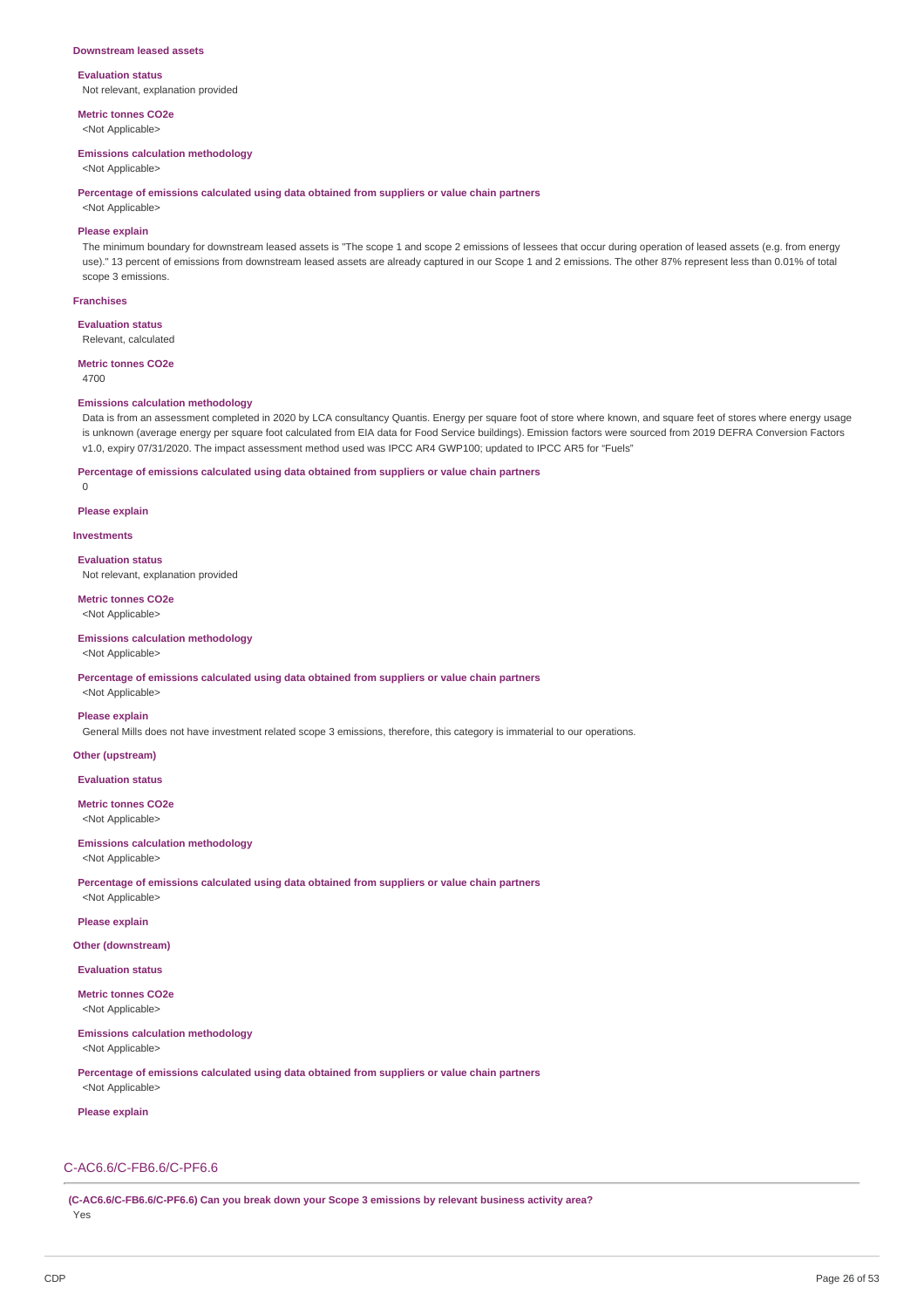**Downstream leased assets**

**Evaluation status**

Not relevant, explanation provided

**Metric tonnes CO2e**

<Not Applicable>

**Emissions calculation methodology**

<Not Applicable>

**Percentage of emissions calculated using data obtained from suppliers or value chain partners**

<Not Applicable>

**Please explain**

The minimum boundary for downstream leased assets is "The scope 1 and scope 2 emissions of lessees that occur during operation of leased assets (e.g. from energy use)." 13 percent of emissions from downstream leased assets are already captured in our Scope 1 and 2 emissions. The other 87% represent less than 0.01% of total scope 3 emissions.

**Franchises**

**Evaluation status**

Relevant, calculated

**Metric tonnes CO2e**

4700

**Emissions calculation methodology**

Data is from an assessment completed in 2020 by LCA consultancy Quantis. Energy per square foot of store where known, and square feet of stores where energy usage is unknown (average energy per square foot calculated from EIA data for Food Service buildings). Emission factors were sourced from 2019 DEFRA Conversion Factors v1.0, expiry 07/31/2020. The impact assessment method used was IPCC AR4 GWP100; updated to IPCC AR5 for "Fuels"

**Percentage of emissions calculated using data obtained from suppliers or value chain partners**

0

**Please explain**

**Investments**

**Evaluation status**

Not relevant, explanation provided

**Metric tonnes CO2e**

<Not Applicable>

**Emissions calculation methodology**

<Not Applicable>

**Percentage of emissions calculated using data obtained from suppliers or value chain partners**

<Not Applicable>

**Please explain**

General Mills does not have investment related scope 3 emissions, therefore, this category is immaterial to our operations.

**Other (upstream)**

**Evaluation status**

**Metric tonnes CO2e**

<Not Applicable>

**Emissions calculation methodology**

<Not Applicable>

**Percentage of emissions calculated using data obtained from suppliers or value chain partners**

<Not Applicable>

**Please explain**

**Other (downstream)**

**Evaluation status**

**Metric tonnes CO2e**

<Not Applicable>

**Emissions calculation methodology**

<Not Applicable>

**Percentage of emissions calculated using data obtained from suppliers or value chain partners**

<Not Applicable>

**Please explain**

## C-AC6.6/C-FB6.6/C-PF6.6

**(C-AC6.6/C-FB6.6/C-PF6.6) Can you break down your Scope 3 emissions by relevant business activity area?**

Yes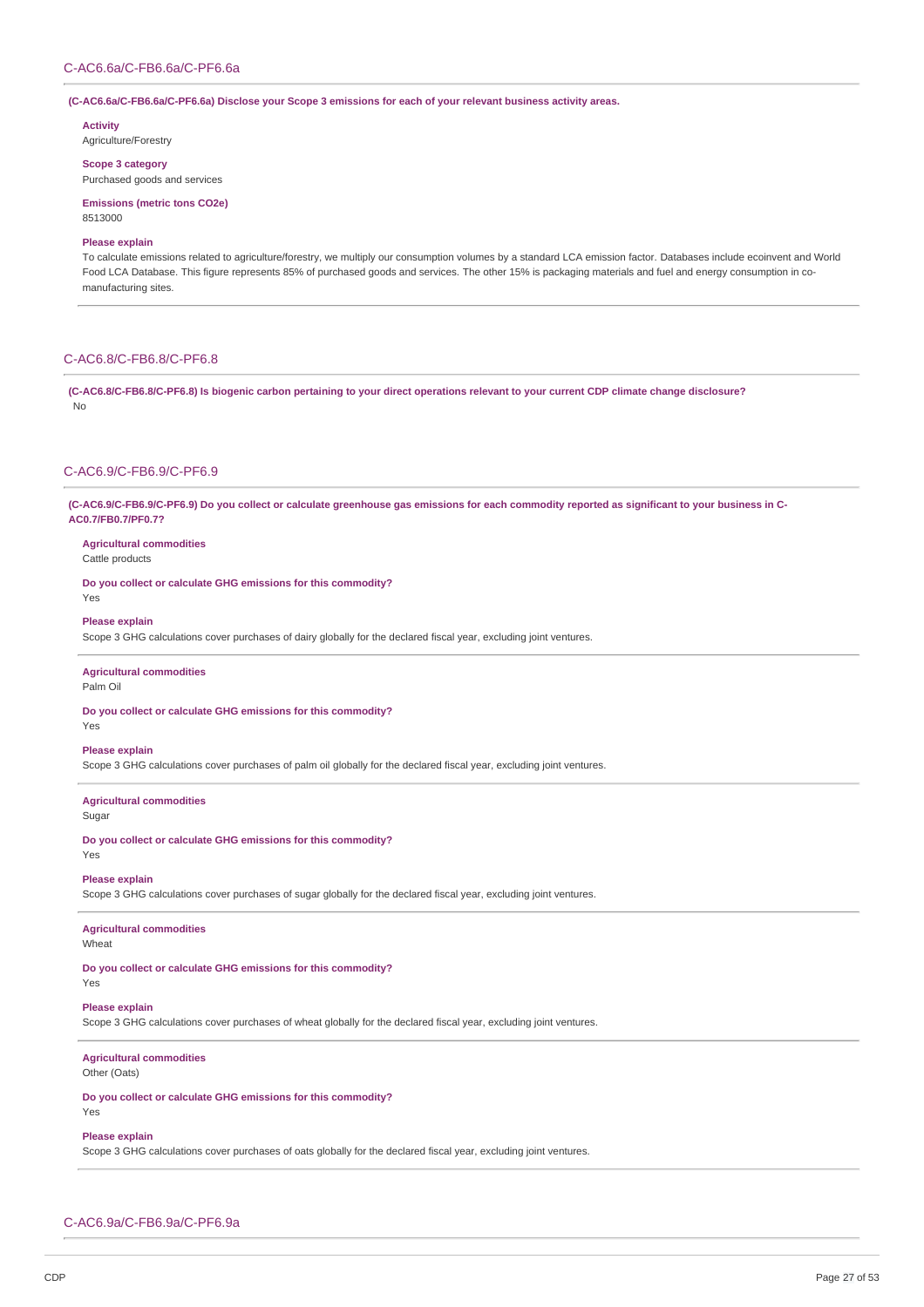## C-AC6.6a/C-FB6.6a/C-PF6.6a

**(C-AC6.6a/C-FB6.6a/C-PF6.6a) Disclose your Scope 3 emissions for each of your relevant business activity areas.**

**Activity**
Agriculture/Forestry

**Scope 3 category**
Purchased goods and services

**Emissions (metric tons CO2e)**
8513000

**Please explain**
To calculate emissions related to agriculture/forestry, we multiply our consumption volumes by a standard LCA emission factor. Databases include ecoinvent and World Food LCA Database. This figure represents 85% of purchased goods and services. The other 15% is packaging materials and fuel and energy consumption in co-manufacturing sites.

## C-AC6.8/C-FB6.8/C-PF6.8

**(C-AC6.8/C-FB6.8/C-PF6.8) Is biogenic carbon pertaining to your direct operations relevant to your current CDP climate change disclosure?**
No

## C-AC6.9/C-FB6.9/C-PF6.9

**(C-AC6.9/C-FB6.9/C-PF6.9) Do you collect or calculate greenhouse gas emissions for each commodity reported as significant to your business in C-AC0.7/FB0.7/PF0.7?**

**Agricultural commodities**
Cattle products

**Do you collect or calculate GHG emissions for this commodity?**
Yes

**Please explain**
Scope 3 GHG calculations cover purchases of dairy globally for the declared fiscal year, excluding joint ventures.

**Agricultural commodities**
Palm Oil

**Do you collect or calculate GHG emissions for this commodity?**
Yes

**Please explain**
Scope 3 GHG calculations cover purchases of palm oil globally for the declared fiscal year, excluding joint ventures.

**Agricultural commodities**
Sugar

**Do you collect or calculate GHG emissions for this commodity?**
Yes

**Please explain**
Scope 3 GHG calculations cover purchases of sugar globally for the declared fiscal year, excluding joint ventures.

**Agricultural commodities**
Wheat

**Do you collect or calculate GHG emissions for this commodity?**
Yes

**Please explain**
Scope 3 GHG calculations cover purchases of wheat globally for the declared fiscal year, excluding joint ventures.

**Agricultural commodities**
Other (Oats)

**Do you collect or calculate GHG emissions for this commodity?**
Yes

**Please explain**
Scope 3 GHG calculations cover purchases of oats globally for the declared fiscal year, excluding joint ventures.

## C-AC6.9a/C-FB6.9a/C-PF6.9a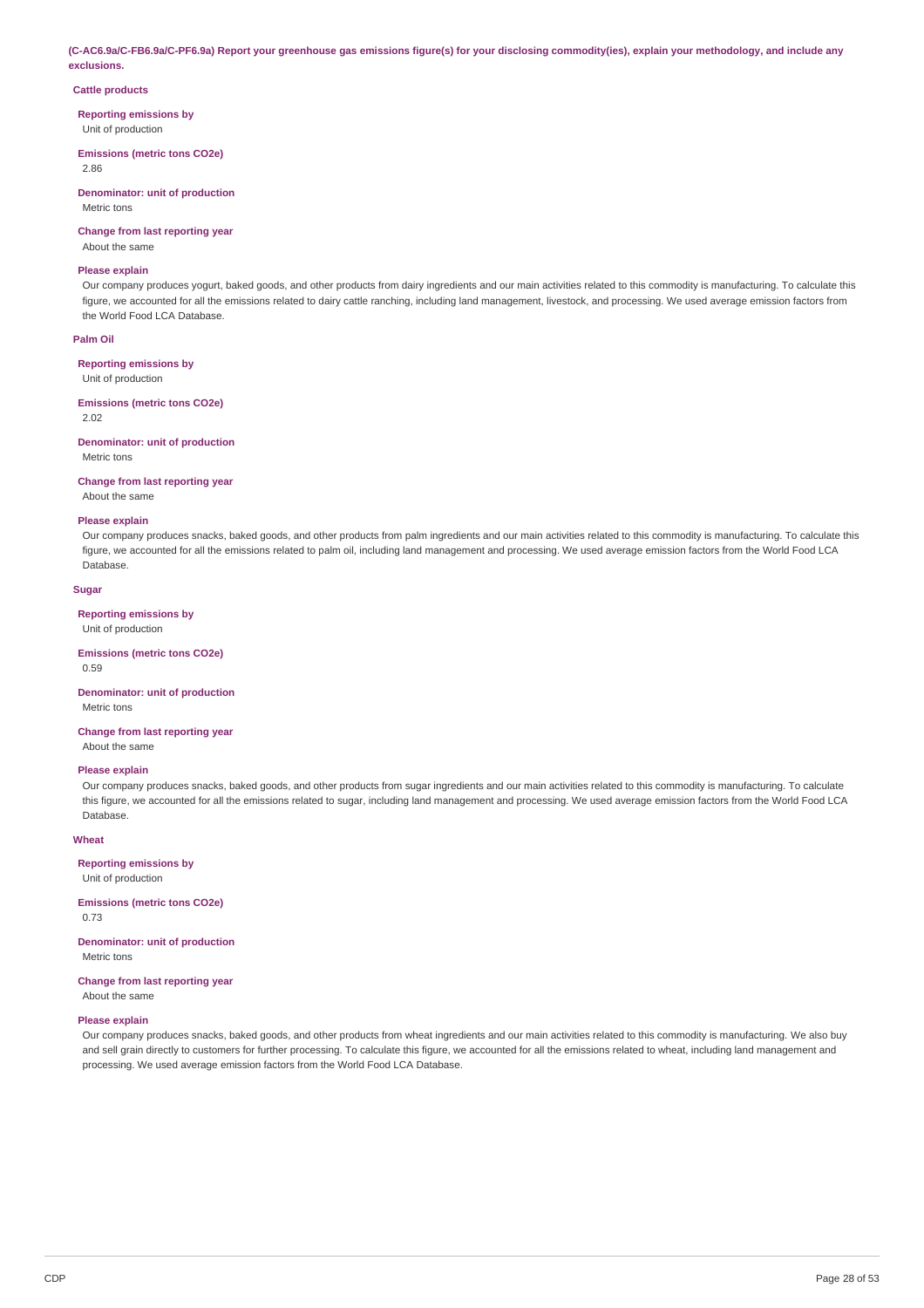**(C-AC6.9a/C-FB6.9a/C-PF6.9a) Report your greenhouse gas emissions figure(s) for your disclosing commodity(ies), explain your methodology, and include any exclusions.**

**Cattle products**

**Reporting emissions by**
Unit of production

**Emissions (metric tons CO2e)**
2.86

**Denominator: unit of production**
Metric tons

**Change from last reporting year**
About the same

**Please explain**
Our company produces yogurt, baked goods, and other products from dairy ingredients and our main activities related to this commodity is manufacturing. To calculate this figure, we accounted for all the emissions related to dairy cattle ranching, including land management, livestock, and processing. We used average emission factors from the World Food LCA Database.

**Palm Oil**

**Reporting emissions by**
Unit of production

**Emissions (metric tons CO2e)**
2.02

**Denominator: unit of production**
Metric tons

**Change from last reporting year**
About the same

**Please explain**
Our company produces snacks, baked goods, and other products from palm ingredients and our main activities related to this commodity is manufacturing. To calculate this figure, we accounted for all the emissions related to palm oil, including land management and processing. We used average emission factors from the World Food LCA Database.

**Sugar**

**Reporting emissions by**
Unit of production

**Emissions (metric tons CO2e)**
0.59

**Denominator: unit of production**
Metric tons

**Change from last reporting year**
About the same

**Please explain**
Our company produces snacks, baked goods, and other products from sugar ingredients and our main activities related to this commodity is manufacturing. To calculate this figure, we accounted for all the emissions related to sugar, including land management and processing. We used average emission factors from the World Food LCA Database.

**Wheat**

**Reporting emissions by**
Unit of production

**Emissions (metric tons CO2e)**
0.73

**Denominator: unit of production**
Metric tons

**Change from last reporting year**
About the same

**Please explain**
Our company produces snacks, baked goods, and other products from wheat ingredients and our main activities related to this commodity is manufacturing. We also buy and sell grain directly to customers for further processing. To calculate this figure, we accounted for all the emissions related to wheat, including land management and processing. We used average emission factors from the World Food LCA Database.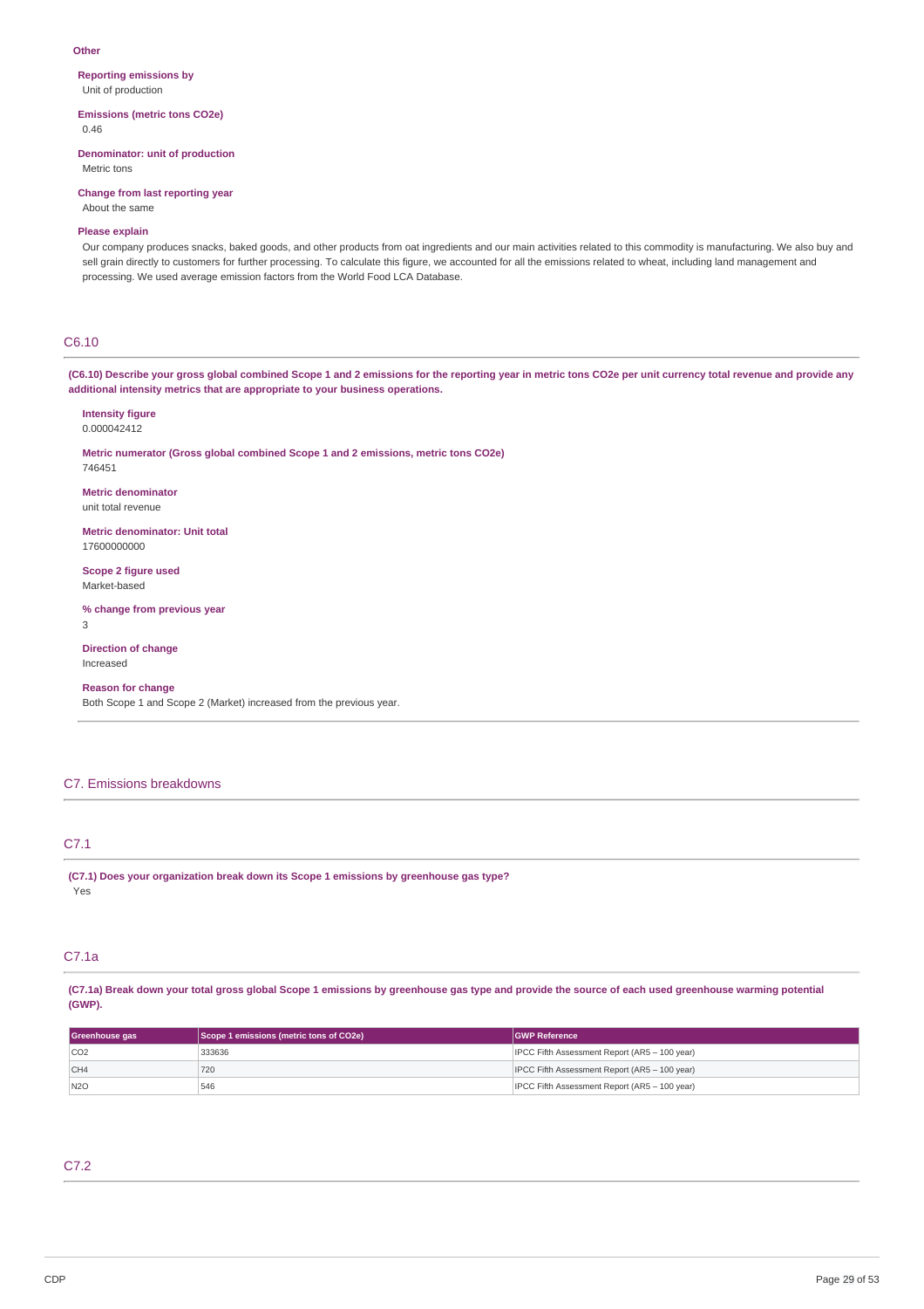**Other**

**Reporting emissions by**
Unit of production

**Emissions (metric tons CO2e)**
0.46

**Denominator: unit of production**
Metric tons

**Change from last reporting year**
About the same

**Please explain**
Our company produces snacks, baked goods, and other products from oat ingredients and our main activities related to this commodity is manufacturing. We also buy and sell grain directly to customers for further processing. To calculate this figure, we accounted for all the emissions related to wheat, including land management and processing. We used average emission factors from the World Food LCA Database.

## C6.10

**(C6.10) Describe your gross global combined Scope 1 and 2 emissions for the reporting year in metric tons CO2e per unit currency total revenue and provide any additional intensity metrics that are appropriate to your business operations.**

**Intensity figure**
0.000042412

**Metric numerator (Gross global combined Scope 1 and 2 emissions, metric tons CO2e)**
746451

**Metric denominator**
unit total revenue

**Metric denominator: Unit total**
17600000000

**Scope 2 figure used**
Market-based

**% change from previous year**
3

**Direction of change**
Increased

**Reason for change**
Both Scope 1 and Scope 2 (Market) increased from the previous year.

# C7. Emissions breakdowns

## C7.1

**(C7.1) Does your organization break down its Scope 1 emissions by greenhouse gas type?**
Yes

## C7.1a

**(C7.1a) Break down your total gross global Scope 1 emissions by greenhouse gas type and provide the source of each used greenhouse warming potential (GWP).**

| Greenhouse gas | Scope 1 emissions (metric tons of CO2e) | GWP Reference |
|---|---|---|
| CO2 | 333636 | IPCC Fifth Assessment Report (AR5 – 100 year) |
| CH4 | 720 | IPCC Fifth Assessment Report (AR5 – 100 year) |
| N2O | 546 | IPCC Fifth Assessment Report (AR5 – 100 year) |

## C7.2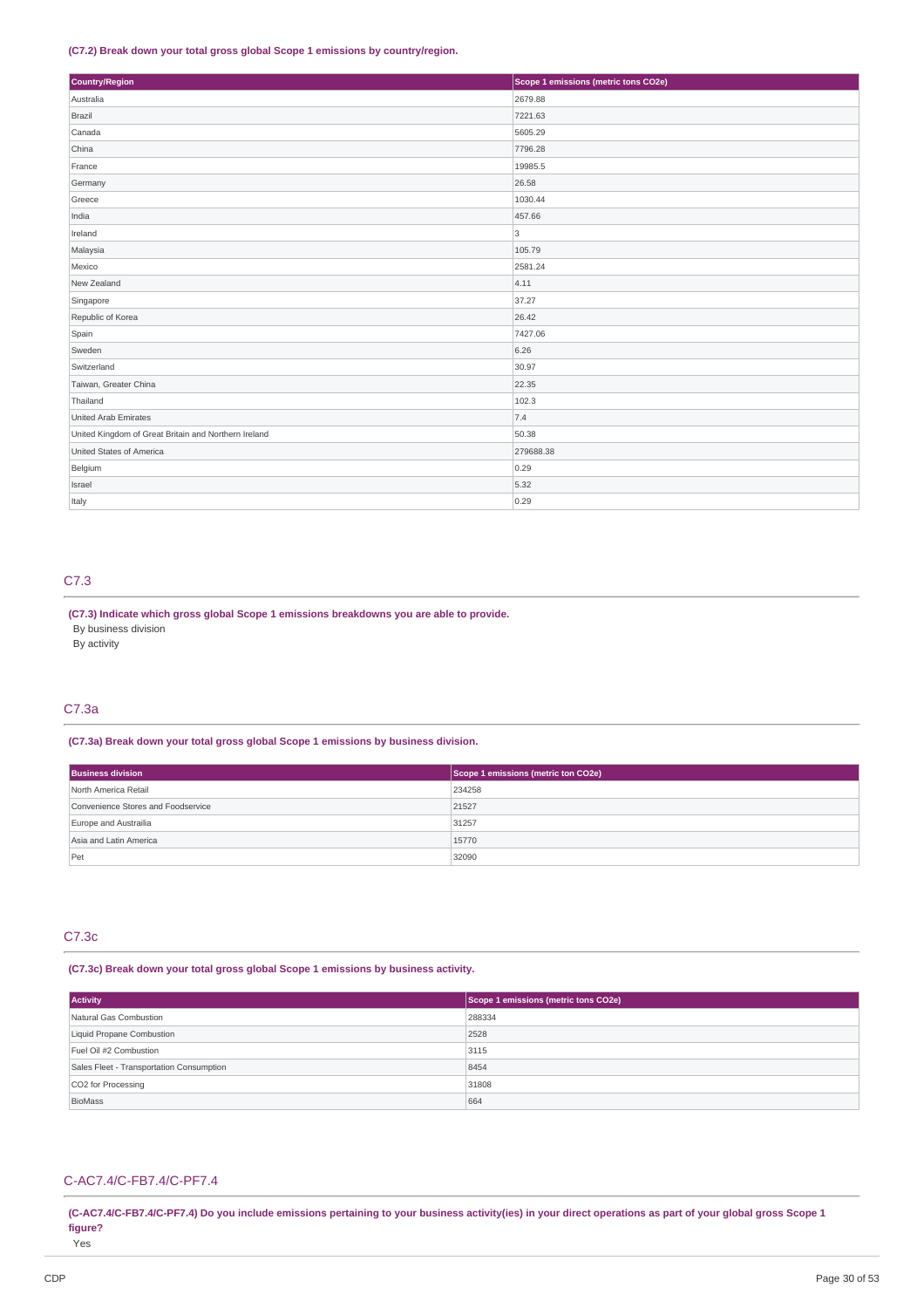**(C7.2) Break down your total gross global Scope 1 emissions by country/region.**

| Country/Region | Scope 1 emissions (metric tons CO2e) |
|---|---|
| Australia | 2679.88 |
| Brazil | 7221.63 |
| Canada | 5605.29 |
| China | 7796.28 |
| France | 19985.5 |
| Germany | 26.58 |
| Greece | 1030.44 |
| India | 457.66 |
| Ireland | 3 |
| Malaysia | 105.79 |
| Mexico | 2581.24 |
| New Zealand | 4.11 |
| Singapore | 37.27 |
| Republic of Korea | 26.42 |
| Spain | 7427.06 |
| Sweden | 6.26 |
| Switzerland | 30.97 |
| Taiwan, Greater China | 22.35 |
| Thailand | 102.3 |
| United Arab Emirates | 7.4 |
| United Kingdom of Great Britain and Northern Ireland | 50.38 |
| United States of America | 279688.38 |
| Belgium | 0.29 |
| Israel | 5.32 |
| Italy | 0.29 |

## C7.3

**(C7.3) Indicate which gross global Scope 1 emissions breakdowns you are able to provide.**

By business division

By activity

## C7.3a

**(C7.3a) Break down your total gross global Scope 1 emissions by business division.**

| Business division | Scope 1 emissions (metric ton CO2e) |
|---|---|
| North America Retail | 234258 |
| Convenience Stores and Foodservice | 21527 |
| Europe and Austrailia | 31257 |
| Asia and Latin America | 15770 |
| Pet | 32090 |

## C7.3c

**(C7.3c) Break down your total gross global Scope 1 emissions by business activity.**

| Activity | Scope 1 emissions (metric tons CO2e) |
|---|---|
| Natural Gas Combustion | 288334 |
| Liquid Propane Combustion | 2528 |
| Fuel Oil #2 Combustion | 3115 |
| Sales Fleet - Transportation Consumption | 8454 |
| CO2 for Processing | 31808 |
| BioMass | 664 |

## C-AC7.4/C-FB7.4/C-PF7.4

**(C-AC7.4/C-FB7.4/C-PF7.4) Do you include emissions pertaining to your business activity(ies) in your direct operations as part of your global gross Scope 1 figure?**

Yes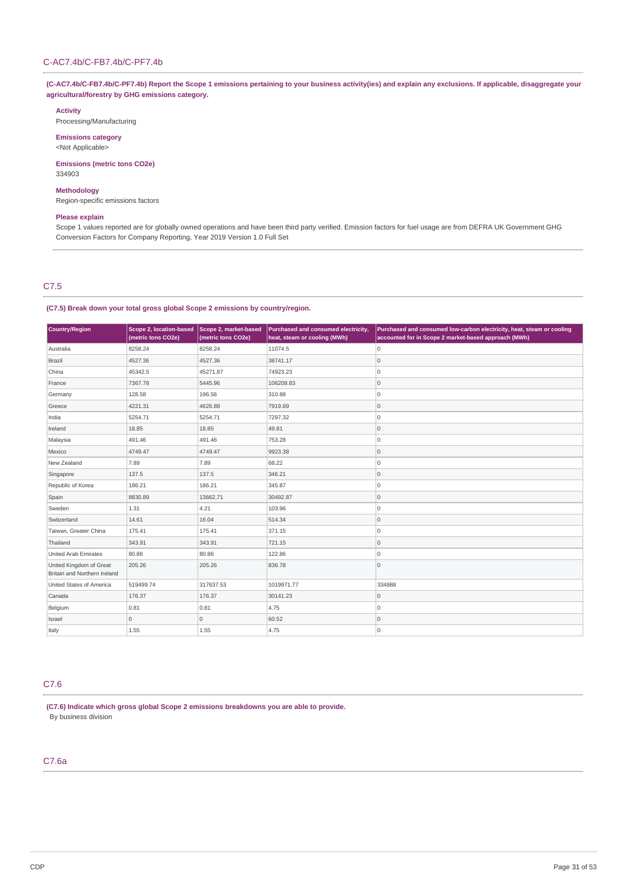## C-AC7.4b/C-FB7.4b/C-PF7.4b

**(C-AC7.4b/C-FB7.4b/C-PF7.4b) Report the Scope 1 emissions pertaining to your business activity(ies) and explain any exclusions. If applicable, disaggregate your agricultural/forestry by GHG emissions category.**

**Activity**
Processing/Manufacturing

**Emissions category**
<Not Applicable>

**Emissions (metric tons CO2e)**
334903

**Methodology**
Region-specific emissions factors

**Please explain**
Scope 1 values reported are for globally owned operations and have been third party verified. Emission factors for fuel usage are from DEFRA UK Government GHG Conversion Factors for Company Reporting, Year 2019 Version 1.0 Full Set

## C7.5

**(C7.5) Break down your total gross global Scope 2 emissions by country/region.**

| Country/Region | Scope 2, location-based (metric tons CO2e) | Scope 2, market-based (metric tons CO2e) | Purchased and consumed electricity, heat, steam or cooling (MWh) | Purchased and consumed low-carbon electricity, heat, steam or cooling accounted for in Scope 2 market-based approach (MWh) |
|---|---|---|---|---|
| Australia | 8258.24 | 8258.24 | 11074.5 | 0 |
| Brazil | 4527.36 | 4527.36 | 38741.17 | 0 |
| China | 45342.5 | 45271.87 | 74923.23 | 0 |
| France | 7367.78 | 5445.96 | 106208.83 | 0 |
| Germany | 128.58 | 196.56 | 310.88 | 0 |
| Greece | 4221.31 | 4626.88 | 7919.89 | 0 |
| India | 5254.71 | 5254.71 | 7297.32 | 0 |
| Ireland | 18.85 | 18.85 | 49.81 | 0 |
| Malaysia | 491.46 | 491.46 | 753.28 | 0 |
| Mexico | 4749.47 | 4749.47 | 9923.38 | 0 |
| New Zealand | 7.89 | 7.89 | 68.22 | 0 |
| Singapore | 137.5 | 137.5 | 346.21 | 0 |
| Republic of Korea | 186.21 | 186.21 | 345.87 | 0 |
| Spain | 8830.89 | 13662.71 | 30492.87 | 0 |
| Sweden | 1.31 | 4.21 | 103.96 | 0 |
| Switzerland | 14.61 | 16.04 | 514.34 | 0 |
| Taiwan, Greater China | 175.41 | 175.41 | 371.15 | 0 |
| Thailand | 343.91 | 343.91 | 721.15 | 0 |
| United Arab Emirates | 80.86 | 80.86 | 122.86 | 0 |
| United Kingdom of Great Britain and Northern Ireland | 205.26 | 205.26 | 836.78 | 0 |
| United States of America | 519499.74 | 317637.53 | 1019971.77 | 334888 |
| Canada | 176.37 | 176.37 | 30141.23 | 0 |
| Belgium | 0.81 | 0.81 | 4.75 | 0 |
| Israel | 0 | 0 | 60.52 | 0 |
| Italy | 1.55 | 1.55 | 4.75 | 0 |

## C7.6

**(C7.6) Indicate which gross global Scope 2 emissions breakdowns you are able to provide.**
By business division

## C7.6a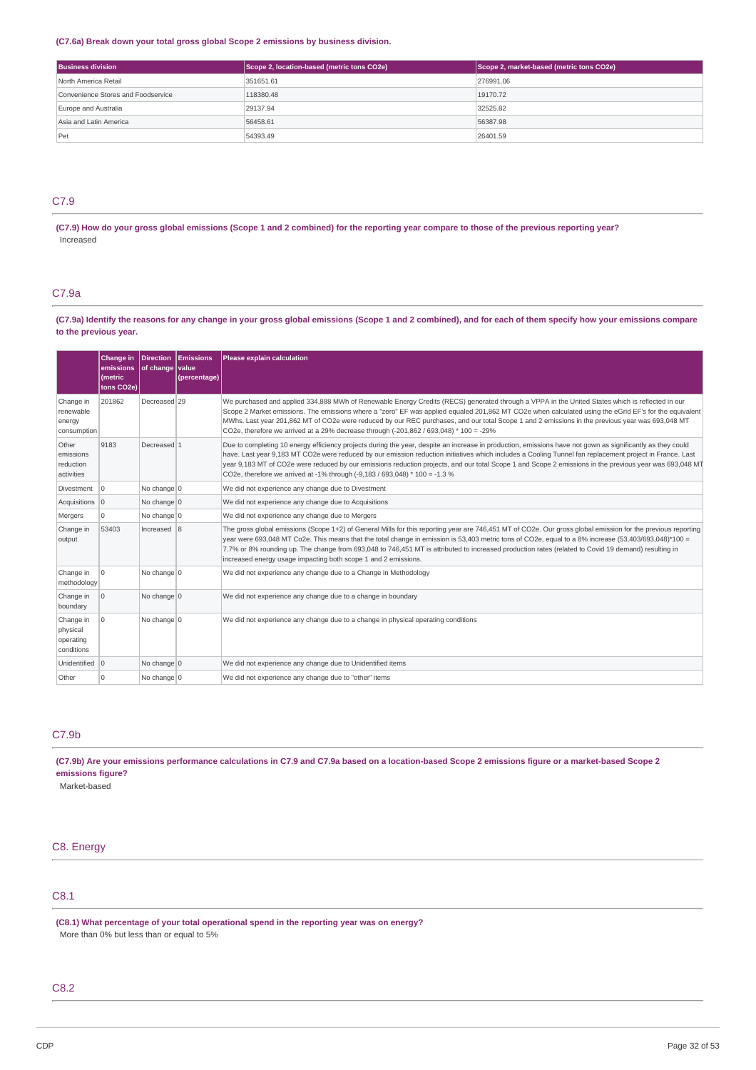**(C7.6a) Break down your total gross global Scope 2 emissions by business division.**

| Business division | Scope 2, location-based (metric tons CO2e) | Scope 2, market-based (metric tons CO2e) |
|---|---|---|
| North America Retail | 351651.61 | 276991.06 |
| Convenience Stores and Foodservice | 118380.48 | 19170.72 |
| Europe and Australia | 29137.94 | 32525.82 |
| Asia and Latin America | 56458.61 | 56387.98 |
| Pet | 54393.49 | 26401.59 |

## C7.9

**(C7.9) How do your gross global emissions (Scope 1 and 2 combined) for the reporting year compare to those of the previous reporting year?**

Increased

## C7.9a

**(C7.9a) Identify the reasons for any change in your gross global emissions (Scope 1 and 2 combined), and for each of them specify how your emissions compare to the previous year.**

| | Change in emissions (metric tons CO2e) | Direction of change | Emissions value (percentage) | Please explain calculation |
|---|---|---|---|---|
| Change in renewable energy consumption | 201862 | Decreased | 29 | We purchased and applied 334,888 MWh of Renewable Energy Credits (RECS) generated through a VPPA in the United States which is reflected in our Scope 2 Market emissions. The emissions where a "zero" EF was applied equaled 201,862 MT CO2e when calculated using the eGrid EF's for the equivalent MWhs. Last year 201,862 MT of CO2e were reduced by our REC purchases, and our total Scope 1 and 2 emissions in the previous year was 693,048 MT CO2e, therefore we arrived at a 29% decrease through (-201,862 / 693,048) * 100 = -29% |
| Other emissions reduction activities | 9183 | Decreased | 1 | Due to completing 10 energy efficiency projects during the year, despite an increase in production, emissions have not gown as significantly as they could have. Last year 9,183 MT CO2e were reduced by our emission reduction initiatives which includes a Cooling Tunnel fan replacement project in France. Last year 9,183 MT of CO2e were reduced by our emissions reduction projects, and our total Scope 1 and Scope 2 emissions in the previous year was 693,048 MT CO2e, therefore we arrived at -1% through (-9,183 / 693,048) * 100 = -1.3 % |
| Divestment | 0 | No change | 0 | We did not experience any change due to Divestment |
| Acquisitions | 0 | No change | 0 | We did not experience any change due to Acquisitions |
| Mergers | 0 | No change | 0 | We did not experience any change due to Mergers |
| Change in output | 53403 | Increased | 8 | The gross global emissions (Scope 1+2) of General Mills for this reporting year are 746,451 MT of CO2e. Our gross global emission for the previous reporting year were 693,048 MT Co2e. This means that the total change in emission is 53,403 metric tons of CO2e, equal to a 8% increase (53,403/693,048)*100 = 7.7% or 8% rounding up. The change from 693,048 to 746,451 MT is attributed to increased production rates (related to Covid 19 demand) resulting in increased energy usage impacting both scope 1 and 2 emissions. |
| Change in methodology | 0 | No change | 0 | We did not experience any change due to a Change in Methodology |
| Change in boundary | 0 | No change | 0 | We did not experience any change due to a change in boundary |
| Change in physical operating conditions | 0 | No change | 0 | We did not experience any change due to a change in physical operating conditions |
| Unidentified | 0 | No change | 0 | We did not experience any change due to Unidentified items |
| Other | 0 | No change | 0 | We did not experience any change due to "other" items |

## C7.9b

**(C7.9b) Are your emissions performance calculations in C7.9 and C7.9a based on a location-based Scope 2 emissions figure or a market-based Scope 2 emissions figure?**

Market-based

# C8. Energy

## C8.1

**(C8.1) What percentage of your total operational spend in the reporting year was on energy?**

More than 0% but less than or equal to 5%

## C8.2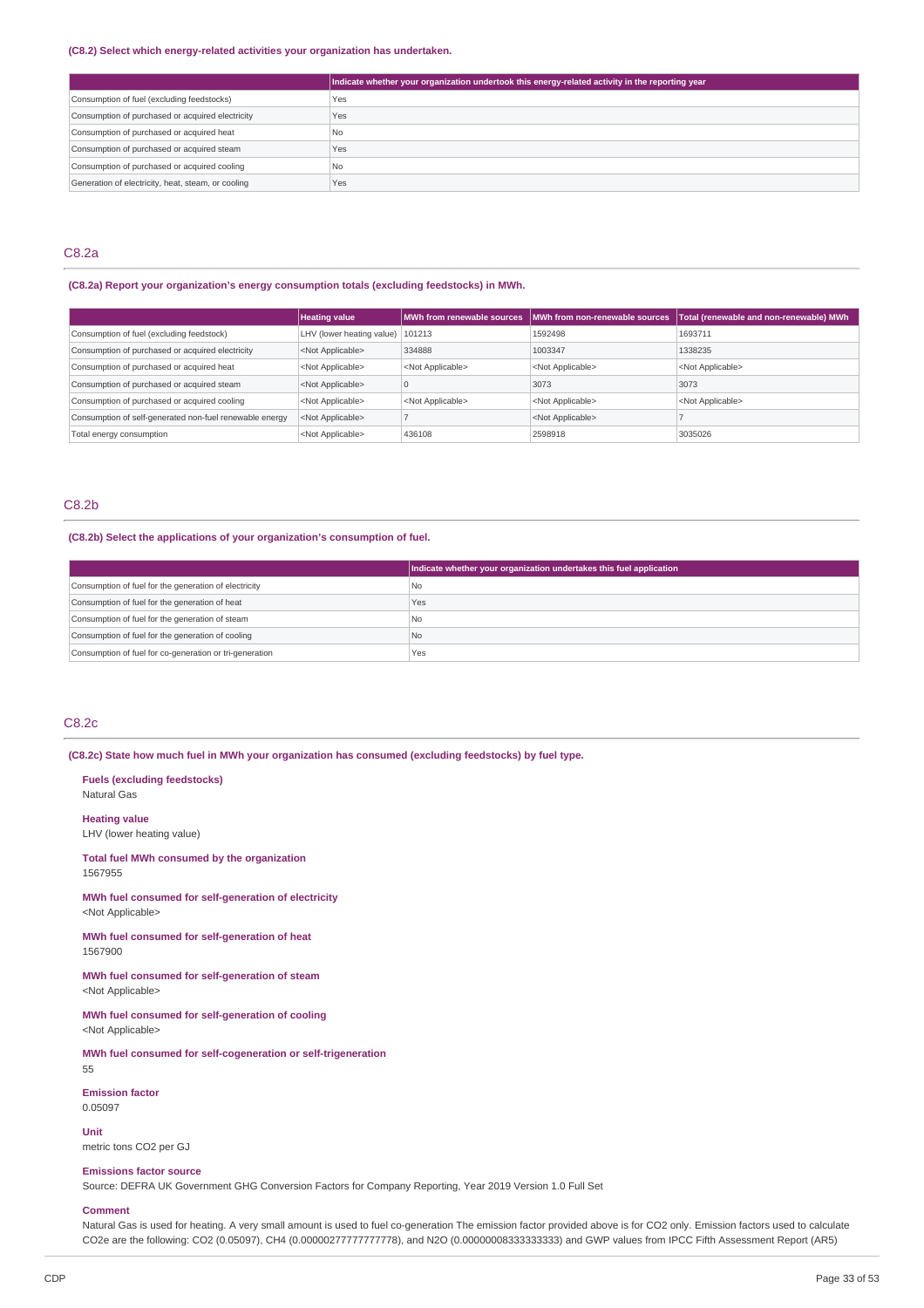**(C8.2) Select which energy-related activities your organization has undertaken.**

| | Indicate whether your organization undertook this energy-related activity in the reporting year |
|---|---|
| Consumption of fuel (excluding feedstocks) | Yes |
| Consumption of purchased or acquired electricity | Yes |
| Consumption of purchased or acquired heat | No |
| Consumption of purchased or acquired steam | Yes |
| Consumption of purchased or acquired cooling | No |
| Generation of electricity, heat, steam, or cooling | Yes |

## C8.2a

**(C8.2a) Report your organization's energy consumption totals (excluding feedstocks) in MWh.**

| | Heating value | MWh from renewable sources | MWh from non-renewable sources | Total (renewable and non-renewable) MWh |
|---|---|---|---|---|
| Consumption of fuel (excluding feedstock) | LHV (lower heating value) | 101213 | 1592498 | 1693711 |
| Consumption of purchased or acquired electricity | <Not Applicable> | 334888 | 1003347 | 1338235 |
| Consumption of purchased or acquired heat | <Not Applicable> | <Not Applicable> | <Not Applicable> | <Not Applicable> |
| Consumption of purchased or acquired steam | <Not Applicable> | 0 | 3073 | 3073 |
| Consumption of purchased or acquired cooling | <Not Applicable> | <Not Applicable> | <Not Applicable> | <Not Applicable> |
| Consumption of self-generated non-fuel renewable energy | <Not Applicable> | 7 | <Not Applicable> | 7 |
| Total energy consumption | <Not Applicable> | 436108 | 2598918 | 3035026 |

## C8.2b

**(C8.2b) Select the applications of your organization's consumption of fuel.**

| | Indicate whether your organization undertakes this fuel application |
|---|---|
| Consumption of fuel for the generation of electricity | No |
| Consumption of fuel for the generation of heat | Yes |
| Consumption of fuel for the generation of steam | No |
| Consumption of fuel for the generation of cooling | No |
| Consumption of fuel for co-generation or tri-generation | Yes |

## C8.2c

**(C8.2c) State how much fuel in MWh your organization has consumed (excluding feedstocks) by fuel type.**

**Fuels (excluding feedstocks)**
Natural Gas

**Heating value**
LHV (lower heating value)

**Total fuel MWh consumed by the organization**
1567955

**MWh fuel consumed for self-generation of electricity**
<Not Applicable>

**MWh fuel consumed for self-generation of heat**
1567900

**MWh fuel consumed for self-generation of steam**
<Not Applicable>

**MWh fuel consumed for self-generation of cooling**
<Not Applicable>

**MWh fuel consumed for self-cogeneration or self-trigeneration**
55

**Emission factor**
0.05097

**Unit**
metric tons CO2 per GJ

**Emissions factor source**
Source: DEFRA UK Government GHG Conversion Factors for Company Reporting, Year 2019 Version 1.0 Full Set

**Comment**
Natural Gas is used for heating. A very small amount is used to fuel co-generation The emission factor provided above is for CO2 only. Emission factors used to calculate CO2e are the following: CO2 (0.05097), CH4 (0.00000277777777778), and N2O (0.00000008333333333) and GWP values from IPCC Fifth Assessment Report (AR5)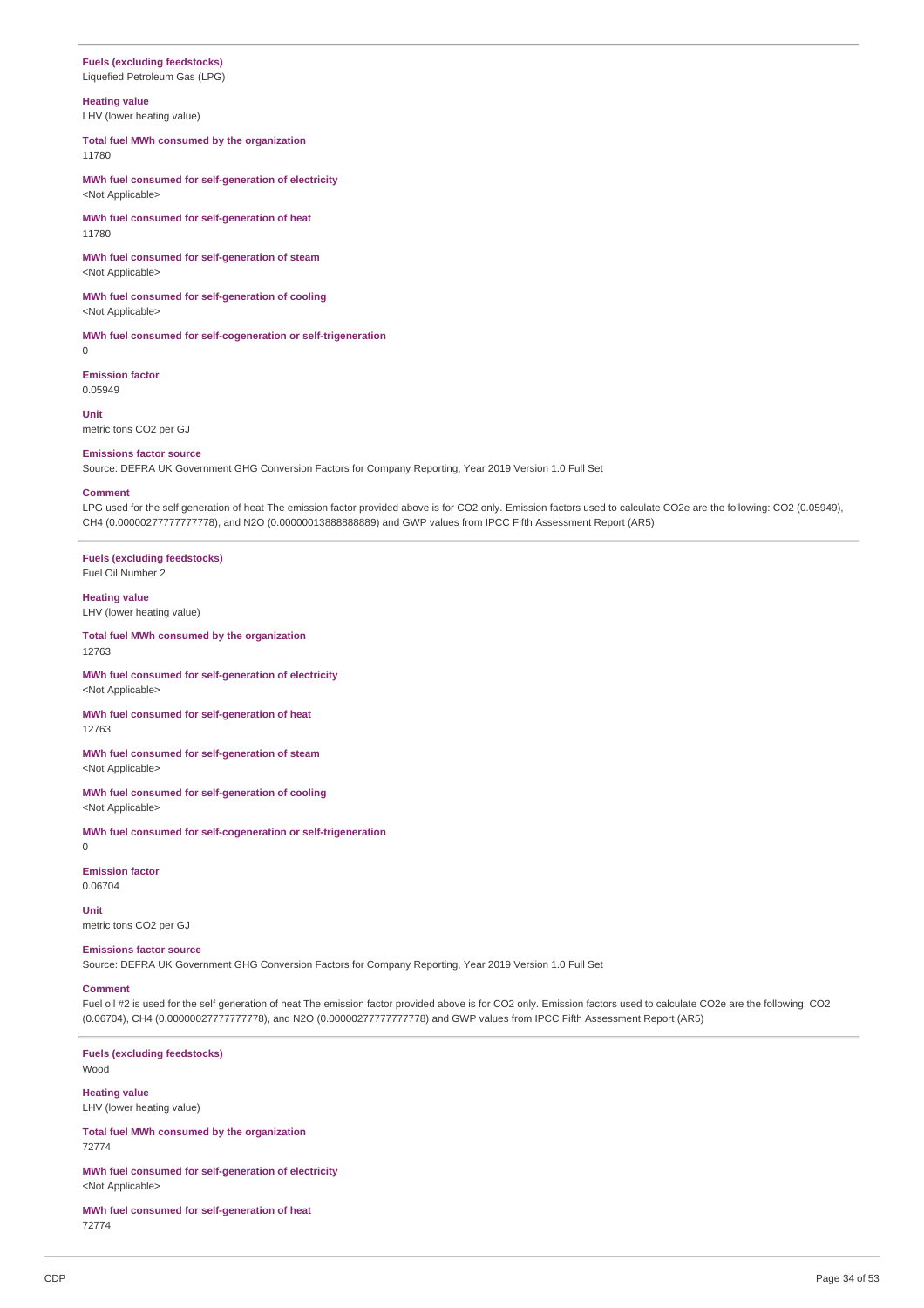**Fuels (excluding feedstocks)**
Liquefied Petroleum Gas (LPG)

**Heating value**
LHV (lower heating value)

**Total fuel MWh consumed by the organization**
11780

**MWh fuel consumed for self-generation of electricity**
<Not Applicable>

**MWh fuel consumed for self-generation of heat**
11780

**MWh fuel consumed for self-generation of steam**
<Not Applicable>

**MWh fuel consumed for self-generation of cooling**
<Not Applicable>

**MWh fuel consumed for self-cogeneration or self-trigeneration**
0

**Emission factor**
0.05949

**Unit**
metric tons CO2 per GJ

**Emissions factor source**
Source: DEFRA UK Government GHG Conversion Factors for Company Reporting, Year 2019 Version 1.0 Full Set

**Comment**
LPG used for the self generation of heat The emission factor provided above is for CO2 only. Emission factors used to calculate CO2e are the following: CO2 (0.05949), CH4 (0.00000277777777778), and N2O (0.00000013888888889) and GWP values from IPCC Fifth Assessment Report (AR5)

**Fuels (excluding feedstocks)**
Fuel Oil Number 2

**Heating value**
LHV (lower heating value)

**Total fuel MWh consumed by the organization**
12763

**MWh fuel consumed for self-generation of electricity**
<Not Applicable>

**MWh fuel consumed for self-generation of heat**
12763

**MWh fuel consumed for self-generation of steam**
<Not Applicable>

**MWh fuel consumed for self-generation of cooling**
<Not Applicable>

**MWh fuel consumed for self-cogeneration or self-trigeneration**
0

**Emission factor**
0.06704

**Unit**
metric tons CO2 per GJ

**Emissions factor source**
Source: DEFRA UK Government GHG Conversion Factors for Company Reporting, Year 2019 Version 1.0 Full Set

**Comment**
Fuel oil #2 is used for the self generation of heat The emission factor provided above is for CO2 only. Emission factors used to calculate CO2e are the following: CO2 (0.06704), CH4 (0.00000027777777778), and N2O (0.00000277777777778) and GWP values from IPCC Fifth Assessment Report (AR5)

**Fuels (excluding feedstocks)**
Wood

**Heating value**
LHV (lower heating value)

**Total fuel MWh consumed by the organization**
72774

**MWh fuel consumed for self-generation of electricity**
<Not Applicable>

**MWh fuel consumed for self-generation of heat**
72774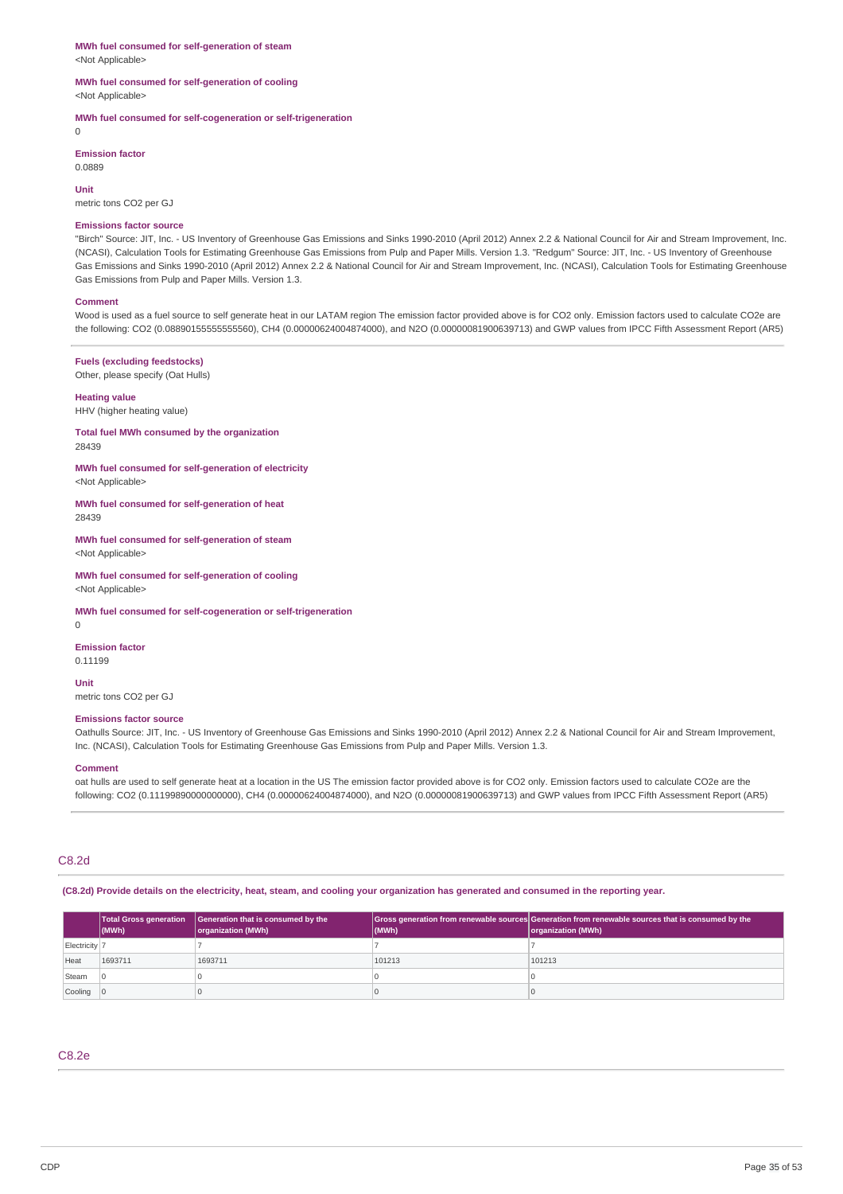**MWh fuel consumed for self-generation of steam**
<Not Applicable>

**MWh fuel consumed for self-generation of cooling**
<Not Applicable>

**MWh fuel consumed for self-cogeneration or self-trigeneration**
0

**Emission factor**
0.0889

**Unit**
metric tons CO2 per GJ

**Emissions factor source**
"Birch" Source: JIT, Inc. - US Inventory of Greenhouse Gas Emissions and Sinks 1990-2010 (April 2012) Annex 2.2 & National Council for Air and Stream Improvement, Inc. (NCASI), Calculation Tools for Estimating Greenhouse Gas Emissions from Pulp and Paper Mills. Version 1.3. "Redgum" Source: JIT, Inc. - US Inventory of Greenhouse Gas Emissions and Sinks 1990-2010 (April 2012) Annex 2.2 & National Council for Air and Stream Improvement, Inc. (NCASI), Calculation Tools for Estimating Greenhouse Gas Emissions from Pulp and Paper Mills. Version 1.3.

**Comment**
Wood is used as a fuel source to self generate heat in our LATAM region The emission factor provided above is for CO2 only. Emission factors used to calculate CO2e are the following: CO2 (0.08890155555555560), CH4 (0.00000624004874000), and N2O (0.00000081900639713) and GWP values from IPCC Fifth Assessment Report (AR5)

**Fuels (excluding feedstocks)**
Other, please specify (Oat Hulls)

**Heating value**
HHV (higher heating value)

**Total fuel MWh consumed by the organization**
28439

**MWh fuel consumed for self-generation of electricity**
<Not Applicable>

**MWh fuel consumed for self-generation of heat**
28439

**MWh fuel consumed for self-generation of steam**
<Not Applicable>

**MWh fuel consumed for self-generation of cooling**
<Not Applicable>

**MWh fuel consumed for self-cogeneration or self-trigeneration**
0

**Emission factor**
0.11199

**Unit**
metric tons CO2 per GJ

**Emissions factor source**
Oathulls Source: JIT, Inc. - US Inventory of Greenhouse Gas Emissions and Sinks 1990-2010 (April 2012) Annex 2.2 & National Council for Air and Stream Improvement, Inc. (NCASI), Calculation Tools for Estimating Greenhouse Gas Emissions from Pulp and Paper Mills. Version 1.3.

**Comment**
oat hulls are used to self generate heat at a location in the US The emission factor provided above is for CO2 only. Emission factors used to calculate CO2e are the following: CO2 (0.11199890000000000), CH4 (0.00000624004874000), and N2O (0.00000081900639713) and GWP values from IPCC Fifth Assessment Report (AR5)

## C8.2d

**(C8.2d) Provide details on the electricity, heat, steam, and cooling your organization has generated and consumed in the reporting year.**

| | Total Gross generation (MWh) | Generation that is consumed by the organization (MWh) | Gross generation from renewable sources (MWh) | Generation from renewable sources that is consumed by the organization (MWh) |
|---|---|---|---|---|
| Electricity | 7 | 7 | 7 | 7 |
| Heat | 1693711 | 1693711 | 101213 | 101213 |
| Steam | 0 | 0 | 0 | 0 |
| Cooling | 0 | 0 | 0 | 0 |

## C8.2e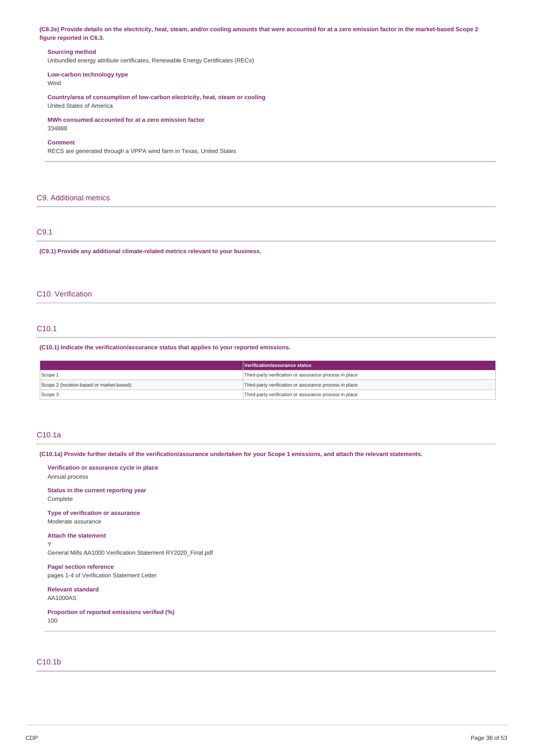**(C8.2e) Provide details on the electricity, heat, steam, and/or cooling amounts that were accounted for at a zero emission factor in the market-based Scope 2 figure reported in C6.3.**

**Sourcing method**
Unbundled energy attribute certificates, Renewable Energy Certificates (RECs)

**Low-carbon technology type**
Wind

**Country/area of consumption of low-carbon electricity, heat, steam or cooling**
United States of America

**MWh consumed accounted for at a zero emission factor**
334888

**Comment**
RECS are generated through a VPPA wind farm in Texas, United States

## C9. Additional metrics

### C9.1

**(C9.1) Provide any additional climate-related metrics relevant to your business.**

## C10. Verification

### C10.1

**(C10.1) Indicate the verification/assurance status that applies to your reported emissions.**

| | Verification/assurance status |
|---|---|
| Scope 1 | Third-party verification or assurance process in place |
| Scope 2 (location-based or market-based) | Third-party verification or assurance process in place |
| Scope 3 | Third-party verification or assurance process in place |

### C10.1a

**(C10.1a) Provide further details of the verification/assurance undertaken for your Scope 1 emissions, and attach the relevant statements.**

**Verification or assurance cycle in place**
Annual process

**Status in the current reporting year**
Complete

**Type of verification or assurance**
Moderate assurance

**Attach the statement**
Y
General Mills AA1000 Verification Statement RY2020_Final.pdf

**Page/ section reference**
pages 1-4 of Verification Statement Letter

**Relevant standard**
AA1000AS

**Proportion of reported emissions verified (%)**
100

### C10.1b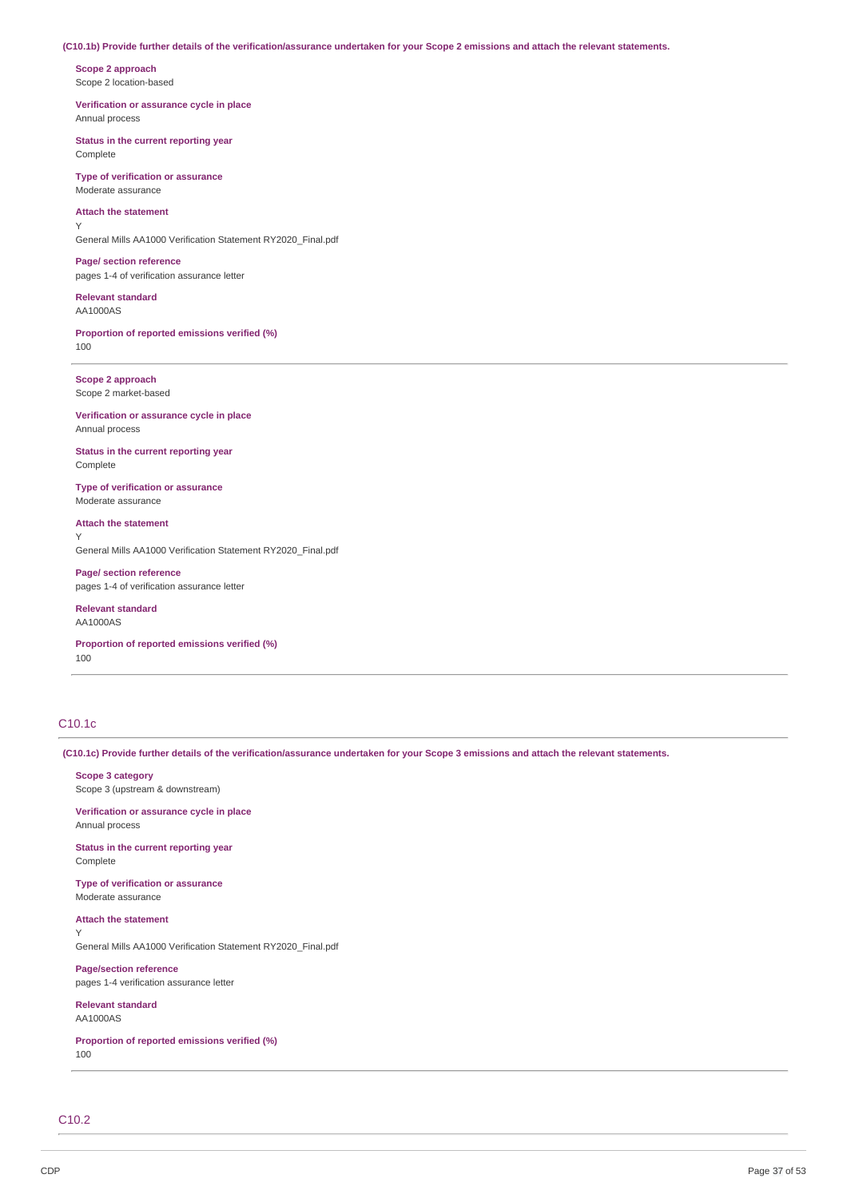**(C10.1b) Provide further details of the verification/assurance undertaken for your Scope 2 emissions and attach the relevant statements.**

**Scope 2 approach**
Scope 2 location-based

**Verification or assurance cycle in place**
Annual process

**Status in the current reporting year**
Complete

**Type of verification or assurance**
Moderate assurance

**Attach the statement**
Y
General Mills AA1000 Verification Statement RY2020_Final.pdf

**Page/ section reference**
pages 1-4 of verification assurance letter

**Relevant standard**
AA1000AS

**Proportion of reported emissions verified (%)**
100

---

**Scope 2 approach**
Scope 2 market-based

**Verification or assurance cycle in place**
Annual process

**Status in the current reporting year**
Complete

**Type of verification or assurance**
Moderate assurance

**Attach the statement**
Y
General Mills AA1000 Verification Statement RY2020_Final.pdf

**Page/ section reference**
pages 1-4 of verification assurance letter

**Relevant standard**
AA1000AS

**Proportion of reported emissions verified (%)**
100

---

## C10.1c

**(C10.1c) Provide further details of the verification/assurance undertaken for your Scope 3 emissions and attach the relevant statements.**

**Scope 3 category**
Scope 3 (upstream & downstream)

**Verification or assurance cycle in place**
Annual process

**Status in the current reporting year**
Complete

**Type of verification or assurance**
Moderate assurance

**Attach the statement**
Y
General Mills AA1000 Verification Statement RY2020_Final.pdf

**Page/section reference**
pages 1-4 verification assurance letter

**Relevant standard**
AA1000AS

**Proportion of reported emissions verified (%)**
100

---

## C10.2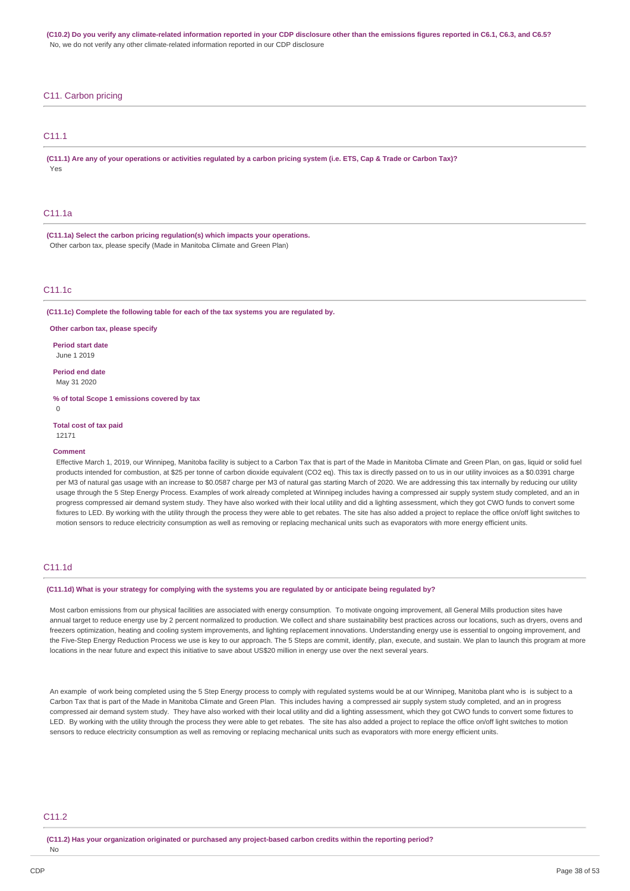**(C10.2) Do you verify any climate-related information reported in your CDP disclosure other than the emissions figures reported in C6.1, C6.3, and C6.5?**

No, we do not verify any other climate-related information reported in our CDP disclosure

## C11. Carbon pricing

### C11.1

**(C11.1) Are any of your operations or activities regulated by a carbon pricing system (i.e. ETS, Cap & Trade or Carbon Tax)?**

Yes

### C11.1a

**(C11.1a) Select the carbon pricing regulation(s) which impacts your operations.**

Other carbon tax, please specify (Made in Manitoba Climate and Green Plan)

### C11.1c

**(C11.1c) Complete the following table for each of the tax systems you are regulated by.**

**Other carbon tax, please specify**

**Period start date**

June 1 2019

**Period end date**

May 31 2020

**% of total Scope 1 emissions covered by tax**

0

**Total cost of tax paid**

12171

**Comment**

Effective March 1, 2019, our Winnipeg, Manitoba facility is subject to a Carbon Tax that is part of the Made in Manitoba Climate and Green Plan, on gas, liquid or solid fuel products intended for combustion, at $25 per tonne of carbon dioxide equivalent (CO2 eq). This tax is directly passed on to us in our utility invoices as a $0.0391 charge per M3 of natural gas usage with an increase to $0.0587 charge per M3 of natural gas starting March of 2020. We are addressing this tax internally by reducing our utility usage through the 5 Step Energy Process. Examples of work already completed at Winnipeg includes having a compressed air supply system study completed, and an in progress compressed air demand system study. They have also worked with their local utility and did a lighting assessment, which they got CWO funds to convert some fixtures to LED. By working with the utility through the process they were able to get rebates. The site has also added a project to replace the office on/off light switches to motion sensors to reduce electricity consumption as well as removing or replacing mechanical units such as evaporators with more energy efficient units.

### C11.1d

**(C11.1d) What is your strategy for complying with the systems you are regulated by or anticipate being regulated by?**

Most carbon emissions from our physical facilities are associated with energy consumption. To motivate ongoing improvement, all General Mills production sites have annual target to reduce energy use by 2 percent normalized to production. We collect and share sustainability best practices across our locations, such as dryers, ovens and freezers optimization, heating and cooling system improvements, and lighting replacement innovations. Understanding energy use is essential to ongoing improvement, and the Five-Step Energy Reduction Process we use is key to our approach. The 5 Steps are commit, identify, plan, execute, and sustain. We plan to launch this program at more locations in the near future and expect this initiative to save about US$20 million in energy use over the next several years.

An example of work being completed using the 5 Step Energy process to comply with regulated systems would be at our Winnipeg, Manitoba plant who is is subject to a Carbon Tax that is part of the Made in Manitoba Climate and Green Plan. This includes having a compressed air supply system study completed, and an in progress compressed air demand system study. They have also worked with their local utility and did a lighting assessment, which they got CWO funds to convert some fixtures to LED. By working with the utility through the process they were able to get rebates. The site has also added a project to replace the office on/off light switches to motion sensors to reduce electricity consumption as well as removing or replacing mechanical units such as evaporators with more energy efficient units.

### C11.2

**(C11.2) Has your organization originated or purchased any project-based carbon credits within the reporting period?**

No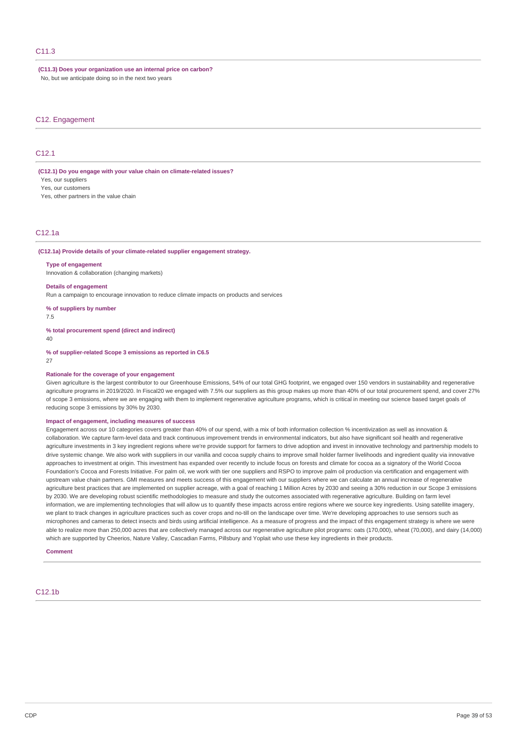## C11.3

**(C11.3) Does your organization use an internal price on carbon?**

No, but we anticipate doing so in the next two years

# C12. Engagement

## C12.1

**(C12.1) Do you engage with your value chain on climate-related issues?**

Yes, our suppliers

Yes, our customers

Yes, other partners in the value chain

## C12.1a

**(C12.1a) Provide details of your climate-related supplier engagement strategy.**

**Type of engagement**

Innovation & collaboration (changing markets)

**Details of engagement**

Run a campaign to encourage innovation to reduce climate impacts on products and services

**% of suppliers by number**

7.5

**% total procurement spend (direct and indirect)**

40

**% of supplier-related Scope 3 emissions as reported in C6.5**

27

**Rationale for the coverage of your engagement**

Given agriculture is the largest contributor to our Greenhouse Emissions, 54% of our total GHG footprint, we engaged over 150 vendors in sustainability and regenerative agriculture programs in 2019/2020. In Fiscal20 we engaged with 7.5% our suppliers as this group makes up more than 40% of our total procurement spend, and cover 27% of scope 3 emissions, where we are engaging with them to implement regenerative agriculture programs, which is critical in meeting our science based target goals of reducing scope 3 emissions by 30% by 2030.

**Impact of engagement, including measures of success**

Engagement across our 10 categories covers greater than 40% of our spend, with a mix of both information collection % incentivization as well as innovation & collaboration. We capture farm-level data and track continuous improvement trends in environmental indicators, but also have significant soil health and regenerative agriculture investments in 3 key ingredient regions where we're provide support for farmers to drive adoption and invest in innovative technology and partnership models to drive systemic change. We also work with suppliers in our vanilla and cocoa supply chains to improve small holder farmer livelihoods and ingredient quality via innovative approaches to investment at origin. This investment has expanded over recently to include focus on forests and climate for cocoa as a signatory of the World Cocoa Foundation's Cocoa and Forests Initiative. For palm oil, we work with tier one suppliers and RSPO to improve palm oil production via certification and engagement with upstream value chain partners. GMI measures and meets success of this engagement with our suppliers where we can calculate an annual increase of regenerative agriculture best practices that are implemented on supplier acreage, with a goal of reaching 1 Million Acres by 2030 and seeing a 30% reduction in our Scope 3 emissions by 2030. We are developing robust scientific methodologies to measure and study the outcomes associated with regenerative agriculture. Building on farm level information, we are implementing technologies that will allow us to quantify these impacts across entire regions where we source key ingredients. Using satellite imagery, we plant to track changes in agriculture practices such as cover crops and no-till on the landscape over time. We're developing approaches to use sensors such as microphones and cameras to detect insects and birds using artificial intelligence. As a measure of progress and the impact of this engagement strategy is where we were able to realize more than 250,000 acres that are collectively managed across our regenerative agriculture pilot programs: oats (170,000), wheat (70,000), and dairy (14,000) which are supported by Cheerios, Nature Valley, Cascadian Farms, Pillsbury and Yoplait who use these key ingredients in their products.

**Comment**

## C12.1b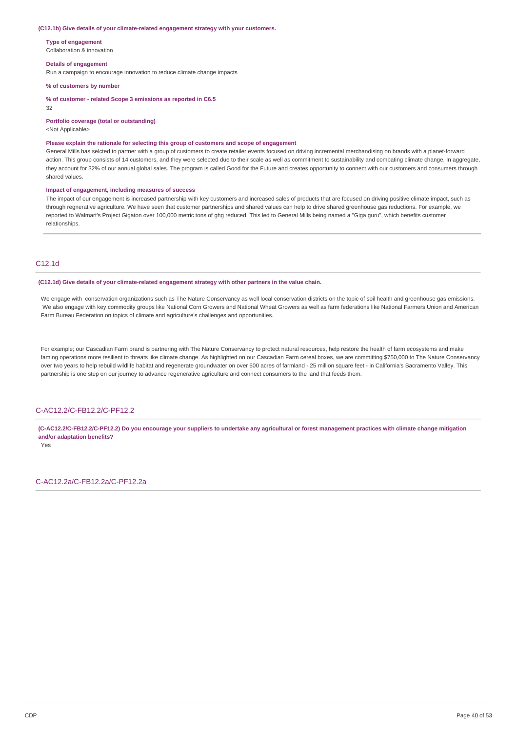**(C12.1b) Give details of your climate-related engagement strategy with your customers.**

**Type of engagement**
Collaboration & innovation

**Details of engagement**
Run a campaign to encourage innovation to reduce climate change impacts

**% of customers by number**

**% of customer - related Scope 3 emissions as reported in C6.5**
32

**Portfolio coverage (total or outstanding)**
<Not Applicable>

**Please explain the rationale for selecting this group of customers and scope of engagement**
General Mills has selcted to partner with a group of customers to create retailer events focused on driving incremental merchandising on brands with a planet-forward action. This group consists of 14 customers, and they were selected due to their scale as well as commitment to sustainability and combating climate change. In aggregate, they account for 32% of our annual global sales. The program is called Good for the Future and creates opportunity to connect with our customers and consumers through shared values.

**Impact of engagement, including measures of success**
The impact of our engagement is increased partnership with key customers and increased sales of products that are focused on driving positive climate impact, such as through regnerative agriculture. We have seen that customer partnerships and shared values can help to drive shared greenhouse gas reductions. For example, we reported to Walmart's Project Gigaton over 100,000 metric tons of ghg reduced. This led to General Mills being named a "Giga guru", which benefits customer relationships.

## C12.1d

**(C12.1d) Give details of your climate-related engagement strategy with other partners in the value chain.**

We engage with conservation organizations such as The Nature Conservancy as well local conservation districts on the topic of soil health and greenhouse gas emissions. We also engage with key commodity groups like National Corn Growers and National Wheat Growers as well as farm federations like National Farmers Union and American Farm Bureau Federation on topics of climate and agriculture's challenges and opportunities.

For example; our Cascadian Farm brand is partnering with The Nature Conservancy to protect natural resources, help restore the health of farm ecosystems and make faming operations more resilient to threats like climate change. As highlighted on our Cascadian Farm cereal boxes, we are committing $750,000 to The Nature Conservancy over two years to help rebuild wildlife habitat and regenerate groundwater on over 600 acres of farmland - 25 million square feet - in California's Sacramento Valley. This partnership is one step on our journey to advance regenerative agriculture and connect consumers to the land that feeds them.

## C-AC12.2/C-FB12.2/C-PF12.2

**(C-AC12.2/C-FB12.2/C-PF12.2) Do you encourage your suppliers to undertake any agricultural or forest management practices with climate change mitigation and/or adaptation benefits?**
Yes

## C-AC12.2a/C-FB12.2a/C-PF12.2a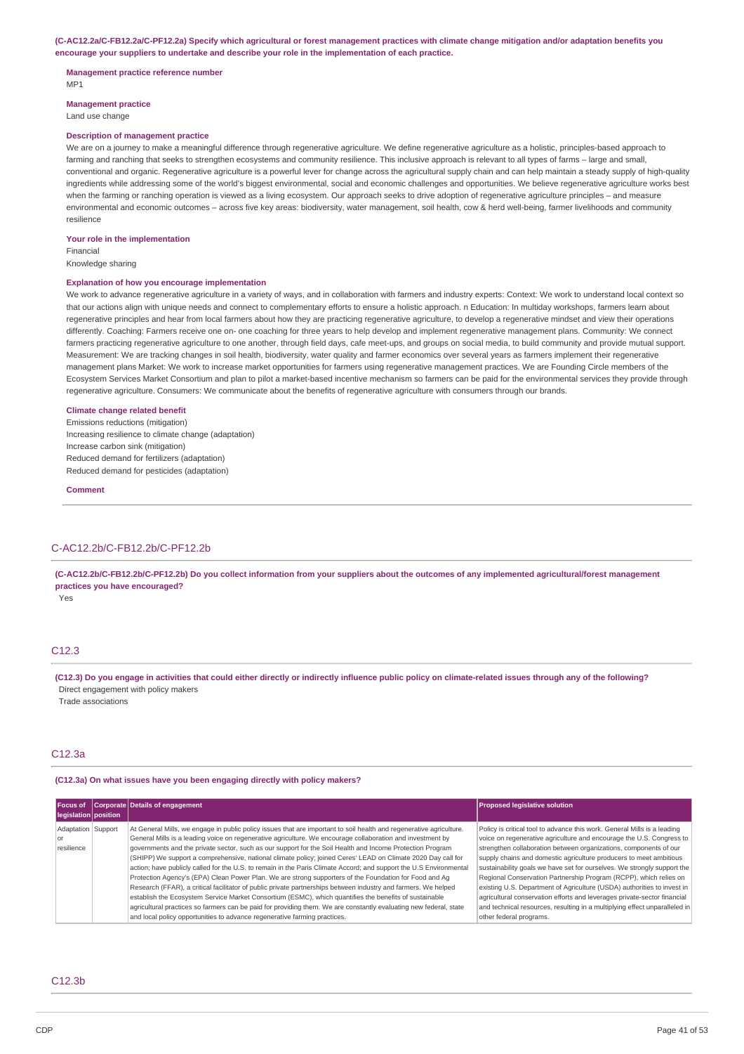**(C-AC12.2a/C-FB12.2a/C-PF12.2a) Specify which agricultural or forest management practices with climate change mitigation and/or adaptation benefits you encourage your suppliers to undertake and describe your role in the implementation of each practice.**

**Management practice reference number**

MP1

**Management practice**

Land use change

**Description of management practice**

We are on a journey to make a meaningful difference through regenerative agriculture. We define regenerative agriculture as a holistic, principles-based approach to farming and ranching that seeks to strengthen ecosystems and community resilience. This inclusive approach is relevant to all types of farms – large and small, conventional and organic. Regenerative agriculture is a powerful lever for change across the agricultural supply chain and can help maintain a steady supply of high-quality ingredients while addressing some of the world's biggest environmental, social and economic challenges and opportunities. We believe regenerative agriculture works best when the farming or ranching operation is viewed as a living ecosystem. Our approach seeks to drive adoption of regenerative agriculture principles – and measure environmental and economic outcomes – across five key areas: biodiversity, water management, soil health, cow & herd well-being, farmer livelihoods and community resilience

**Your role in the implementation**

Financial

Knowledge sharing

**Explanation of how you encourage implementation**

We work to advance regenerative agriculture in a variety of ways, and in collaboration with farmers and industry experts: Context: We work to understand local context so that our actions align with unique needs and connect to complementary efforts to ensure a holistic approach. n Education: In multiday workshops, farmers learn about regenerative principles and hear from local farmers about how they are practicing regenerative agriculture, to develop a regenerative mindset and view their operations differently. Coaching: Farmers receive one on- one coaching for three years to help develop and implement regenerative management plans. Community: We connect farmers practicing regenerative agriculture to one another, through field days, cafe meet-ups, and groups on social media, to build community and provide mutual support. Measurement: We are tracking changes in soil health, biodiversity, water quality and farmer economics over several years as farmers implement their regenerative management plans Market: We work to increase market opportunities for farmers using regenerative management practices. We are Founding Circle members of the Ecosystem Services Market Consortium and plan to pilot a market-based incentive mechanism so farmers can be paid for the environmental services they provide through regenerative agriculture. Consumers: We communicate about the benefits of regenerative agriculture with consumers through our brands.

**Climate change related benefit**

Emissions reductions (mitigation)

Increasing resilience to climate change (adaptation)

Increase carbon sink (mitigation)

Reduced demand for fertilizers (adaptation)

Reduced demand for pesticides (adaptation)

**Comment**

## C-AC12.2b/C-FB12.2b/C-PF12.2b

**(C-AC12.2b/C-FB12.2b/C-PF12.2b) Do you collect information from your suppliers about the outcomes of any implemented agricultural/forest management practices you have encouraged?**

Yes

## C12.3

**(C12.3) Do you engage in activities that could either directly or indirectly influence public policy on climate-related issues through any of the following?**

Direct engagement with policy makers

Trade associations

## C12.3a

**(C12.3a) On what issues have you been engaging directly with policy makers?**

| Focus of legislation | Corporate position | Details of engagement | Proposed legislative solution |
|---|---|---|---|
| Adaptation or resilience | Support | At General Mills, we engage in public policy issues that are important to soil health and regenerative agriculture. General Mills is a leading voice on regenerative agriculture. We encourage collaboration and investment by governments and the private sector, such as our support for the Soil Health and Income Protection Program (SHIPP) We support a comprehensive, national climate policy; joined Ceres' LEAD on Climate 2020 Day call for action; have publicly called for the U.S. to remain in the Paris Climate Accord; and support the U.S Environmental Protection Agency's (EPA) Clean Power Plan. We are strong supporters of the Foundation for Food and Ag Research (FFAR), a critical facilitator of public private partnerships between industry and farmers. We helped establish the Ecosystem Service Market Consortium (ESMC), which quantifies the benefits of sustainable agricultural practices so farmers can be paid for providing them. We are constantly evaluating new federal, state and local policy opportunities to advance regenerative farming practices. | Policy is critical tool to advance this work. General Mills is a leading voice on regenerative agriculture and encourage the U.S. Congress to strengthen collaboration between organizations, components of our supply chains and domestic agriculture producers to meet ambitious sustainability goals we have set for ourselves. We strongly support the Regional Conservation Partnership Program (RCPP), which relies on existing U.S. Department of Agriculture (USDA) authorities to invest in agricultural conservation efforts and leverages private-sector financial and technical resources, resulting in a multiplying effect unparalleled in other federal programs. |

## C12.3b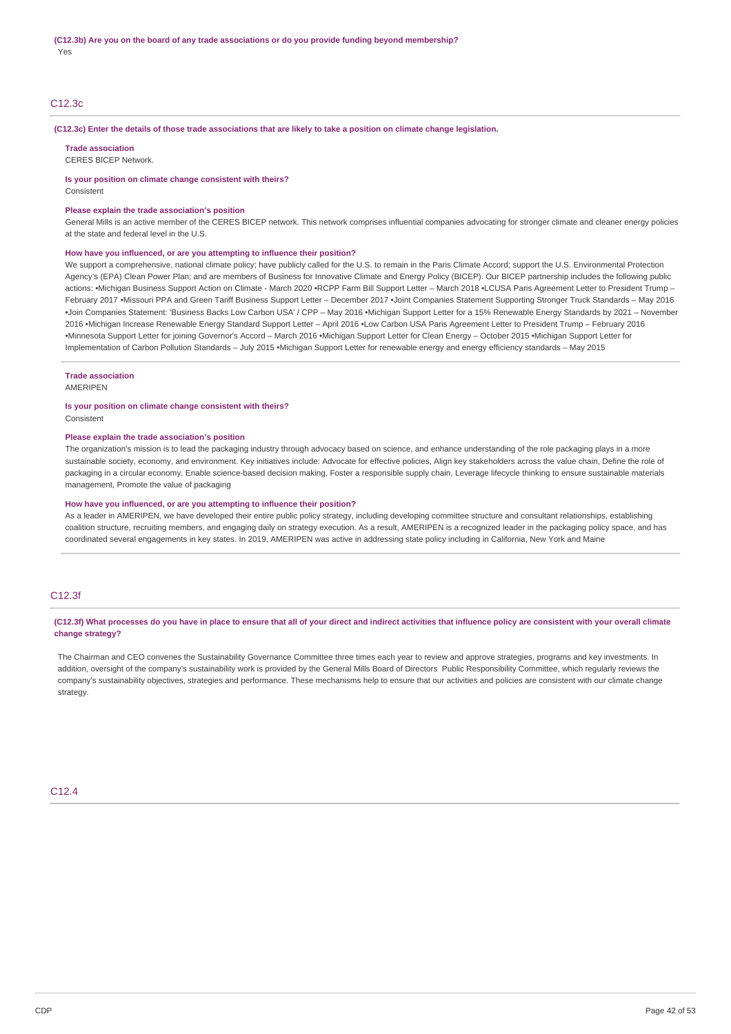**(C12.3b) Are you on the board of any trade associations or do you provide funding beyond membership?**

Yes

## C12.3c

**(C12.3c) Enter the details of those trade associations that are likely to take a position on climate change legislation.**

**Trade association**

CERES BICEP Network.

**Is your position on climate change consistent with theirs?**

Consistent

**Please explain the trade association's position**

General Mills is an active member of the CERES BICEP network. This network comprises influential companies advocating for stronger climate and cleaner energy policies at the state and federal level in the U.S.

**How have you influenced, or are you attempting to influence their position?**

We support a comprehensive, national climate policy; have publicly called for the U.S. to remain in the Paris Climate Accord; support the U.S. Environmental Protection Agency's (EPA) Clean Power Plan; and are members of Business for Innovative Climate and Energy Policy (BICEP). Our BICEP partnership includes the following public actions: •Michigan Business Support Action on Climate - March 2020 •RCPP Farm Bill Support Letter – March 2018 •LCUSA Paris Agreement Letter to President Trump – February 2017 •Missouri PPA and Green Tariff Business Support Letter – December 2017 •Joint Companies Statement Supporting Stronger Truck Standards – May 2016 •Join Companies Statement: 'Business Backs Low Carbon USA' / CPP – May 2016 •Michigan Support Letter for a 15% Renewable Energy Standards by 2021 – November 2016 •Michigan Increase Renewable Energy Standard Support Letter – April 2016 •Low Carbon USA Paris Agreement Letter to President Trump – February 2016 •Minnesota Support Letter for joining Governor's Accord – March 2016 •Michigan Support Letter for Clean Energy – October 2015 •Michigan Support Letter for Implementation of Carbon Pollution Standards – July 2015 •Michigan Support Letter for renewable energy and energy efficiency standards – May 2015

**Trade association**

AMERIPEN

**Is your position on climate change consistent with theirs?**

Consistent

**Please explain the trade association's position**

The organization's mission is to lead the packaging industry through advocacy based on science, and enhance understanding of the role packaging plays in a more sustainable society, economy, and environment. Key initiatives include: Advocate for effective policies, Align key stakeholders across the value chain, Define the role of packaging in a circular economy, Enable science-based decision making, Foster a responsible supply chain, Leverage lifecycle thinking to ensure sustainable materials management, Promote the value of packaging

**How have you influenced, or are you attempting to influence their position?**

As a leader in AMERIPEN, we have developed their entire public policy strategy, including developing committee structure and consultant relationships, establishing coalition structure, recruiting members, and engaging daily on strategy execution. As a result, AMERIPEN is a recognized leader in the packaging policy space, and has coordinated several engagements in key states. In 2019, AMERIPEN was active in addressing state policy including in California, New York and Maine

## C12.3f

**(C12.3f) What processes do you have in place to ensure that all of your direct and indirect activities that influence policy are consistent with your overall climate change strategy?**

The Chairman and CEO convenes the Sustainability Governance Committee three times each year to review and approve strategies, programs and key investments. In addition, oversight of the company's sustainability work is provided by the General Mills Board of Directors Public Responsibility Committee, which regularly reviews the company's sustainability objectives, strategies and performance. These mechanisms help to ensure that our activities and policies are consistent with our climate change strategy.

## C12.4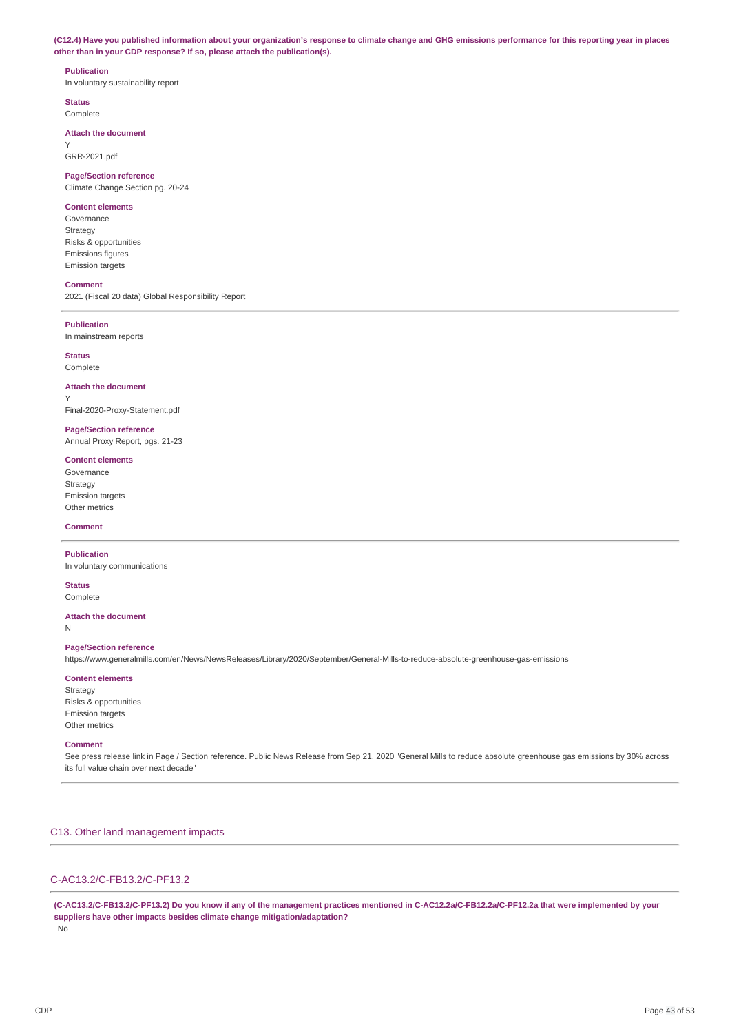**(C12.4) Have you published information about your organization's response to climate change and GHG emissions performance for this reporting year in places other than in your CDP response? If so, please attach the publication(s).**

**Publication**
In voluntary sustainability report

**Status**
Complete

**Attach the document**
Y
GRR-2021.pdf

**Page/Section reference**
Climate Change Section pg. 20-24

**Content elements**
Governance
Strategy
Risks & opportunities
Emissions figures
Emission targets

**Comment**
2021 (Fiscal 20 data) Global Responsibility Report

---

**Publication**
In mainstream reports

**Status**
Complete

**Attach the document**
Y
Final-2020-Proxy-Statement.pdf

**Page/Section reference**
Annual Proxy Report, pgs. 21-23

**Content elements**
Governance
Strategy
Emission targets
Other metrics

**Comment**

---

**Publication**
In voluntary communications

**Status**
Complete

**Attach the document**
N

**Page/Section reference**
https://www.generalmills.com/en/News/NewsReleases/Library/2020/September/General-Mills-to-reduce-absolute-greenhouse-gas-emissions

**Content elements**
Strategy
Risks & opportunities
Emission targets
Other metrics

**Comment**
See press release link in Page / Section reference. Public News Release from Sep 21, 2020 "General Mills to reduce absolute greenhouse gas emissions by 30% across its full value chain over next decade"

---

## C13. Other land management impacts

### C-AC13.2/C-FB13.2/C-PF13.2

**(C-AC13.2/C-FB13.2/C-PF13.2) Do you know if any of the management practices mentioned in C-AC12.2a/C-FB12.2a/C-PF12.2a that were implemented by your suppliers have other impacts besides climate change mitigation/adaptation?**
No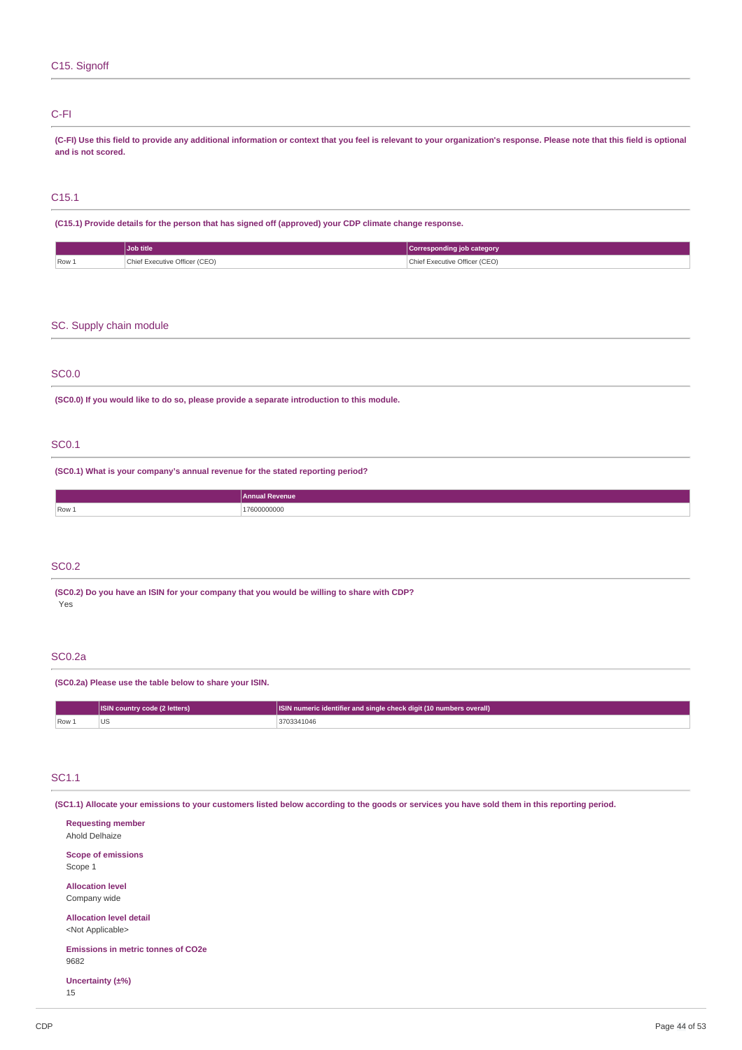## C15. Signoff

### C-FI

**(C-FI) Use this field to provide any additional information or context that you feel is relevant to your organization's response. Please note that this field is optional and is not scored.**

### C15.1

**(C15.1) Provide details for the person that has signed off (approved) your CDP climate change response.**

| | Job title | Corresponding job category |
|---|---|---|
| Row 1 | Chief Executive Officer (CEO) | Chief Executive Officer (CEO) |

## SC. Supply chain module

### SC0.0

**(SC0.0) If you would like to do so, please provide a separate introduction to this module.**

### SC0.1

**(SC0.1) What is your company's annual revenue for the stated reporting period?**

| | Annual Revenue |
|---|---|
| Row 1 | 17600000000 |

### SC0.2

**(SC0.2) Do you have an ISIN for your company that you would be willing to share with CDP?**

Yes

### SC0.2a

**(SC0.2a) Please use the table below to share your ISIN.**

| | ISIN country code (2 letters) | ISIN numeric identifier and single check digit (10 numbers overall) |
|---|---|---|
| Row 1 | US | 3703341046 |

### SC1.1

**(SC1.1) Allocate your emissions to your customers listed below according to the goods or services you have sold them in this reporting period.**

**Requesting member**
Ahold Delhaize

**Scope of emissions**
Scope 1

**Allocation level**
Company wide

**Allocation level detail**
<Not Applicable>

**Emissions in metric tonnes of CO2e**
9682

**Uncertainty (±%)**
15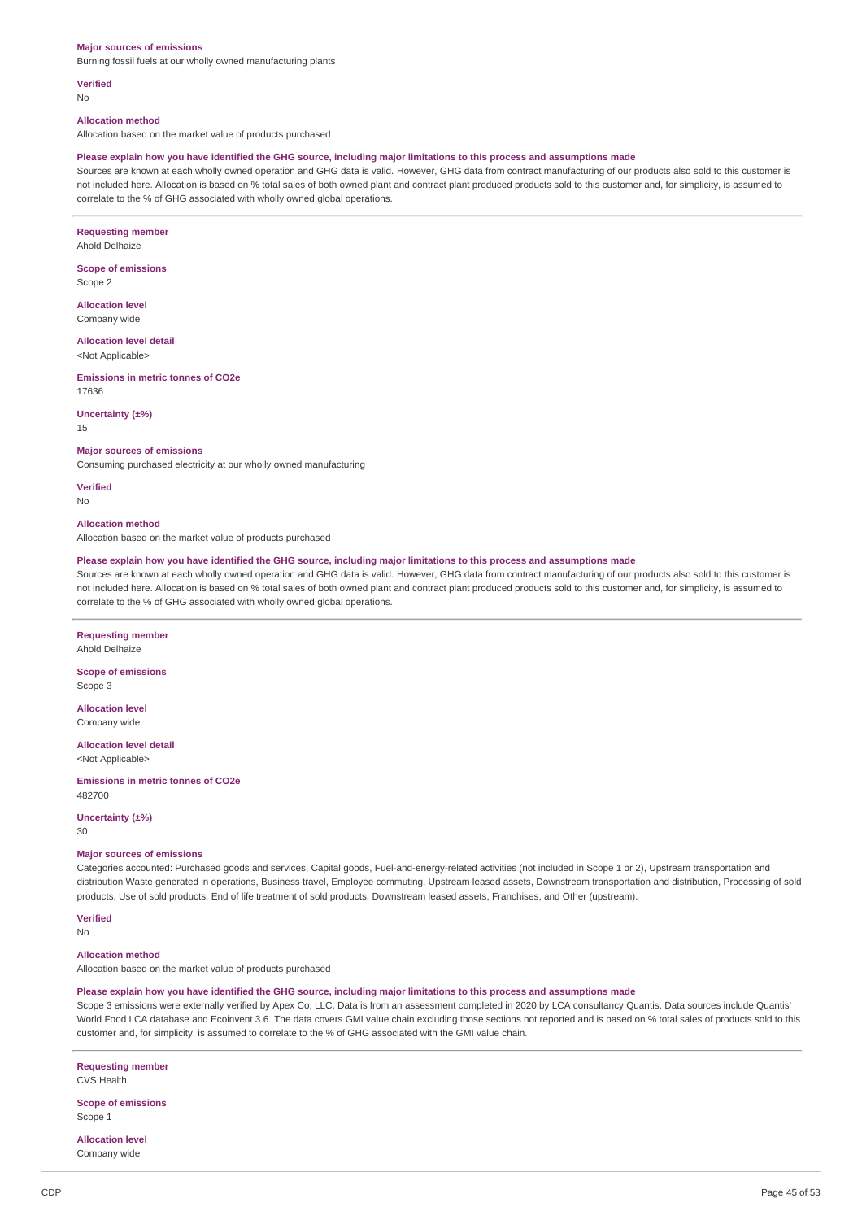**Major sources of emissions**
Burning fossil fuels at our wholly owned manufacturing plants

**Verified**
No

**Allocation method**
Allocation based on the market value of products purchased

**Please explain how you have identified the GHG source, including major limitations to this process and assumptions made**
Sources are known at each wholly owned operation and GHG data is valid. However, GHG data from contract manufacturing of our products also sold to this customer is not included here. Allocation is based on % total sales of both owned plant and contract plant produced products sold to this customer and, for simplicity, is assumed to correlate to the % of GHG associated with wholly owned global operations.

---

**Requesting member**
Ahold Delhaize

**Scope of emissions**
Scope 2

**Allocation level**
Company wide

**Allocation level detail**
<Not Applicable>

**Emissions in metric tonnes of CO2e**
17636

**Uncertainty (±%)**
15

**Major sources of emissions**
Consuming purchased electricity at our wholly owned manufacturing

**Verified**
No

**Allocation method**
Allocation based on the market value of products purchased

**Please explain how you have identified the GHG source, including major limitations to this process and assumptions made**
Sources are known at each wholly owned operation and GHG data is valid. However, GHG data from contract manufacturing of our products also sold to this customer is not included here. Allocation is based on % total sales of both owned plant and contract plant produced products sold to this customer and, for simplicity, is assumed to correlate to the % of GHG associated with wholly owned global operations.

---

**Requesting member**
Ahold Delhaize

**Scope of emissions**
Scope 3

**Allocation level**
Company wide

**Allocation level detail**
<Not Applicable>

**Emissions in metric tonnes of CO2e**
482700

**Uncertainty (±%)**
30

**Major sources of emissions**
Categories accounted: Purchased goods and services, Capital goods, Fuel-and-energy-related activities (not included in Scope 1 or 2), Upstream transportation and distribution Waste generated in operations, Business travel, Employee commuting, Upstream leased assets, Downstream transportation and distribution, Processing of sold products, Use of sold products, End of life treatment of sold products, Downstream leased assets, Franchises, and Other (upstream).

**Verified**
No

**Allocation method**
Allocation based on the market value of products purchased

**Please explain how you have identified the GHG source, including major limitations to this process and assumptions made**
Scope 3 emissions were externally verified by Apex Co, LLC. Data is from an assessment completed in 2020 by LCA consultancy Quantis. Data sources include Quantis' World Food LCA database and Ecoinvent 3.6. The data covers GMI value chain excluding those sections not reported and is based on % total sales of products sold to this customer and, for simplicity, is assumed to correlate to the % of GHG associated with the GMI value chain.

---

**Requesting member**
CVS Health

**Scope of emissions**
Scope 1

**Allocation level**
Company wide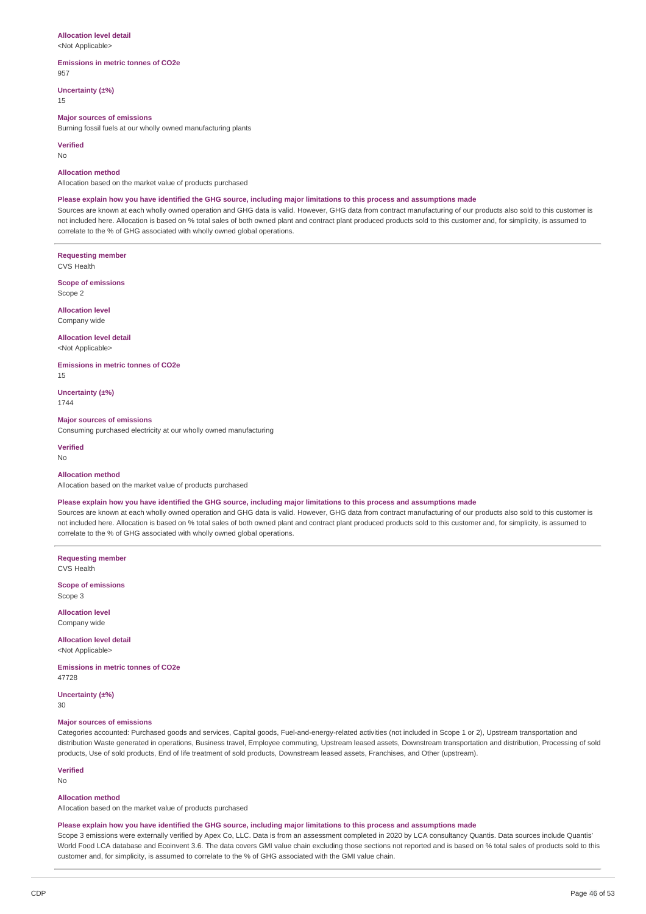**Allocation level detail**
<Not Applicable>

**Emissions in metric tonnes of CO2e**
957

**Uncertainty (±%)**
15

**Major sources of emissions**
Burning fossil fuels at our wholly owned manufacturing plants

**Verified**
No

**Allocation method**
Allocation based on the market value of products purchased

**Please explain how you have identified the GHG source, including major limitations to this process and assumptions made**
Sources are known at each wholly owned operation and GHG data is valid. However, GHG data from contract manufacturing of our products also sold to this customer is not included here. Allocation is based on % total sales of both owned plant and contract plant produced products sold to this customer and, for simplicity, is assumed to correlate to the % of GHG associated with wholly owned global operations.

---

**Requesting member**
CVS Health

**Scope of emissions**
Scope 2

**Allocation level**
Company wide

**Allocation level detail**
<Not Applicable>

**Emissions in metric tonnes of CO2e**
15

**Uncertainty (±%)**
1744

**Major sources of emissions**
Consuming purchased electricity at our wholly owned manufacturing

**Verified**
No

**Allocation method**
Allocation based on the market value of products purchased

**Please explain how you have identified the GHG source, including major limitations to this process and assumptions made**
Sources are known at each wholly owned operation and GHG data is valid. However, GHG data from contract manufacturing of our products also sold to this customer is not included here. Allocation is based on % total sales of both owned plant and contract plant produced products sold to this customer and, for simplicity, is assumed to correlate to the % of GHG associated with wholly owned global operations.

---

**Requesting member**
CVS Health

**Scope of emissions**
Scope 3

**Allocation level**
Company wide

**Allocation level detail**
<Not Applicable>

**Emissions in metric tonnes of CO2e**
47728

**Uncertainty (±%)**
30

**Major sources of emissions**
Categories accounted: Purchased goods and services, Capital goods, Fuel-and-energy-related activities (not included in Scope 1 or 2), Upstream transportation and distribution Waste generated in operations, Business travel, Employee commuting, Upstream leased assets, Downstream transportation and distribution, Processing of sold products, Use of sold products, End of life treatment of sold products, Downstream leased assets, Franchises, and Other (upstream).

**Verified**
No

**Allocation method**
Allocation based on the market value of products purchased

**Please explain how you have identified the GHG source, including major limitations to this process and assumptions made**
Scope 3 emissions were externally verified by Apex Co, LLC. Data is from an assessment completed in 2020 by LCA consultancy Quantis. Data sources include Quantis' World Food LCA database and Ecoinvent 3.6. The data covers GMI value chain excluding those sections not reported and is based on % total sales of products sold to this customer and, for simplicity, is assumed to correlate to the % of GHG associated with the GMI value chain.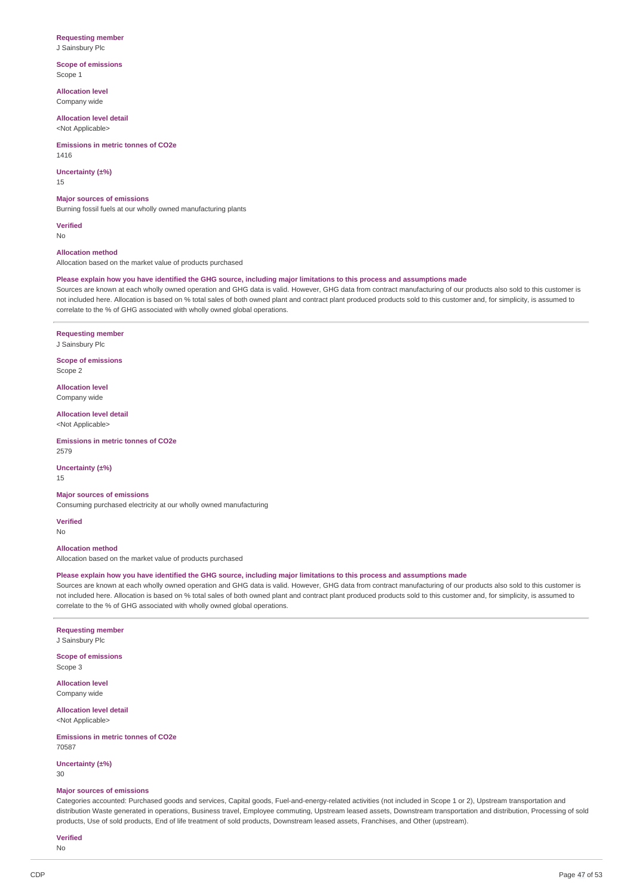**Requesting member**
J Sainsbury Plc

**Scope of emissions**
Scope 1

**Allocation level**
Company wide

**Allocation level detail**
<Not Applicable>

**Emissions in metric tonnes of CO2e**
1416

**Uncertainty (±%)**
15

**Major sources of emissions**
Burning fossil fuels at our wholly owned manufacturing plants

**Verified**
No

**Allocation method**
Allocation based on the market value of products purchased

**Please explain how you have identified the GHG source, including major limitations to this process and assumptions made**
Sources are known at each wholly owned operation and GHG data is valid. However, GHG data from contract manufacturing of our products also sold to this customer is not included here. Allocation is based on % total sales of both owned plant and contract plant produced products sold to this customer and, for simplicity, is assumed to correlate to the % of GHG associated with wholly owned global operations.

---

**Requesting member**
J Sainsbury Plc

**Scope of emissions**
Scope 2

**Allocation level**
Company wide

**Allocation level detail**
<Not Applicable>

**Emissions in metric tonnes of CO2e**
2579

**Uncertainty (±%)**
15

**Major sources of emissions**
Consuming purchased electricity at our wholly owned manufacturing

**Verified**
No

**Allocation method**
Allocation based on the market value of products purchased

**Please explain how you have identified the GHG source, including major limitations to this process and assumptions made**
Sources are known at each wholly owned operation and GHG data is valid. However, GHG data from contract manufacturing of our products also sold to this customer is not included here. Allocation is based on % total sales of both owned plant and contract plant produced products sold to this customer and, for simplicity, is assumed to correlate to the % of GHG associated with wholly owned global operations.

---

**Requesting member**
J Sainsbury Plc

**Scope of emissions**
Scope 3

**Allocation level**
Company wide

**Allocation level detail**
<Not Applicable>

**Emissions in metric tonnes of CO2e**
70587

**Uncertainty (±%)**
30

**Major sources of emissions**
Categories accounted: Purchased goods and services, Capital goods, Fuel-and-energy-related activities (not included in Scope 1 or 2), Upstream transportation and distribution Waste generated in operations, Business travel, Employee commuting, Upstream leased assets, Downstream transportation and distribution, Processing of sold products, Use of sold products, End of life treatment of sold products, Downstream leased assets, Franchises, and Other (upstream).

**Verified**
No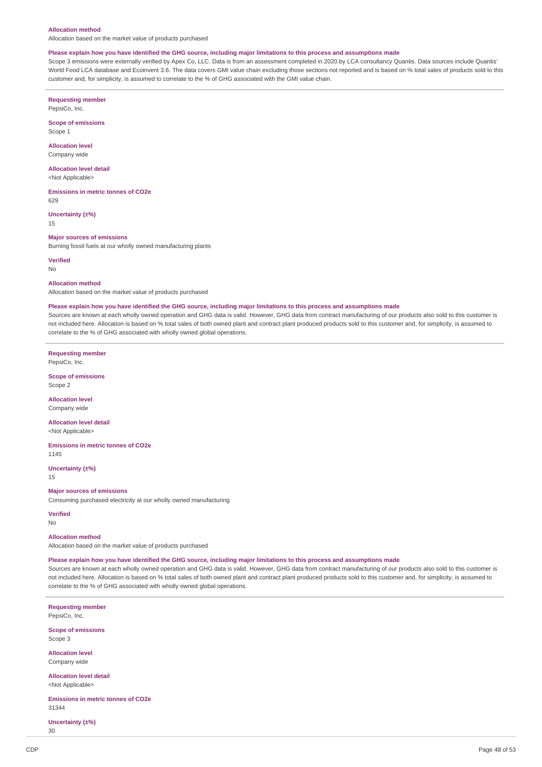**Allocation method**

Allocation based on the market value of products purchased

**Please explain how you have identified the GHG source, including major limitations to this process and assumptions made**

Scope 3 emissions were externally verified by Apex Co, LLC. Data is from an assessment completed in 2020 by LCA consultancy Quantis. Data sources include Quantis' World Food LCA database and Ecoinvent 3.6. The data covers GMI value chain excluding those sections not reported and is based on % total sales of products sold to this customer and, for simplicity, is assumed to correlate to the % of GHG associated with the GMI value chain.

---

**Requesting member**

PepsiCo, Inc.

**Scope of emissions**

Scope 1

**Allocation level**

Company wide

**Allocation level detail**

<Not Applicable>

**Emissions in metric tonnes of CO2e**

629

**Uncertainty (±%)**

15

**Major sources of emissions**

Burning fossil fuels at our wholly owned manufacturing plants

**Verified**

No

**Allocation method**

Allocation based on the market value of products purchased

**Please explain how you have identified the GHG source, including major limitations to this process and assumptions made**

Sources are known at each wholly owned operation and GHG data is valid. However, GHG data from contract manufacturing of our products also sold to this customer is not included here. Allocation is based on % total sales of both owned plant and contract plant produced products sold to this customer and, for simplicity, is assumed to correlate to the % of GHG associated with wholly owned global operations.

---

**Requesting member**

PepsiCo, Inc.

**Scope of emissions**

Scope 2

**Allocation level**

Company wide

**Allocation level detail**

<Not Applicable>

**Emissions in metric tonnes of CO2e**

1145

**Uncertainty (±%)**

15

**Major sources of emissions**

Consuming purchased electricity at our wholly owned manufacturing

**Verified**

No

**Allocation method**

Allocation based on the market value of products purchased

**Please explain how you have identified the GHG source, including major limitations to this process and assumptions made**

Sources are known at each wholly owned operation and GHG data is valid. However, GHG data from contract manufacturing of our products also sold to this customer is not included here. Allocation is based on % total sales of both owned plant and contract plant produced products sold to this customer and, for simplicity, is assumed to correlate to the % of GHG associated with wholly owned global operations.

---

**Requesting member**

PepsiCo, Inc.

**Scope of emissions**

Scope 3

**Allocation level**

Company wide

**Allocation level detail**

<Not Applicable>

**Emissions in metric tonnes of CO2e**

31344

**Uncertainty (±%)**

30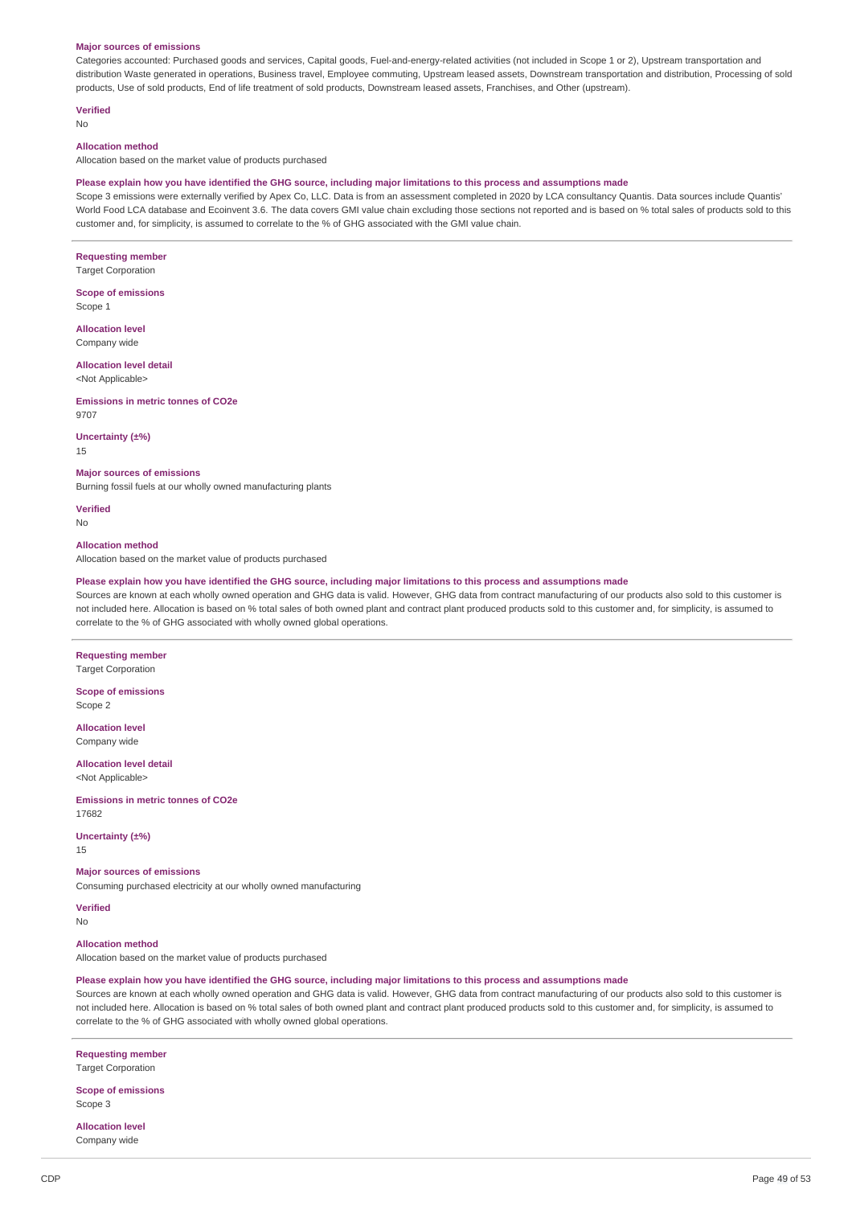**Major sources of emissions**

Categories accounted: Purchased goods and services, Capital goods, Fuel-and-energy-related activities (not included in Scope 1 or 2), Upstream transportation and distribution Waste generated in operations, Business travel, Employee commuting, Upstream leased assets, Downstream transportation and distribution, Processing of sold products, Use of sold products, End of life treatment of sold products, Downstream leased assets, Franchises, and Other (upstream).

**Verified**

No

**Allocation method**

Allocation based on the market value of products purchased

**Please explain how you have identified the GHG source, including major limitations to this process and assumptions made**

Scope 3 emissions were externally verified by Apex Co, LLC. Data is from an assessment completed in 2020 by LCA consultancy Quantis. Data sources include Quantis' World Food LCA database and Ecoinvent 3.6. The data covers GMI value chain excluding those sections not reported and is based on % total sales of products sold to this customer and, for simplicity, is assumed to correlate to the % of GHG associated with the GMI value chain.

---

**Requesting member**

Target Corporation

**Scope of emissions**

Scope 1

**Allocation level**

Company wide

**Allocation level detail**

<Not Applicable>

**Emissions in metric tonnes of CO2e**

9707

**Uncertainty (±%)**

15

**Major sources of emissions**

Burning fossil fuels at our wholly owned manufacturing plants

**Verified**

No

**Allocation method**

Allocation based on the market value of products purchased

**Please explain how you have identified the GHG source, including major limitations to this process and assumptions made**

Sources are known at each wholly owned operation and GHG data is valid. However, GHG data from contract manufacturing of our products also sold to this customer is not included here. Allocation is based on % total sales of both owned plant and contract plant produced products sold to this customer and, for simplicity, is assumed to correlate to the % of GHG associated with wholly owned global operations.

---

**Requesting member**

Target Corporation

**Scope of emissions**

Scope 2

**Allocation level**

Company wide

**Allocation level detail**

<Not Applicable>

**Emissions in metric tonnes of CO2e**

17682

**Uncertainty (±%)**

15

**Major sources of emissions**

Consuming purchased electricity at our wholly owned manufacturing

**Verified**

No

**Allocation method**

Allocation based on the market value of products purchased

**Please explain how you have identified the GHG source, including major limitations to this process and assumptions made**

Sources are known at each wholly owned operation and GHG data is valid. However, GHG data from contract manufacturing of our products also sold to this customer is not included here. Allocation is based on % total sales of both owned plant and contract plant produced products sold to this customer and, for simplicity, is assumed to correlate to the % of GHG associated with wholly owned global operations.

---

**Requesting member**

Target Corporation

**Scope of emissions**

Scope 3

**Allocation level**

Company wide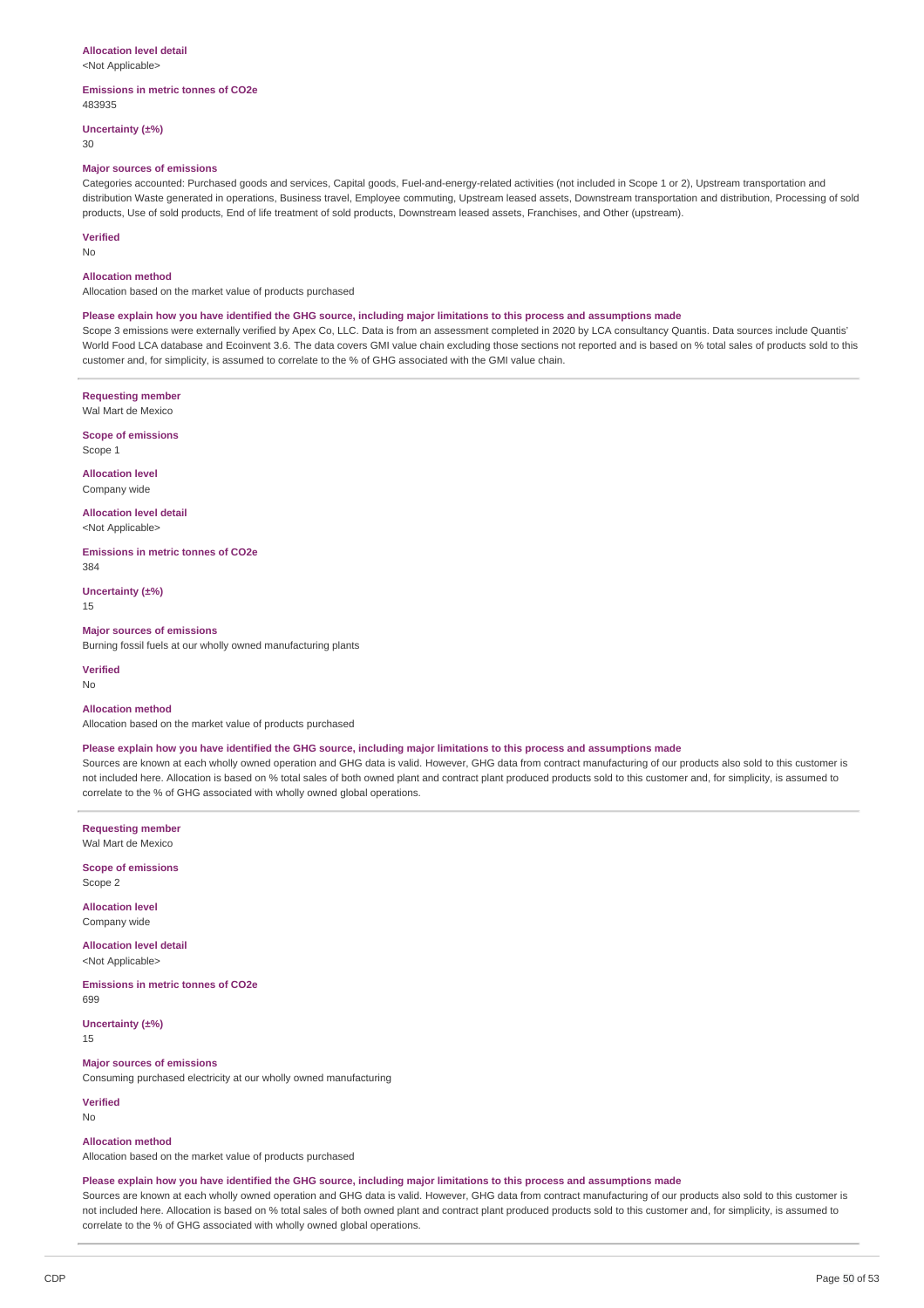**Allocation level detail**
<Not Applicable>

**Emissions in metric tonnes of CO2e**
483935

**Uncertainty (±%)**
30

**Major sources of emissions**
Categories accounted: Purchased goods and services, Capital goods, Fuel-and-energy-related activities (not included in Scope 1 or 2), Upstream transportation and distribution Waste generated in operations, Business travel, Employee commuting, Upstream leased assets, Downstream transportation and distribution, Processing of sold products, Use of sold products, End of life treatment of sold products, Downstream leased assets, Franchises, and Other (upstream).

**Verified**
No

**Allocation method**
Allocation based on the market value of products purchased

**Please explain how you have identified the GHG source, including major limitations to this process and assumptions made**
Scope 3 emissions were externally verified by Apex Co, LLC. Data is from an assessment completed in 2020 by LCA consultancy Quantis. Data sources include Quantis' World Food LCA database and Ecoinvent 3.6. The data covers GMI value chain excluding those sections not reported and is based on % total sales of products sold to this customer and, for simplicity, is assumed to correlate to the % of GHG associated with the GMI value chain.

---

**Requesting member**
Wal Mart de Mexico

**Scope of emissions**
Scope 1

**Allocation level**
Company wide

**Allocation level detail**
<Not Applicable>

**Emissions in metric tonnes of CO2e**
384

**Uncertainty (±%)**
15

**Major sources of emissions**
Burning fossil fuels at our wholly owned manufacturing plants

**Verified**
No

**Allocation method**
Allocation based on the market value of products purchased

**Please explain how you have identified the GHG source, including major limitations to this process and assumptions made**
Sources are known at each wholly owned operation and GHG data is valid. However, GHG data from contract manufacturing of our products also sold to this customer is not included here. Allocation is based on % total sales of both owned plant and contract plant produced products sold to this customer and, for simplicity, is assumed to correlate to the % of GHG associated with wholly owned global operations.

---

**Requesting member**
Wal Mart de Mexico

**Scope of emissions**
Scope 2

**Allocation level**
Company wide

**Allocation level detail**
<Not Applicable>

**Emissions in metric tonnes of CO2e**
699

**Uncertainty (±%)**
15

**Major sources of emissions**
Consuming purchased electricity at our wholly owned manufacturing

**Verified**
No

**Allocation method**
Allocation based on the market value of products purchased

**Please explain how you have identified the GHG source, including major limitations to this process and assumptions made**
Sources are known at each wholly owned operation and GHG data is valid. However, GHG data from contract manufacturing of our products also sold to this customer is not included here. Allocation is based on % total sales of both owned plant and contract plant produced products sold to this customer and, for simplicity, is assumed to correlate to the % of GHG associated with wholly owned global operations.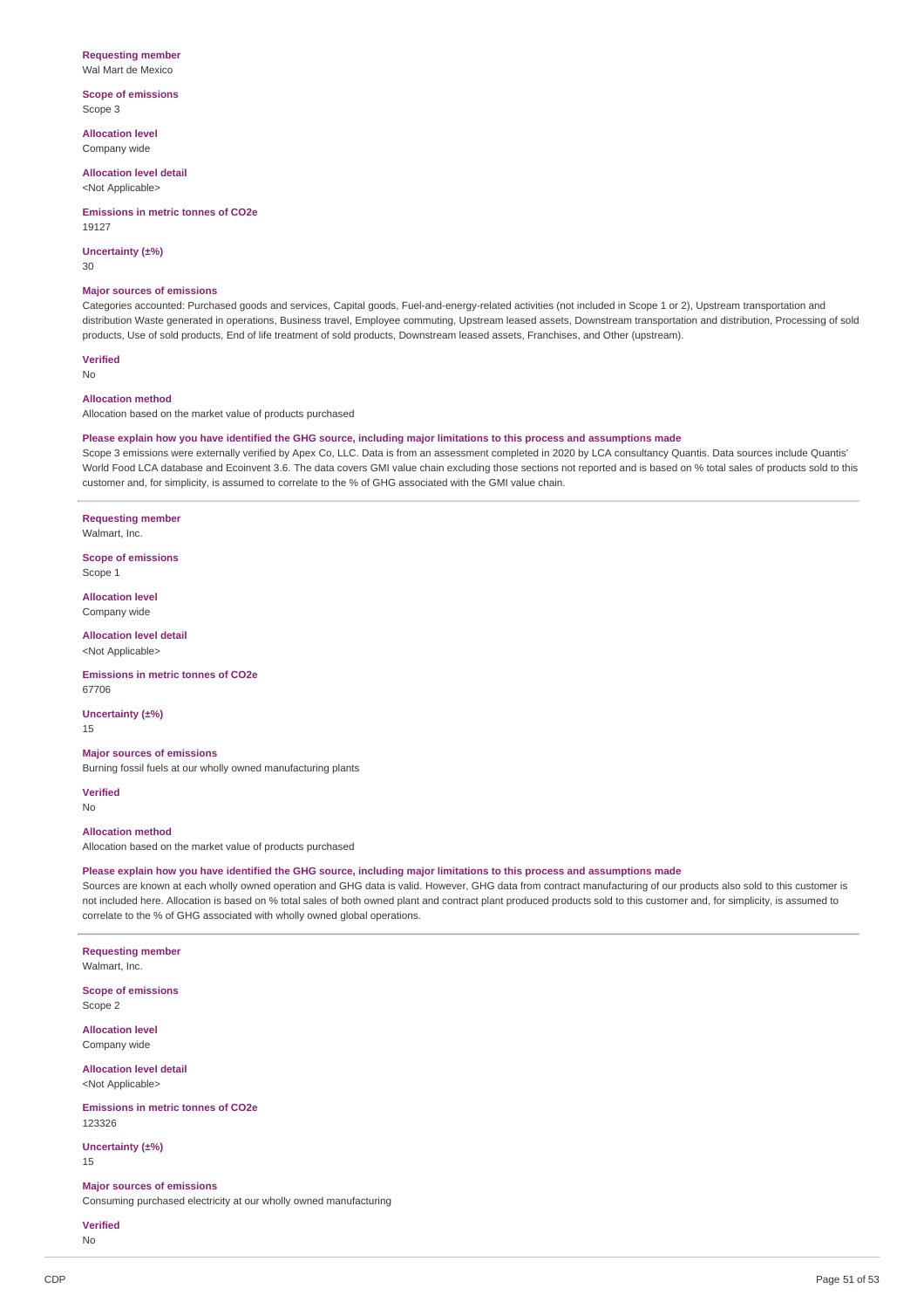**Requesting member**
Wal Mart de Mexico

**Scope of emissions**
Scope 3

**Allocation level**
Company wide

**Allocation level detail**
<Not Applicable>

**Emissions in metric tonnes of CO2e**
19127

**Uncertainty (±%)**
30

**Major sources of emissions**
Categories accounted: Purchased goods and services, Capital goods, Fuel-and-energy-related activities (not included in Scope 1 or 2), Upstream transportation and distribution Waste generated in operations, Business travel, Employee commuting, Upstream leased assets, Downstream transportation and distribution, Processing of sold products, Use of sold products, End of life treatment of sold products, Downstream leased assets, Franchises, and Other (upstream).

**Verified**
No

**Allocation method**
Allocation based on the market value of products purchased

**Please explain how you have identified the GHG source, including major limitations to this process and assumptions made**
Scope 3 emissions were externally verified by Apex Co, LLC. Data is from an assessment completed in 2020 by LCA consultancy Quantis. Data sources include Quantis' World Food LCA database and Ecoinvent 3.6. The data covers GMI value chain excluding those sections not reported and is based on % total sales of products sold to this customer and, for simplicity, is assumed to correlate to the % of GHG associated with the GMI value chain.

---

**Requesting member**
Walmart, Inc.

**Scope of emissions**
Scope 1

**Allocation level**
Company wide

**Allocation level detail**
<Not Applicable>

**Emissions in metric tonnes of CO2e**
67706

**Uncertainty (±%)**
15

**Major sources of emissions**
Burning fossil fuels at our wholly owned manufacturing plants

**Verified**
No

**Allocation method**
Allocation based on the market value of products purchased

**Please explain how you have identified the GHG source, including major limitations to this process and assumptions made**
Sources are known at each wholly owned operation and GHG data is valid. However, GHG data from contract manufacturing of our products also sold to this customer is not included here. Allocation is based on % total sales of both owned plant and contract plant produced products sold to this customer and, for simplicity, is assumed to correlate to the % of GHG associated with wholly owned global operations.

---

**Requesting member**
Walmart, Inc.

**Scope of emissions**
Scope 2

**Allocation level**
Company wide

**Allocation level detail**
<Not Applicable>

**Emissions in metric tonnes of CO2e**
123326

**Uncertainty (±%)**
15

**Major sources of emissions**
Consuming purchased electricity at our wholly owned manufacturing

**Verified**
No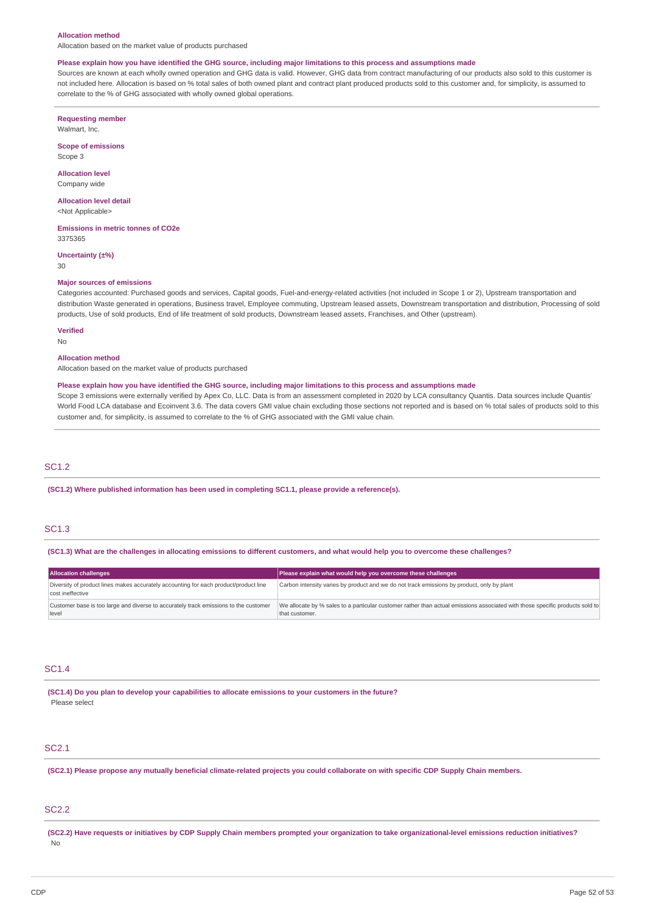**Allocation method**
Allocation based on the market value of products purchased

**Please explain how you have identified the GHG source, including major limitations to this process and assumptions made**
Sources are known at each wholly owned operation and GHG data is valid. However, GHG data from contract manufacturing of our products also sold to this customer is not included here. Allocation is based on % total sales of both owned plant and contract plant produced products sold to this customer and, for simplicity, is assumed to correlate to the % of GHG associated with wholly owned global operations.

---

**Requesting member**
Walmart, Inc.

**Scope of emissions**
Scope 3

**Allocation level**
Company wide

**Allocation level detail**
<Not Applicable>

**Emissions in metric tonnes of CO2e**
3375365

**Uncertainty (±%)**
30

**Major sources of emissions**
Categories accounted: Purchased goods and services, Capital goods, Fuel-and-energy-related activities (not included in Scope 1 or 2), Upstream transportation and distribution Waste generated in operations, Business travel, Employee commuting, Upstream leased assets, Downstream transportation and distribution, Processing of sold products, Use of sold products, End of life treatment of sold products, Downstream leased assets, Franchises, and Other (upstream).

**Verified**
No

**Allocation method**
Allocation based on the market value of products purchased

**Please explain how you have identified the GHG source, including major limitations to this process and assumptions made**
Scope 3 emissions were externally verified by Apex Co, LLC. Data is from an assessment completed in 2020 by LCA consultancy Quantis. Data sources include Quantis' World Food LCA database and Ecoinvent 3.6. The data covers GMI value chain excluding those sections not reported and is based on % total sales of products sold to this customer and, for simplicity, is assumed to correlate to the % of GHG associated with the GMI value chain.

---

## SC1.2

**(SC1.2) Where published information has been used in completing SC1.1, please provide a reference(s).**

## SC1.3

**(SC1.3) What are the challenges in allocating emissions to different customers, and what would help you to overcome these challenges?**

| Allocation challenges | Please explain what would help you overcome these challenges |
|---|---|
| Diversity of product lines makes accurately accounting for each product/product line cost ineffective | Carbon intensity varies by product and we do not track emissions by product, only by plant |
| Customer base is too large and diverse to accurately track emissions to the customer level | We allocate by % sales to a particular customer rather than actual emissions associated with those specific products sold to that customer. |

## SC1.4

**(SC1.4) Do you plan to develop your capabilities to allocate emissions to your customers in the future?**
Please select

## SC2.1

**(SC2.1) Please propose any mutually beneficial climate-related projects you could collaborate on with specific CDP Supply Chain members.**

## SC2.2

**(SC2.2) Have requests or initiatives by CDP Supply Chain members prompted your organization to take organizational-level emissions reduction initiatives?**
No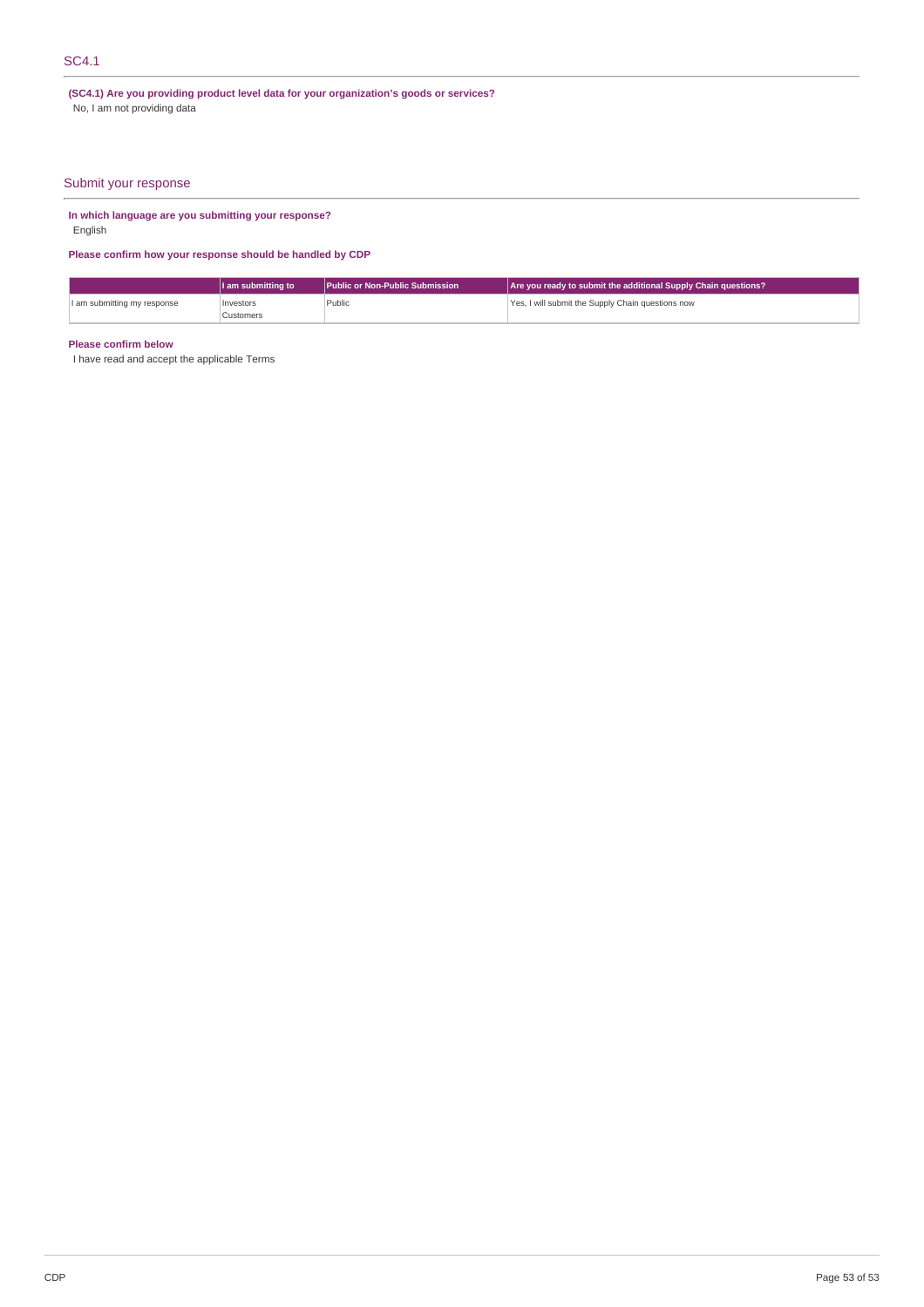## SC4.1

**(SC4.1) Are you providing product level data for your organization's goods or services?**

No, I am not providing data

## Submit your response

**In which language are you submitting your response?**

English

**Please confirm how your response should be handled by CDP**

| | I am submitting to | Public or Non-Public Submission | Are you ready to submit the additional Supply Chain questions? |
|---|---|---|---|
| I am submitting my response | Investors<br>Customers | Public | Yes, I will submit the Supply Chain questions now |

**Please confirm below**

I have read and accept the applicable Terms